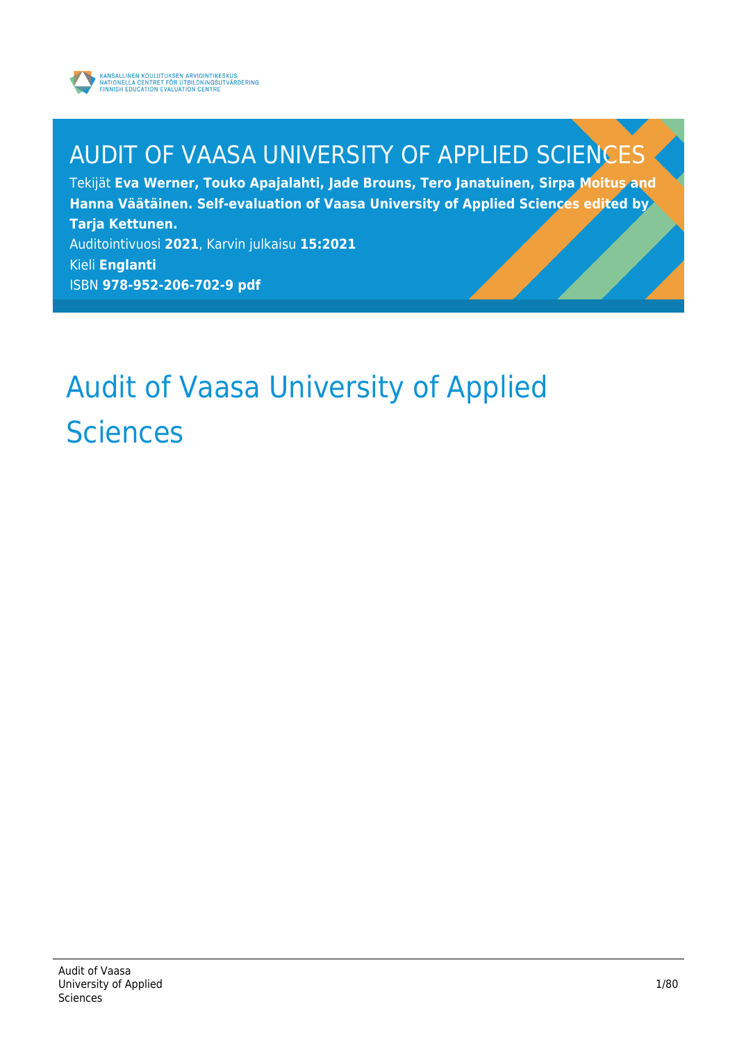KANSALLINEN KOULUTUKSEN ARVIOINTIKESKUS
NATIONELLA CENTRET FÖR UTBILDNINGSUTVÄRDERING
FINNISH EDUCATION EVALUATION CENTRE

# AUDIT OF VAASA UNIVERSITY OF APPLIED SCIENCES

Tekijät **Eva Werner, Touko Apajalahti, Jade Brouns, Tero Janatuinen, Sirpa Moitus and Hanna Väätäinen. Self-evaluation of Vaasa University of Applied Sciences edited by Tarja Kettunen.**

Auditointivuosi **2021**, Karvin julkaisu **15:2021**

Kieli **Englanti**

ISBN **978-952-206-702-9 pdf**

# Audit of Vaasa University of Applied Sciences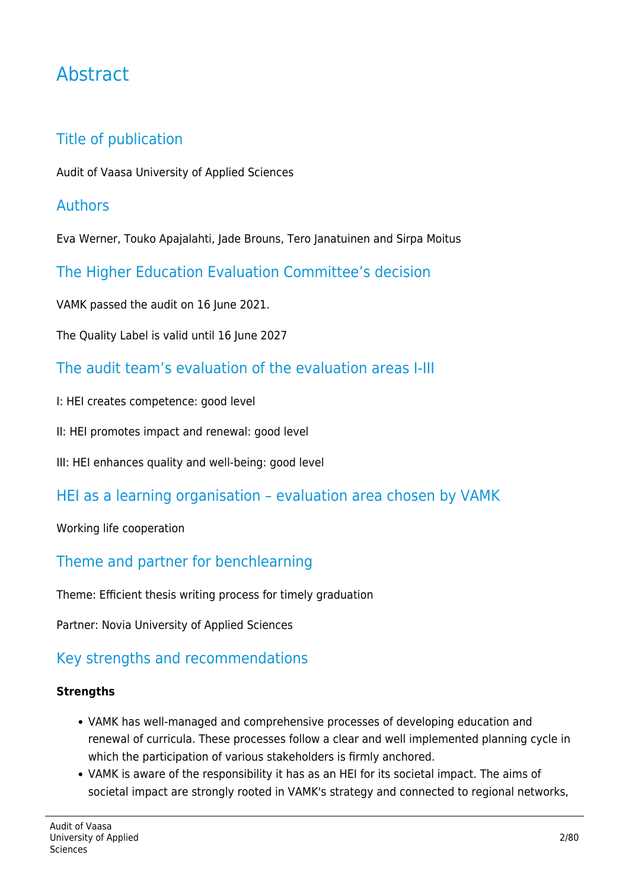# Abstract

## Title of publication

Audit of Vaasa University of Applied Sciences

## Authors

Eva Werner, Touko Apajalahti, Jade Brouns, Tero Janatuinen and Sirpa Moitus

## The Higher Education Evaluation Committee's decision

VAMK passed the audit on 16 June 2021.

The Quality Label is valid until 16 June 2027

## The audit team's evaluation of the evaluation areas I-III

I: HEI creates competence: good level

II: HEI promotes impact and renewal: good level

III: HEI enhances quality and well-being: good level

## HEI as a learning organisation – evaluation area chosen by VAMK

Working life cooperation

## Theme and partner for benchlearning

Theme: Efficient thesis writing process for timely graduation

Partner: Novia University of Applied Sciences

## Key strengths and recommendations

**Strengths**

- VAMK has well-managed and comprehensive processes of developing education and renewal of curricula. These processes follow a clear and well implemented planning cycle in which the participation of various stakeholders is firmly anchored.
- VAMK is aware of the responsibility it has as an HEI for its societal impact. The aims of societal impact are strongly rooted in VAMK's strategy and connected to regional networks,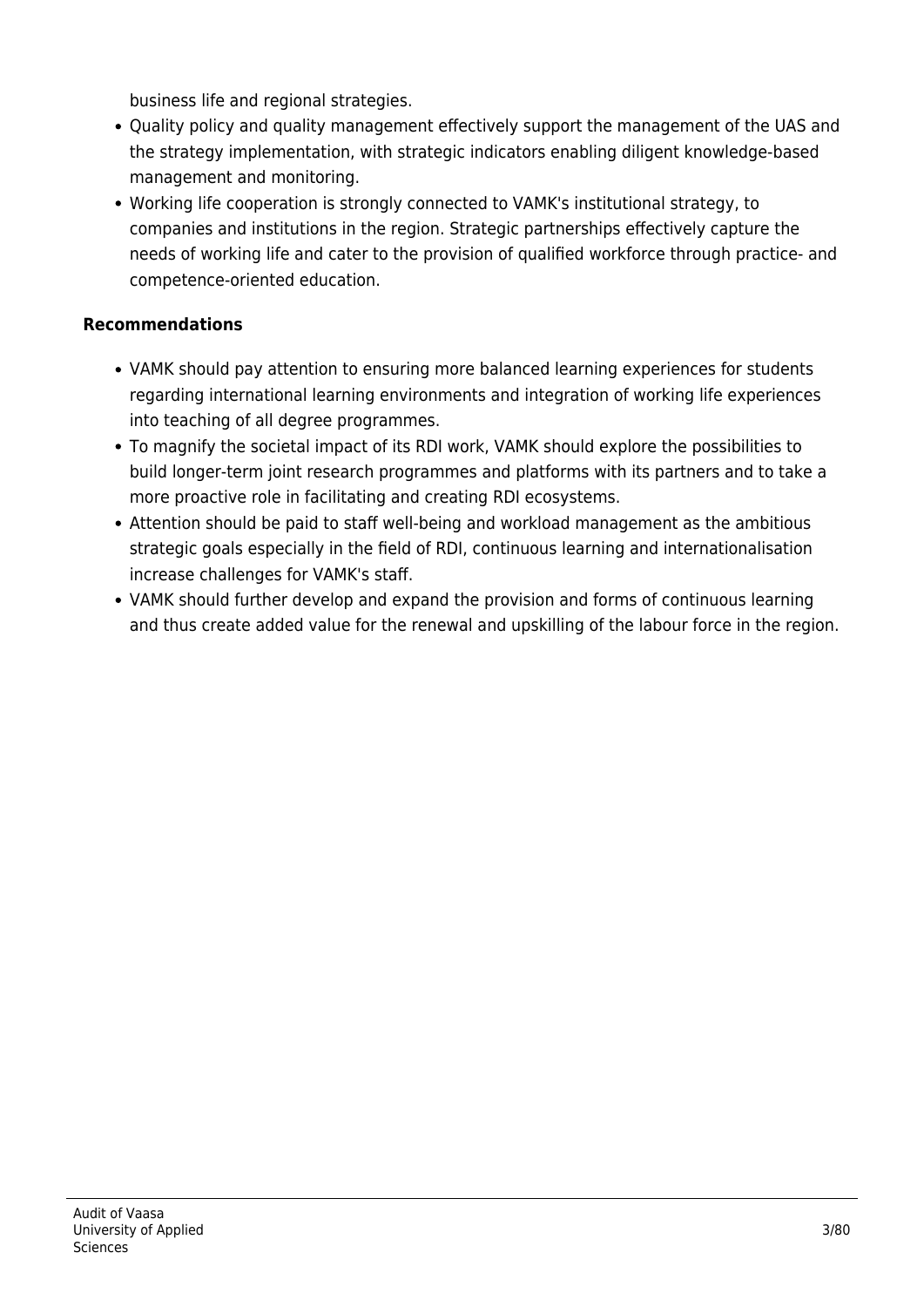business life and regional strategies.

- Quality policy and quality management effectively support the management of the UAS and the strategy implementation, with strategic indicators enabling diligent knowledge-based management and monitoring.
- Working life cooperation is strongly connected to VAMK's institutional strategy, to companies and institutions in the region. Strategic partnerships effectively capture the needs of working life and cater to the provision of qualified workforce through practice- and competence-oriented education.

**Recommendations**

- VAMK should pay attention to ensuring more balanced learning experiences for students regarding international learning environments and integration of working life experiences into teaching of all degree programmes.
- To magnify the societal impact of its RDI work, VAMK should explore the possibilities to build longer-term joint research programmes and platforms with its partners and to take a more proactive role in facilitating and creating RDI ecosystems.
- Attention should be paid to staff well-being and workload management as the ambitious strategic goals especially in the field of RDI, continuous learning and internationalisation increase challenges for VAMK's staff.
- VAMK should further develop and expand the provision and forms of continuous learning and thus create added value for the renewal and upskilling of the labour force in the region.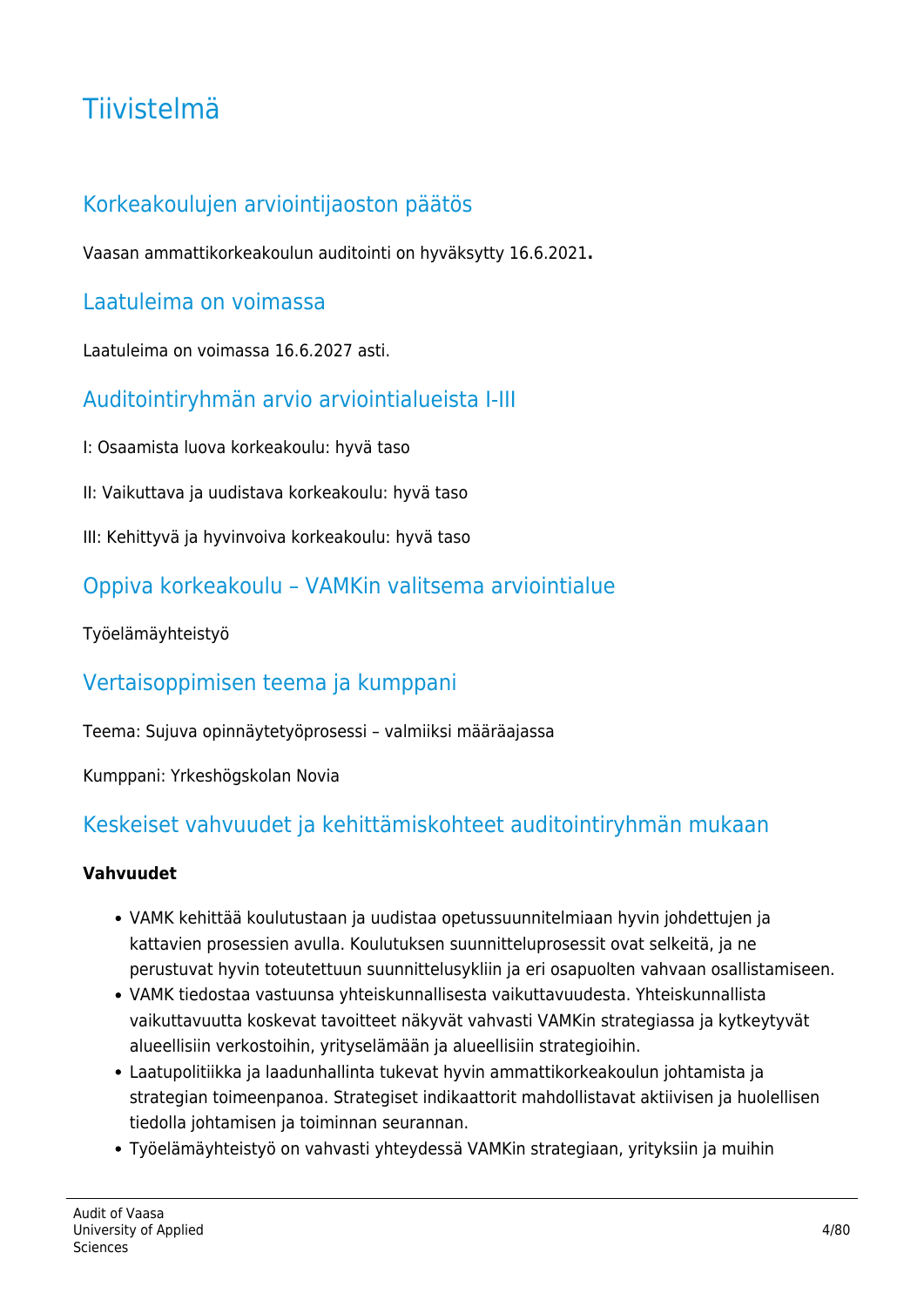# Tiivistelmä

## Korkeakoulujen arviointijaoston päätös

Vaasan ammattikorkeakoulun auditointi on hyväksytty 16.6.2021**.**

## Laatuleima on voimassa

Laatuleima on voimassa 16.6.2027 asti.

## Auditointiryhmän arvio arviointialueista I-III

I: Osaamista luova korkeakoulu: hyvä taso

II: Vaikuttava ja uudistava korkeakoulu: hyvä taso

III: Kehittyvä ja hyvinvoiva korkeakoulu: hyvä taso

## Oppiva korkeakoulu – VAMKin valitsema arviointialue

Työelämäyhteistyö

## Vertaisoppimisen teema ja kumppani

Teema: Sujuva opinnäytetyöprosessi – valmiiksi määräajassa

Kumppani: Yrkeshögskolan Novia

## Keskeiset vahvuudet ja kehittämiskohteet auditointiryhmän mukaan

**Vahvuudet**

- VAMK kehittää koulutustaan ja uudistaa opetussuunnitelmiaan hyvin johdettujen ja kattavien prosessien avulla. Koulutuksen suunnitteluprosessit ovat selkeitä, ja ne perustuvat hyvin toteutettuun suunnittelusykliin ja eri osapuolten vahvaan osallistamiseen.
- VAMK tiedostaa vastuunsa yhteiskunnallisesta vaikuttavuudesta. Yhteiskunnallista vaikuttavuutta koskevat tavoitteet näkyvät vahvasti VAMKin strategiassa ja kytkeytyvät alueellisiin verkostoihin, yrityselämään ja alueellisiin strategioihin.
- Laatupolitiikka ja laadunhallinta tukevat hyvin ammattikorkeakoulun johtamista ja strategian toimeenpanoa. Strategiset indikaattorit mahdollistavat aktiivisen ja huolellisen tiedolla johtamisen ja toiminnan seurannan.
- Työelämäyhteistyö on vahvasti yhteydessä VAMKin strategiaan, yrityksiin ja muihin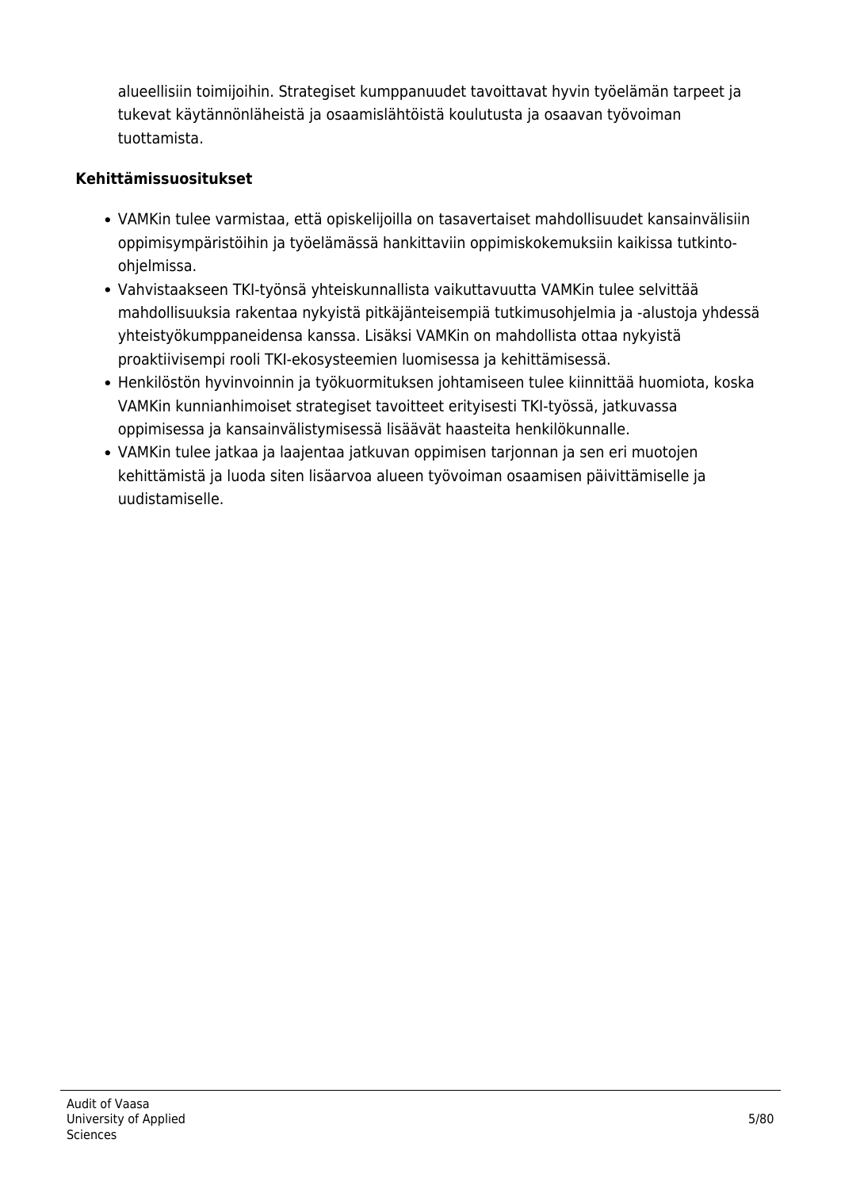alueellisiin toimijoihin. Strategiset kumppanuudet tavoittavat hyvin työelämän tarpeet ja tukevat käytännönläheistä ja osaamislähtöistä koulutusta ja osaavan työvoiman tuottamista.

**Kehittämissuositukset**

- VAMKin tulee varmistaa, että opiskelijoilla on tasavertaiset mahdollisuudet kansainvälisiin oppimisympäristöihin ja työelämässä hankittaviin oppimiskokemuksiin kaikissa tutkinto-ohjelmissa.
- Vahvistaakseen TKI-työnsä yhteiskunnallista vaikuttavuutta VAMKin tulee selvittää mahdollisuuksia rakentaa nykyistä pitkäjänteisempiä tutkimusohjelmia ja -alustoja yhdessä yhteistyökumppaneidensa kanssa. Lisäksi VAMKin on mahdollista ottaa nykyistä proaktiivisempi rooli TKI-ekosysteemien luomisessa ja kehittämisessä.
- Henkilöstön hyvinvoinnin ja työkuormituksen johtamiseen tulee kiinnittää huomiota, koska VAMKin kunnianhimoiset strategiset tavoitteet erityisesti TKI-työssä, jatkuvassa oppimisessa ja kansainvälistymisessä lisäävät haasteita henkilökunnalle.
- VAMKin tulee jatkaa ja laajentaa jatkuvan oppimisen tarjonnan ja sen eri muotojen kehittämistä ja luoda siten lisäarvoa alueen työvoiman osaamisen päivittämiselle ja uudistamiselle.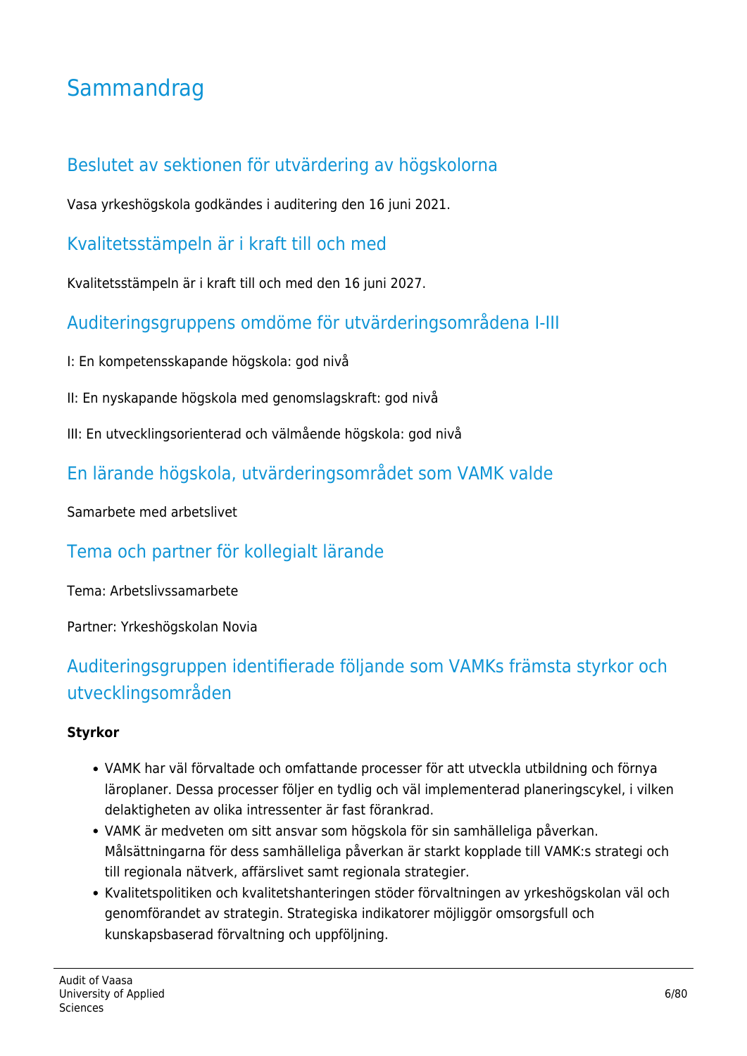# Sammandrag

## Beslutet av sektionen för utvärdering av högskolorna

Vasa yrkeshögskola godkändes i auditering den 16 juni 2021.

## Kvalitetsstämpeln är i kraft till och med

Kvalitetsstämpeln är i kraft till och med den 16 juni 2027.

## Auditeringsgruppens omdöme för utvärderingsområdena I-III

I: En kompetensskapande högskola: god nivå

II: En nyskapande högskola med genomslagskraft: god nivå

III: En utvecklingsorienterad och välmående högskola: god nivå

## En lärande högskola, utvärderingsområdet som VAMK valde

Samarbete med arbetslivet

## Tema och partner för kollegialt lärande

Tema: Arbetslivssamarbete

Partner: Yrkeshögskolan Novia

## Auditeringsgruppen identifierade följande som VAMKs främsta styrkor och utvecklingsområden

**Styrkor**

- VAMK har väl förvaltade och omfattande processer för att utveckla utbildning och förnya läroplaner. Dessa processer följer en tydlig och väl implementerad planeringscykel, i vilken delaktigheten av olika intressenter är fast förankrad.
- VAMK är medveten om sitt ansvar som högskola för sin samhälleliga påverkan. Målsättningarna för dess samhälleliga påverkan är starkt kopplade till VAMK:s strategi och till regionala nätverk, affärslivet samt regionala strategier.
- Kvalitetspolitiken och kvalitetshanteringen stöder förvaltningen av yrkeshögskolan väl och genomförandet av strategin. Strategiska indikatorer möjliggör omsorgsfull och kunskapsbaserad förvaltning och uppföljning.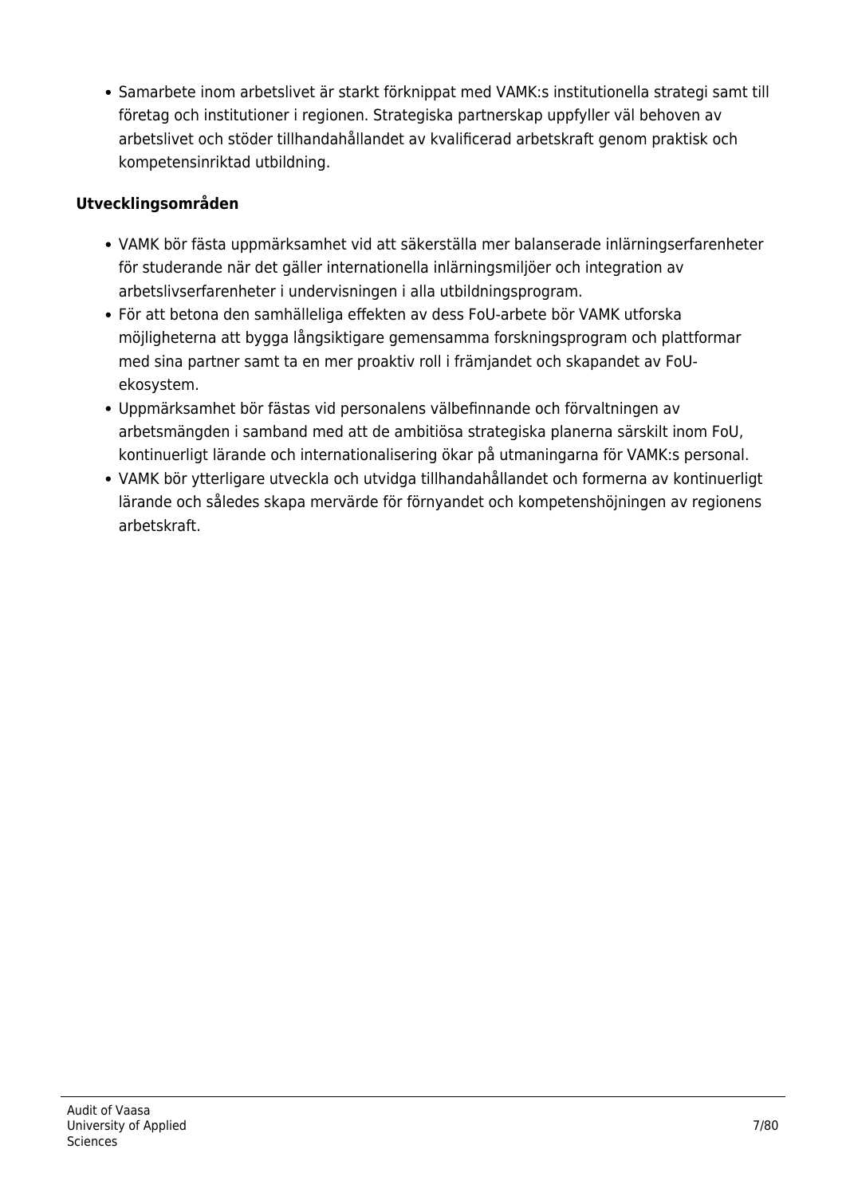- Samarbete inom arbetslivet är starkt förknippat med VAMK:s institutionella strategi samt till företag och institutioner i regionen. Strategiska partnerskap uppfyller väl behoven av arbetslivet och stöder tillhandahållandet av kvalificerad arbetskraft genom praktisk och kompetensinriktad utbildning.

**Utvecklingsområden**

- VAMK bör fästa uppmärksamhet vid att säkerställa mer balanserade inlärningserfarenheter för studerande när det gäller internationella inlärningsmiljöer och integration av arbetslivserfarenheter i undervisningen i alla utbildningsprogram.
- För att betona den samhälleliga effekten av dess FoU-arbete bör VAMK utforska möjligheterna att bygga långsiktigare gemensamma forskningsprogram och plattformar med sina partner samt ta en mer proaktiv roll i främjandet och skapandet av FoU-ekosystem.
- Uppmärksamhet bör fästas vid personalens välbefinnande och förvaltningen av arbetsmängden i samband med att de ambitiösa strategiska planerna särskilt inom FoU, kontinuerligt lärande och internationalisering ökar på utmaningarna för VAMK:s personal.
- VAMK bör ytterligare utveckla och utvidga tillhandahållandet och formerna av kontinuerligt lärande och således skapa mervärde för förnyandet och kompetenshöjningen av regionens arbetskraft.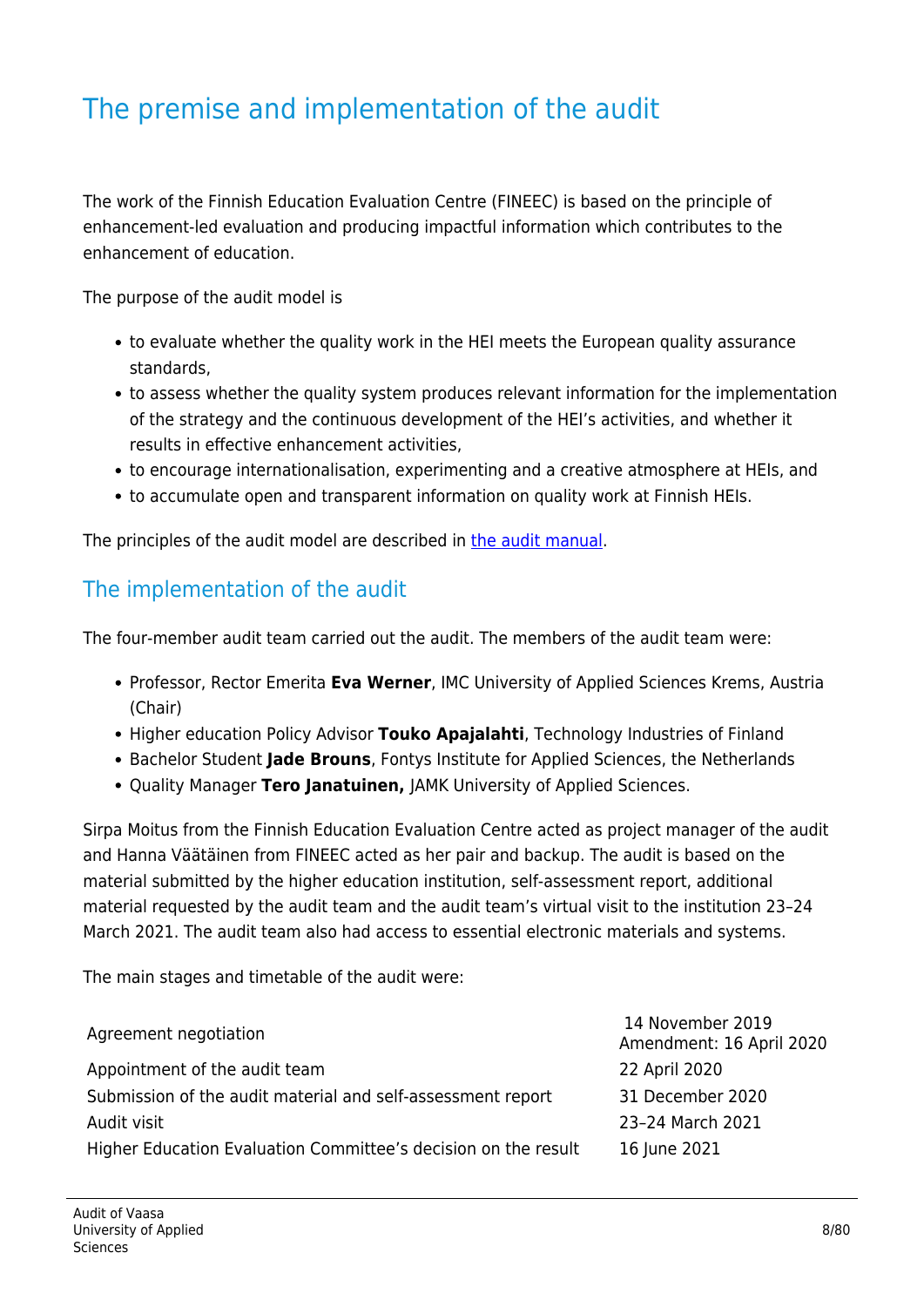# The premise and implementation of the audit

The work of the Finnish Education Evaluation Centre (FINEEC) is based on the principle of enhancement-led evaluation and producing impactful information which contributes to the enhancement of education.

The purpose of the audit model is

- to evaluate whether the quality work in the HEI meets the European quality assurance standards,
- to assess whether the quality system produces relevant information for the implementation of the strategy and the continuous development of the HEI's activities, and whether it results in effective enhancement activities,
- to encourage internationalisation, experimenting and a creative atmosphere at HEIs, and
- to accumulate open and transparent information on quality work at Finnish HEIs.

The principles of the audit model are described in [the audit manual](the audit manual).

## The implementation of the audit

The four-member audit team carried out the audit. The members of the audit team were:

- Professor, Rector Emerita **Eva Werner**, IMC University of Applied Sciences Krems, Austria (Chair)
- Higher education Policy Advisor **Touko Apajalahti**, Technology Industries of Finland
- Bachelor Student **Jade Brouns**, Fontys Institute for Applied Sciences, the Netherlands
- Quality Manager **Tero Janatuinen,** JAMK University of Applied Sciences.

Sirpa Moitus from the Finnish Education Evaluation Centre acted as project manager of the audit and Hanna Väätäinen from FINEEC acted as her pair and backup. The audit is based on the material submitted by the higher education institution, self-assessment report, additional material requested by the audit team and the audit team's virtual visit to the institution 23–24 March 2021. The audit team also had access to essential electronic materials and systems.

The main stages and timetable of the audit were:

| | |
|---|---|
| Agreement negotiation | 14 November 2019<br>Amendment: 16 April 2020 |
| Appointment of the audit team | 22 April 2020 |
| Submission of the audit material and self-assessment report | 31 December 2020 |
| Audit visit | 23–24 March 2021 |
| Higher Education Evaluation Committee's decision on the result | 16 June 2021 |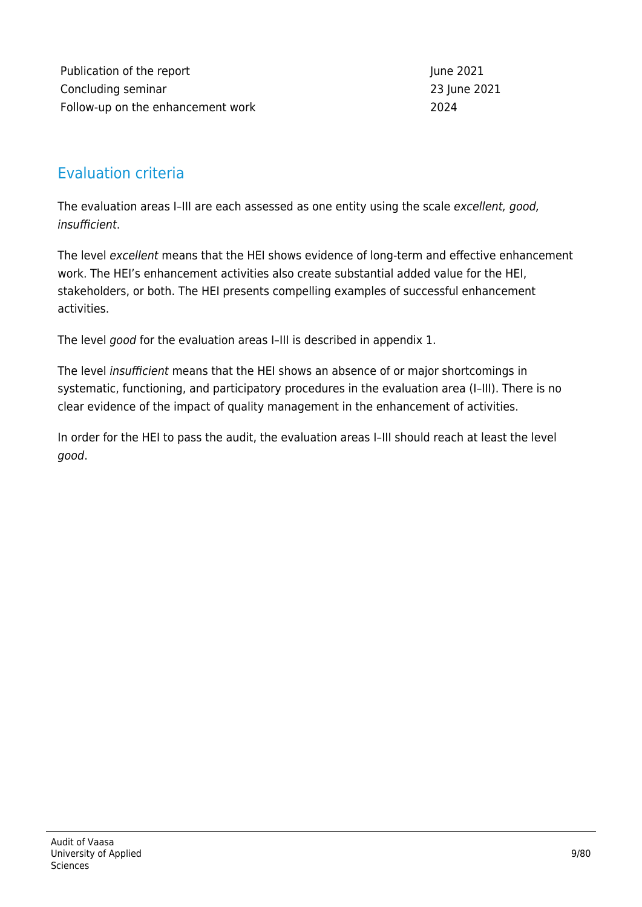| | |
|---|---|
| Publication of the report | June 2021 |
| Concluding seminar | 23 June 2021 |
| Follow-up on the enhancement work | 2024 |

## Evaluation criteria

The evaluation areas I–III are each assessed as one entity using the scale *excellent, good, insufficient*.

The level *excellent* means that the HEI shows evidence of long-term and effective enhancement work. The HEI's enhancement activities also create substantial added value for the HEI, stakeholders, or both. The HEI presents compelling examples of successful enhancement activities.

The level *good* for the evaluation areas I–III is described in appendix 1.

The level *insufficient* means that the HEI shows an absence of or major shortcomings in systematic, functioning, and participatory procedures in the evaluation area (I–III). There is no clear evidence of the impact of quality management in the enhancement of activities.

In order for the HEI to pass the audit, the evaluation areas I–III should reach at least the level *good*.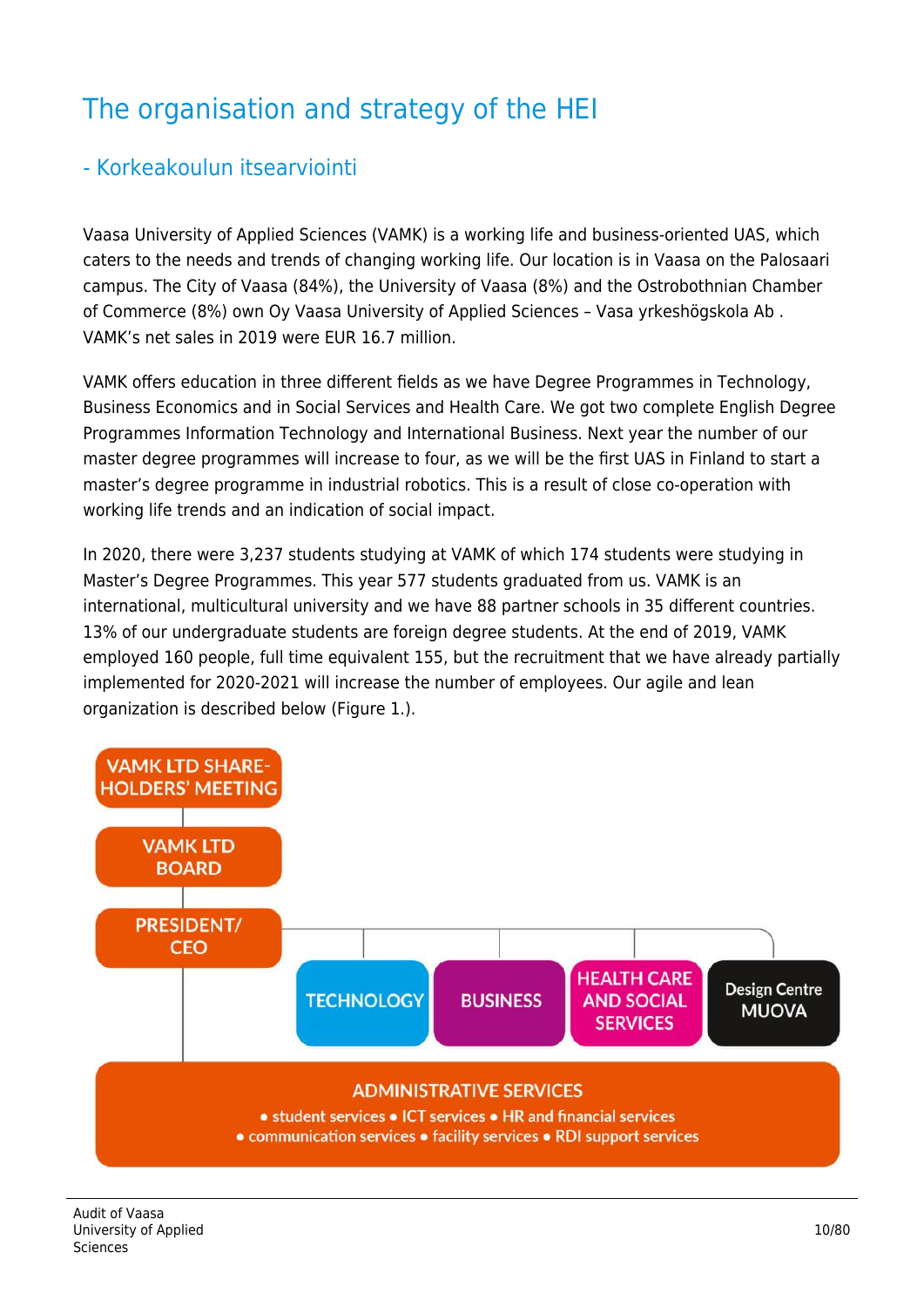# The organisation and strategy of the HEI

## - Korkeakoulun itsearviointi

Vaasa University of Applied Sciences (VAMK) is a working life and business-oriented UAS, which caters to the needs and trends of changing working life. Our location is in Vaasa on the Palosaari campus. The City of Vaasa (84%), the University of Vaasa (8%) and the Ostrobothnian Chamber of Commerce (8%) own Oy Vaasa University of Applied Sciences – Vasa yrkeshögskola Ab . VAMK's net sales in 2019 were EUR 16.7 million.

VAMK offers education in three different fields as we have Degree Programmes in Technology, Business Economics and in Social Services and Health Care. We got two complete English Degree Programmes Information Technology and International Business. Next year the number of our master degree programmes will increase to four, as we will be the first UAS in Finland to start a master's degree programme in industrial robotics. This is a result of close co-operation with working life trends and an indication of social impact.

In 2020, there were 3,237 students studying at VAMK of which 174 students were studying in Master's Degree Programmes. This year 577 students graduated from us. VAMK is an international, multicultural university and we have 88 partner schools in 35 different countries. 13% of our undergraduate students are foreign degree students. At the end of 2019, VAMK employed 160 people, full time equivalent 155, but the recruitment that we have already partially implemented for 2020-2021 will increase the number of employees. Our agile and lean organization is described below (Figure 1.).

VAMK LTD SHAREHOLDERS' MEETING

VAMK LTD BOARD

PRESIDENT/ CEO

TECHNOLOGY | BUSINESS | HEALTH CARE AND SOCIAL SERVICES | Design Centre MUOVA

ADMINISTRATIVE SERVICES

- student services • ICT services • HR and financial services
- communication services • facility services • RDI support services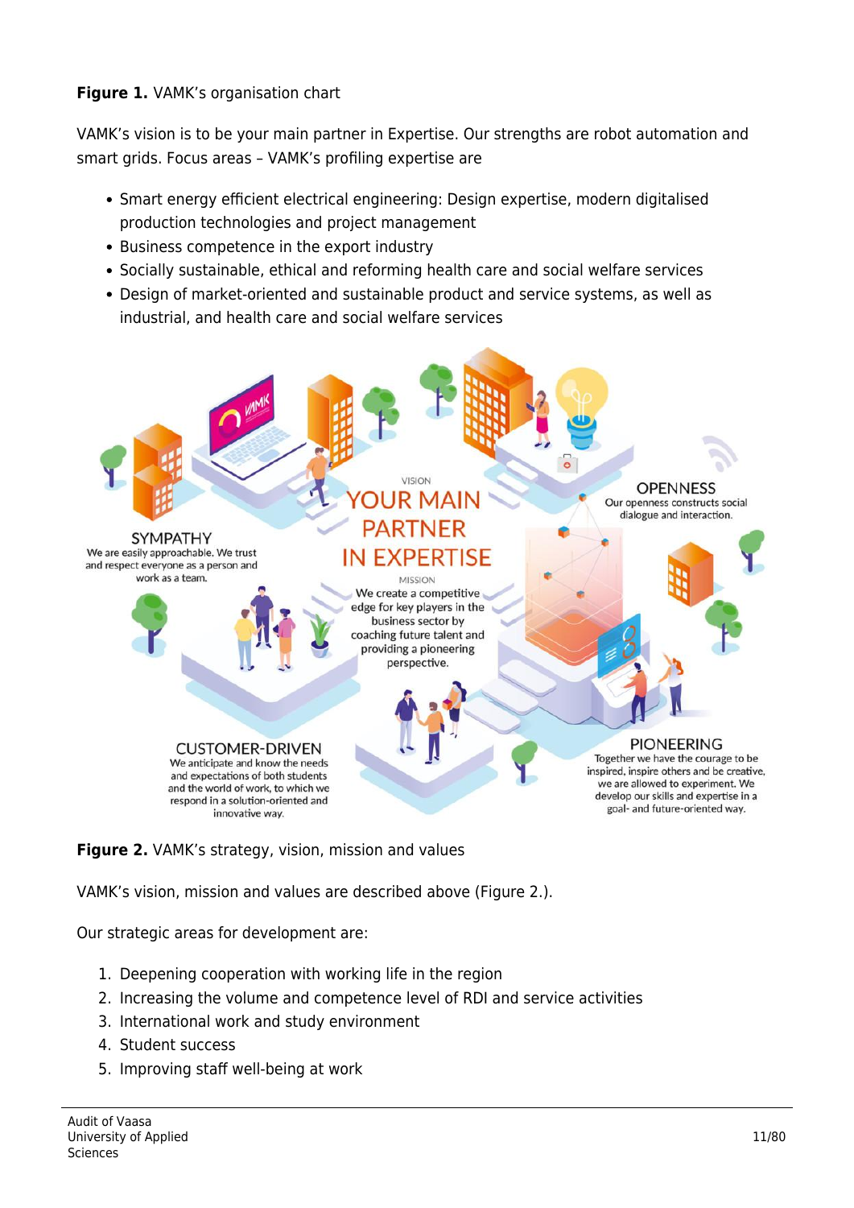**Figure 1.** VAMK's organisation chart

VAMK's vision is to be your main partner in Expertise. Our strengths are robot automation and smart grids. Focus areas – VAMK's profiling expertise are

- Smart energy efficient electrical engineering: Design expertise, modern digitalised production technologies and project management
- Business competence in the export industry
- Socially sustainable, ethical and reforming health care and social welfare services
- Design of market-oriented and sustainable product and service systems, as well as industrial, and health care and social welfare services

VISION

YOUR MAIN PARTNER IN EXPERTISE

MISSION

We create a competitive edge for key players in the business sector by coaching future talent and providing a pioneering perspective.

SYMPATHY

We are easily approachable. We trust and respect everyone as a person and work as a team.

OPENNESS

Our openness constructs social dialogue and interaction.

CUSTOMER-DRIVEN

We anticipate and know the needs and expectations of both students and the world of work, to which we respond in a solution-oriented and innovative way.

PIONEERING

Together we have the courage to be inspired, inspire others and be creative, we are allowed to experiment. We develop our skills and expertise in a goal- and future-oriented way.

**Figure 2.** VAMK's strategy, vision, mission and values

VAMK's vision, mission and values are described above (Figure 2.).

Our strategic areas for development are:

1. Deepening cooperation with working life in the region
2. Increasing the volume and competence level of RDI and service activities
3. International work and study environment
4. Student success
5. Improving staff well-being at work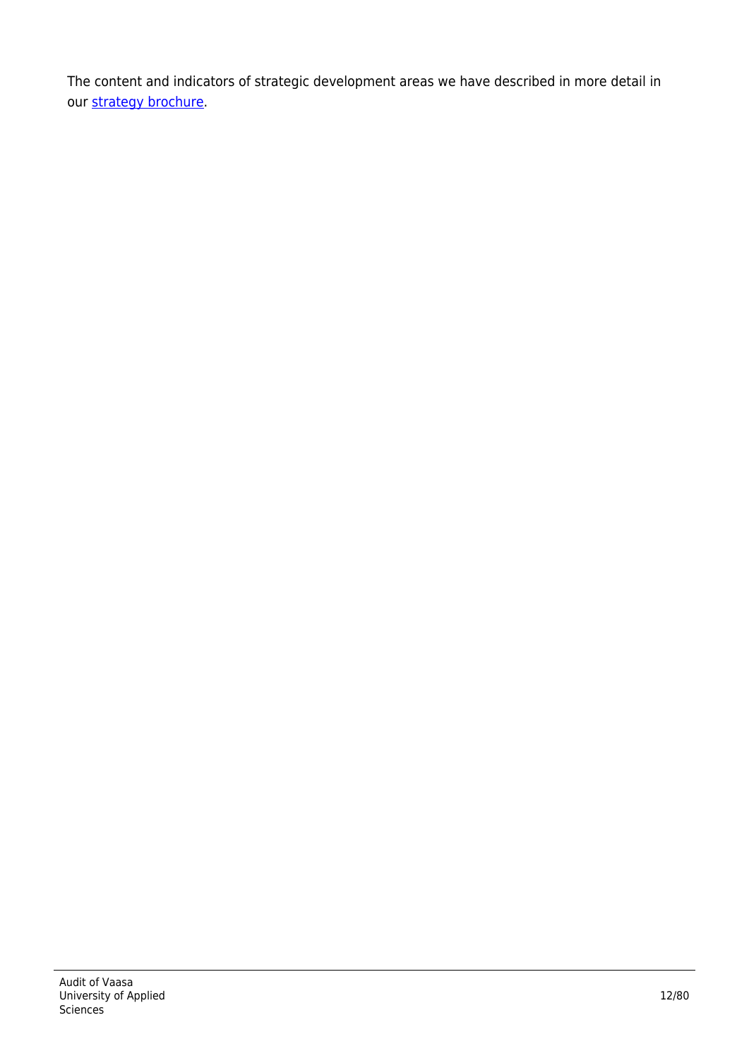The content and indicators of strategic development areas we have described in more detail in our strategy brochure.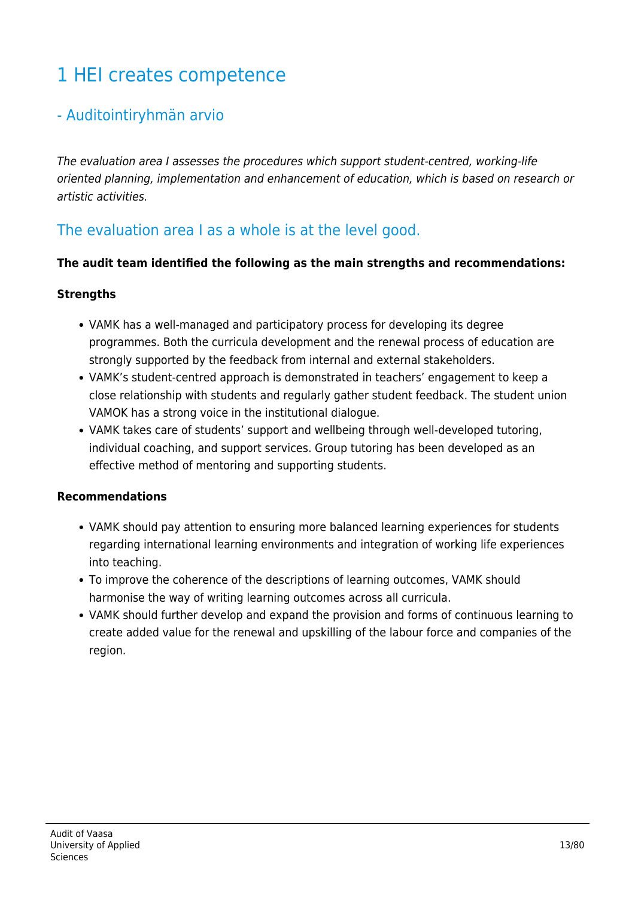# 1 HEI creates competence

## - Auditointiryhmän arvio

*The evaluation area I assesses the procedures which support student-centred, working-life oriented planning, implementation and enhancement of education, which is based on research or artistic activities.*

## The evaluation area I as a whole is at the level good.

**The audit team identified the following as the main strengths and recommendations:**

**Strengths**

- VAMK has a well-managed and participatory process for developing its degree programmes. Both the curricula development and the renewal process of education are strongly supported by the feedback from internal and external stakeholders.
- VAMK's student-centred approach is demonstrated in teachers' engagement to keep a close relationship with students and regularly gather student feedback. The student union VAMOK has a strong voice in the institutional dialogue.
- VAMK takes care of students' support and wellbeing through well-developed tutoring, individual coaching, and support services. Group tutoring has been developed as an effective method of mentoring and supporting students.

**Recommendations**

- VAMK should pay attention to ensuring more balanced learning experiences for students regarding international learning environments and integration of working life experiences into teaching.
- To improve the coherence of the descriptions of learning outcomes, VAMK should harmonise the way of writing learning outcomes across all curricula.
- VAMK should further develop and expand the provision and forms of continuous learning to create added value for the renewal and upskilling of the labour force and companies of the region.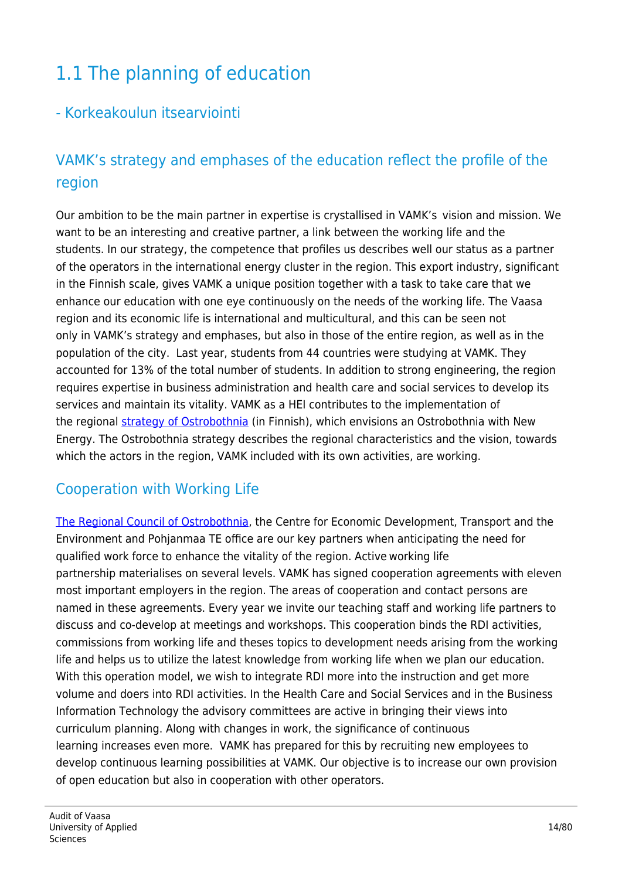# 1.1 The planning of education

## - Korkeakoulun itsearviointi

## VAMK's strategy and emphases of the education reflect the profile of the region

Our ambition to be the main partner in expertise is crystallised in VAMK's vision and mission. We want to be an interesting and creative partner, a link between the working life and the students. In our strategy, the competence that profiles us describes well our status as a partner of the operators in the international energy cluster in the region. This export industry, significant in the Finnish scale, gives VAMK a unique position together with a task to take care that we enhance our education with one eye continuously on the needs of the working life. The Vaasa region and its economic life is international and multicultural, and this can be seen not only in VAMK's strategy and emphases, but also in those of the entire region, as well as in the population of the city. Last year, students from 44 countries were studying at VAMK. They accounted for 13% of the total number of students. In addition to strong engineering, the region requires expertise in business administration and health care and social services to develop its services and maintain its vitality. VAMK as a HEI contributes to the implementation of the regional strategy of Ostrobothnia (in Finnish), which envisions an Ostrobothnia with New Energy. The Ostrobothnia strategy describes the regional characteristics and the vision, towards which the actors in the region, VAMK included with its own activities, are working.

## Cooperation with Working Life

The Regional Council of Ostrobothnia, the Centre for Economic Development, Transport and the Environment and Pohjanmaa TE office are our key partners when anticipating the need for qualified work force to enhance the vitality of the region. Active working life partnership materialises on several levels. VAMK has signed cooperation agreements with eleven most important employers in the region. The areas of cooperation and contact persons are named in these agreements. Every year we invite our teaching staff and working life partners to discuss and co-develop at meetings and workshops. This cooperation binds the RDI activities, commissions from working life and theses topics to development needs arising from the working life and helps us to utilize the latest knowledge from working life when we plan our education. With this operation model, we wish to integrate RDI more into the instruction and get more volume and doers into RDI activities. In the Health Care and Social Services and in the Business Information Technology the advisory committees are active in bringing their views into curriculum planning. Along with changes in work, the significance of continuous learning increases even more. VAMK has prepared for this by recruiting new employees to develop continuous learning possibilities at VAMK. Our objective is to increase our own provision of open education but also in cooperation with other operators.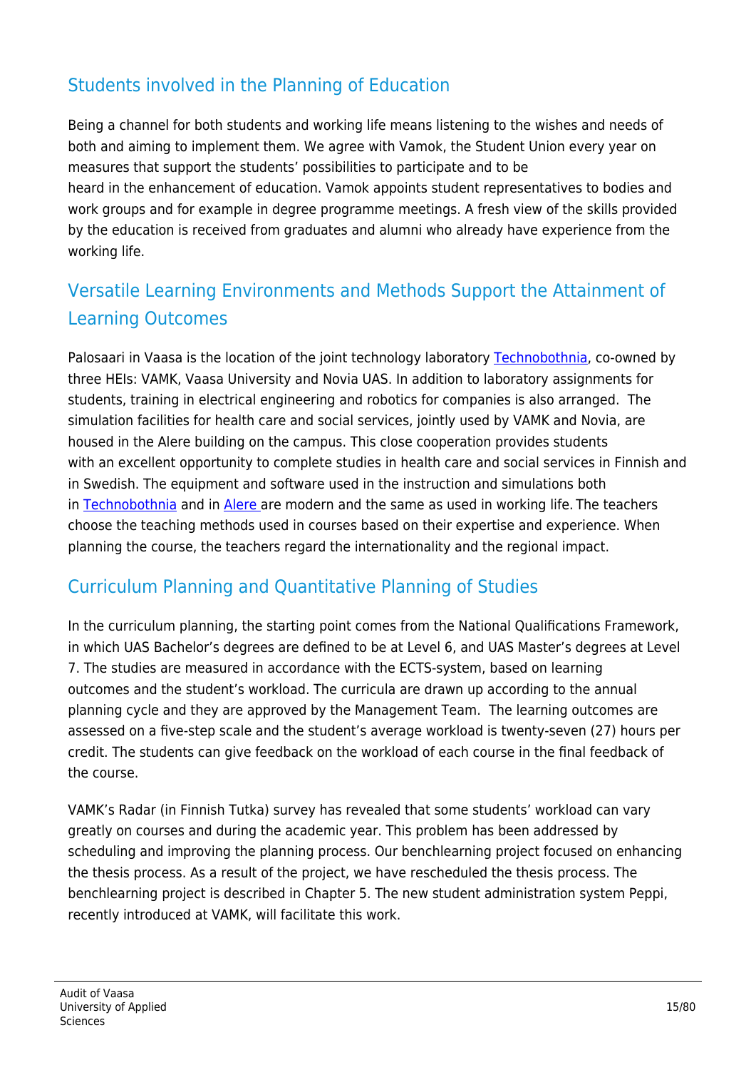## Students involved in the Planning of Education

Being a channel for both students and working life means listening to the wishes and needs of both and aiming to implement them. We agree with Vamok, the Student Union every year on measures that support the students' possibilities to participate and to be heard in the enhancement of education. Vamok appoints student representatives to bodies and work groups and for example in degree programme meetings. A fresh view of the skills provided by the education is received from graduates and alumni who already have experience from the working life.

## Versatile Learning Environments and Methods Support the Attainment of Learning Outcomes

Palosaari in Vaasa is the location of the joint technology laboratory Technobothnia, co-owned by three HEIs: VAMK, Vaasa University and Novia UAS. In addition to laboratory assignments for students, training in electrical engineering and robotics for companies is also arranged. The simulation facilities for health care and social services, jointly used by VAMK and Novia, are housed in the Alere building on the campus. This close cooperation provides students with an excellent opportunity to complete studies in health care and social services in Finnish and in Swedish. The equipment and software used in the instruction and simulations both in Technobothnia and in Alere are modern and the same as used in working life. The teachers choose the teaching methods used in courses based on their expertise and experience. When planning the course, the teachers regard the internationality and the regional impact.

## Curriculum Planning and Quantitative Planning of Studies

In the curriculum planning, the starting point comes from the National Qualifications Framework, in which UAS Bachelor's degrees are defined to be at Level 6, and UAS Master's degrees at Level 7. The studies are measured in accordance with the ECTS-system, based on learning outcomes and the student's workload. The curricula are drawn up according to the annual planning cycle and they are approved by the Management Team. The learning outcomes are assessed on a five-step scale and the student's average workload is twenty-seven (27) hours per credit. The students can give feedback on the workload of each course in the final feedback of the course.

VAMK's Radar (in Finnish Tutka) survey has revealed that some students' workload can vary greatly on courses and during the academic year. This problem has been addressed by scheduling and improving the planning process. Our benchlearning project focused on enhancing the thesis process. As a result of the project, we have rescheduled the thesis process. The benchlearning project is described in Chapter 5. The new student administration system Peppi, recently introduced at VAMK, will facilitate this work.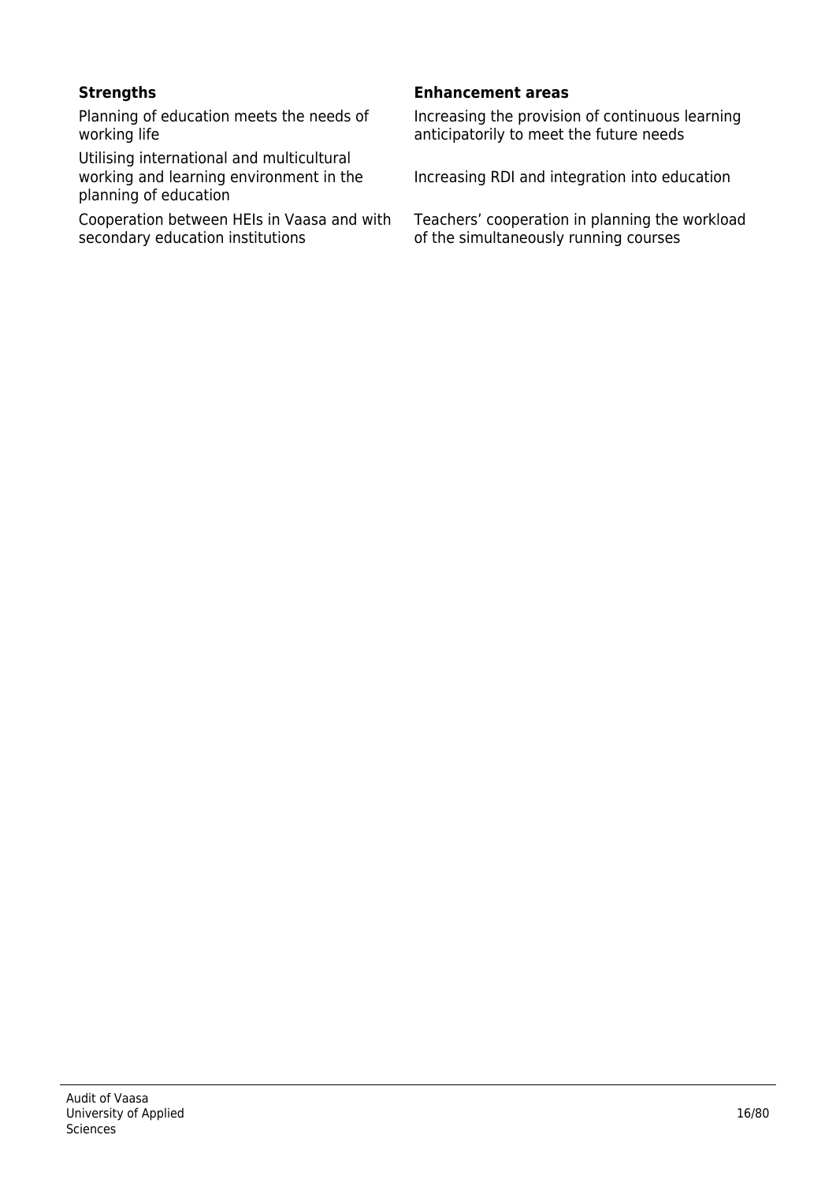| Strengths | Enhancement areas |
| --- | --- |
| Planning of education meets the needs of working life | Increasing the provision of continuous learning anticipatorily to meet the future needs |
| Utilising international and multicultural working and learning environment in the planning of education | Increasing RDI and integration into education |
| Cooperation between HEIs in Vaasa and with secondary education institutions | Teachers' cooperation in planning the workload of the simultaneously running courses |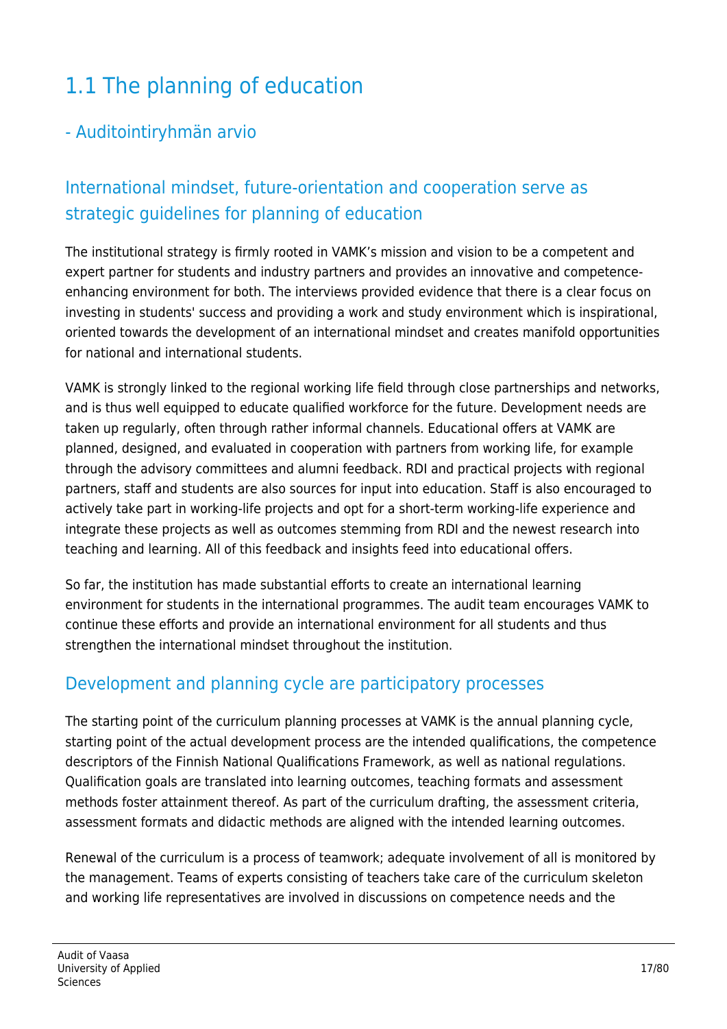# 1.1 The planning of education

## - Auditointiryhmän arvio

### International mindset, future-orientation and cooperation serve as strategic guidelines for planning of education

The institutional strategy is firmly rooted in VAMK's mission and vision to be a competent and expert partner for students and industry partners and provides an innovative and competence-enhancing environment for both. The interviews provided evidence that there is a clear focus on investing in students' success and providing a work and study environment which is inspirational, oriented towards the development of an international mindset and creates manifold opportunities for national and international students.

VAMK is strongly linked to the regional working life field through close partnerships and networks, and is thus well equipped to educate qualified workforce for the future. Development needs are taken up regularly, often through rather informal channels. Educational offers at VAMK are planned, designed, and evaluated in cooperation with partners from working life, for example through the advisory committees and alumni feedback. RDI and practical projects with regional partners, staff and students are also sources for input into education. Staff is also encouraged to actively take part in working-life projects and opt for a short-term working-life experience and integrate these projects as well as outcomes stemming from RDI and the newest research into teaching and learning. All of this feedback and insights feed into educational offers.

So far, the institution has made substantial efforts to create an international learning environment for students in the international programmes. The audit team encourages VAMK to continue these efforts and provide an international environment for all students and thus strengthen the international mindset throughout the institution.

### Development and planning cycle are participatory processes

The starting point of the curriculum planning processes at VAMK is the annual planning cycle, starting point of the actual development process are the intended qualifications, the competence descriptors of the Finnish National Qualifications Framework, as well as national regulations. Qualification goals are translated into learning outcomes, teaching formats and assessment methods foster attainment thereof. As part of the curriculum drafting, the assessment criteria, assessment formats and didactic methods are aligned with the intended learning outcomes.

Renewal of the curriculum is a process of teamwork; adequate involvement of all is monitored by the management. Teams of experts consisting of teachers take care of the curriculum skeleton and working life representatives are involved in discussions on competence needs and the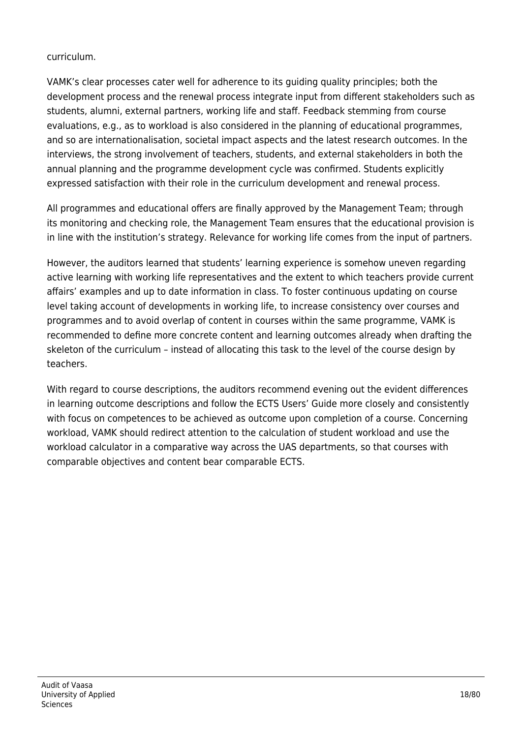curriculum.

VAMK's clear processes cater well for adherence to its guiding quality principles; both the development process and the renewal process integrate input from different stakeholders such as students, alumni, external partners, working life and staff. Feedback stemming from course evaluations, e.g., as to workload is also considered in the planning of educational programmes, and so are internationalisation, societal impact aspects and the latest research outcomes. In the interviews, the strong involvement of teachers, students, and external stakeholders in both the annual planning and the programme development cycle was confirmed. Students explicitly expressed satisfaction with their role in the curriculum development and renewal process.

All programmes and educational offers are finally approved by the Management Team; through its monitoring and checking role, the Management Team ensures that the educational provision is in line with the institution's strategy. Relevance for working life comes from the input of partners.

However, the auditors learned that students' learning experience is somehow uneven regarding active learning with working life representatives and the extent to which teachers provide current affairs' examples and up to date information in class. To foster continuous updating on course level taking account of developments in working life, to increase consistency over courses and programmes and to avoid overlap of content in courses within the same programme, VAMK is recommended to define more concrete content and learning outcomes already when drafting the skeleton of the curriculum – instead of allocating this task to the level of the course design by teachers.

With regard to course descriptions, the auditors recommend evening out the evident differences in learning outcome descriptions and follow the ECTS Users' Guide more closely and consistently with focus on competences to be achieved as outcome upon completion of a course. Concerning workload, VAMK should redirect attention to the calculation of student workload and use the workload calculator in a comparative way across the UAS departments, so that courses with comparable objectives and content bear comparable ECTS.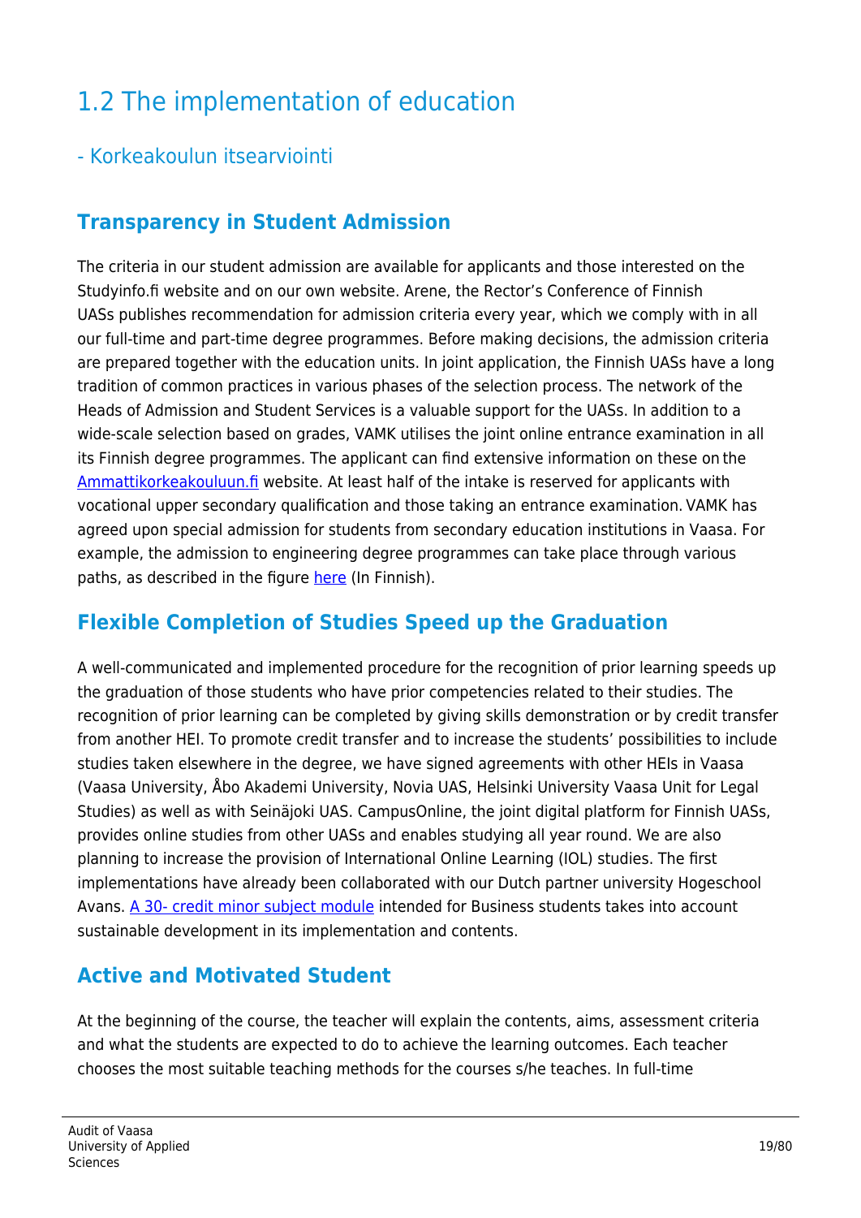# 1.2 The implementation of education

## - Korkeakoulun itsearviointi

### Transparency in Student Admission

The criteria in our student admission are available for applicants and those interested on the Studyinfo.fi website and on our own website. Arene, the Rector's Conference of Finnish UASs publishes recommendation for admission criteria every year, which we comply with in all our full-time and part-time degree programmes. Before making decisions, the admission criteria are prepared together with the education units. In joint application, the Finnish UASs have a long tradition of common practices in various phases of the selection process. The network of the Heads of Admission and Student Services is a valuable support for the UASs. In addition to a wide-scale selection based on grades, VAMK utilises the joint online entrance examination in all its Finnish degree programmes. The applicant can find extensive information on these on the Ammattikorkeakouluun.fi website. At least half of the intake is reserved for applicants with vocational upper secondary qualification and those taking an entrance examination. VAMK has agreed upon special admission for students from secondary education institutions in Vaasa. For example, the admission to engineering degree programmes can take place through various paths, as described in the figure here (In Finnish).

### Flexible Completion of Studies Speed up the Graduation

A well-communicated and implemented procedure for the recognition of prior learning speeds up the graduation of those students who have prior competencies related to their studies. The recognition of prior learning can be completed by giving skills demonstration or by credit transfer from another HEI. To promote credit transfer and to increase the students' possibilities to include studies taken elsewhere in the degree, we have signed agreements with other HEIs in Vaasa (Vaasa University, Åbo Akademi University, Novia UAS, Helsinki University Vaasa Unit for Legal Studies) as well as with Seinäjoki UAS. CampusOnline, the joint digital platform for Finnish UASs, provides online studies from other UASs and enables studying all year round. We are also planning to increase the provision of International Online Learning (IOL) studies. The first implementations have already been collaborated with our Dutch partner university Hogeschool Avans. A 30- credit minor subject module intended for Business students takes into account sustainable development in its implementation and contents.

### Active and Motivated Student

At the beginning of the course, the teacher will explain the contents, aims, assessment criteria and what the students are expected to do to achieve the learning outcomes. Each teacher chooses the most suitable teaching methods for the courses s/he teaches. In full-time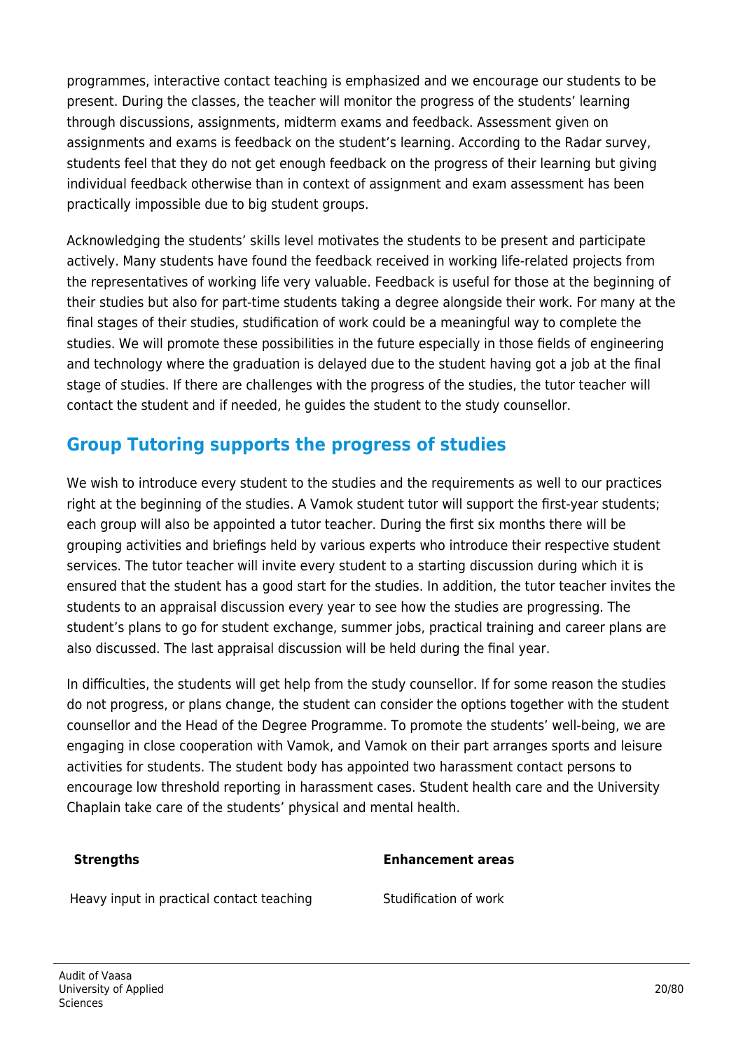programmes, interactive contact teaching is emphasized and we encourage our students to be present. During the classes, the teacher will monitor the progress of the students' learning through discussions, assignments, midterm exams and feedback. Assessment given on assignments and exams is feedback on the student's learning. According to the Radar survey, students feel that they do not get enough feedback on the progress of their learning but giving individual feedback otherwise than in context of assignment and exam assessment has been practically impossible due to big student groups.

Acknowledging the students' skills level motivates the students to be present and participate actively. Many students have found the feedback received in working life-related projects from the representatives of working life very valuable. Feedback is useful for those at the beginning of their studies but also for part-time students taking a degree alongside their work. For many at the final stages of their studies, studification of work could be a meaningful way to complete the studies. We will promote these possibilities in the future especially in those fields of engineering and technology where the graduation is delayed due to the student having got a job at the final stage of studies. If there are challenges with the progress of the studies, the tutor teacher will contact the student and if needed, he guides the student to the study counsellor.

## Group Tutoring supports the progress of studies

We wish to introduce every student to the studies and the requirements as well to our practices right at the beginning of the studies. A Vamok student tutor will support the first-year students; each group will also be appointed a tutor teacher. During the first six months there will be grouping activities and briefings held by various experts who introduce their respective student services. The tutor teacher will invite every student to a starting discussion during which it is ensured that the student has a good start for the studies. In addition, the tutor teacher invites the students to an appraisal discussion every year to see how the studies are progressing. The student's plans to go for student exchange, summer jobs, practical training and career plans are also discussed. The last appraisal discussion will be held during the final year.

In difficulties, the students will get help from the study counsellor. If for some reason the studies do not progress, or plans change, the student can consider the options together with the student counsellor and the Head of the Degree Programme. To promote the students' well-being, we are engaging in close cooperation with Vamok, and Vamok on their part arranges sports and leisure activities for students. The student body has appointed two harassment contact persons to encourage low threshold reporting in harassment cases. Student health care and the University Chaplain take care of the students' physical and mental health.

| **Strengths** | **Enhancement areas** |
|---|---|
| Heavy input in practical contact teaching | Studification of work |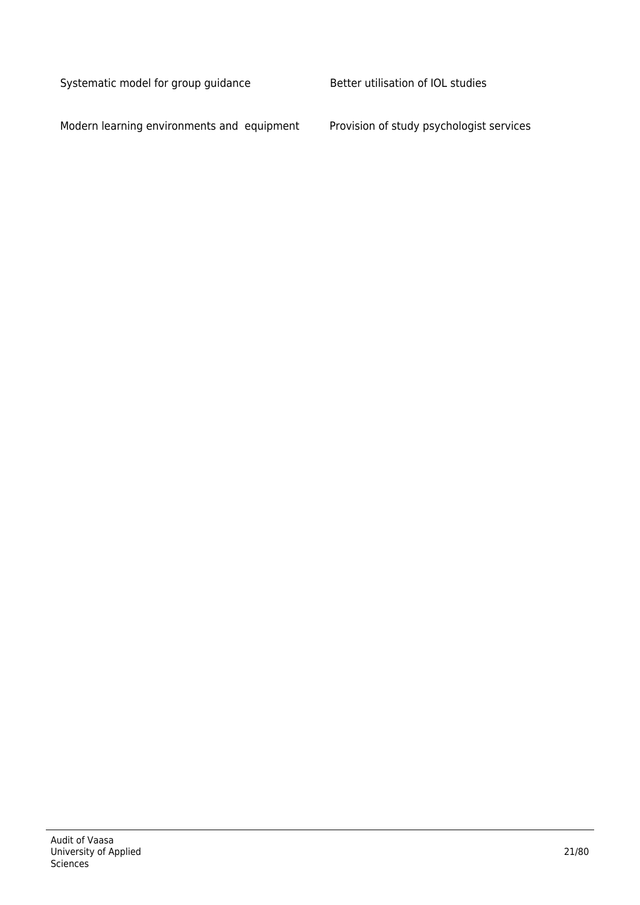| | |
|---|---|
| Systematic model for group guidance | Better utilisation of IOL studies |
| Modern learning environments and equipment | Provision of study psychologist services |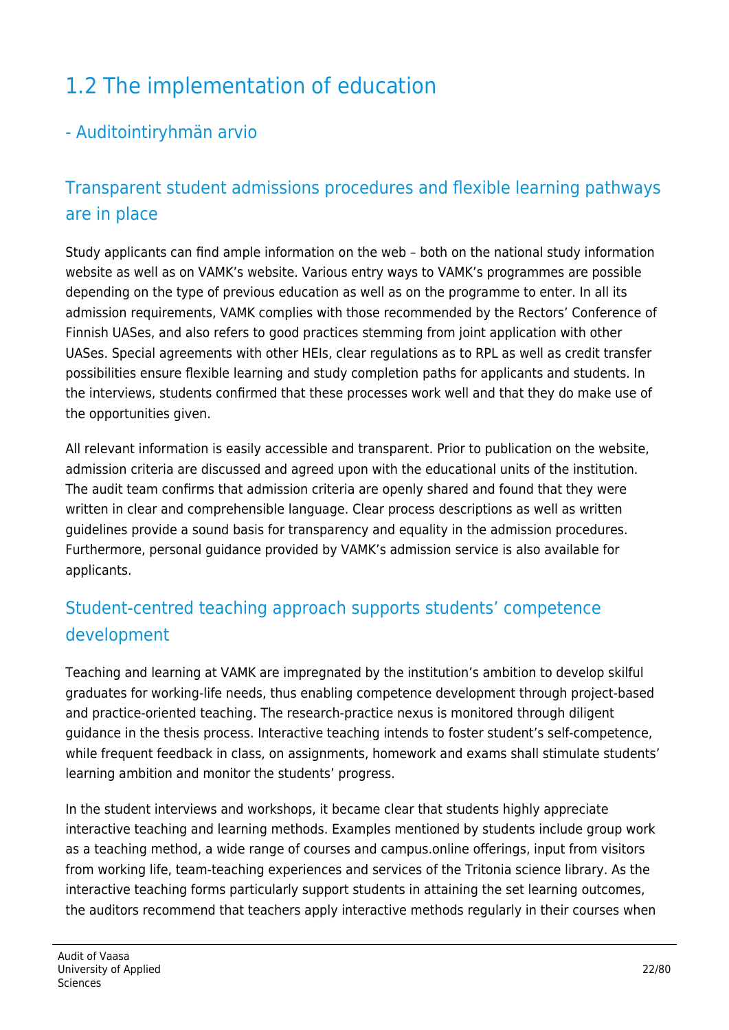# 1.2 The implementation of education

## - Auditointiryhmän arvio

### Transparent student admissions procedures and flexible learning pathways are in place

Study applicants can find ample information on the web – both on the national study information website as well as on VAMK's website. Various entry ways to VAMK's programmes are possible depending on the type of previous education as well as on the programme to enter. In all its admission requirements, VAMK complies with those recommended by the Rectors' Conference of Finnish UASes, and also refers to good practices stemming from joint application with other UASes. Special agreements with other HEIs, clear regulations as to RPL as well as credit transfer possibilities ensure flexible learning and study completion paths for applicants and students. In the interviews, students confirmed that these processes work well and that they do make use of the opportunities given.

All relevant information is easily accessible and transparent. Prior to publication on the website, admission criteria are discussed and agreed upon with the educational units of the institution. The audit team confirms that admission criteria are openly shared and found that they were written in clear and comprehensible language. Clear process descriptions as well as written guidelines provide a sound basis for transparency and equality in the admission procedures. Furthermore, personal guidance provided by VAMK's admission service is also available for applicants.

### Student-centred teaching approach supports students' competence development

Teaching and learning at VAMK are impregnated by the institution's ambition to develop skilful graduates for working-life needs, thus enabling competence development through project-based and practice-oriented teaching. The research-practice nexus is monitored through diligent guidance in the thesis process. Interactive teaching intends to foster student's self-competence, while frequent feedback in class, on assignments, homework and exams shall stimulate students' learning ambition and monitor the students' progress.

In the student interviews and workshops, it became clear that students highly appreciate interactive teaching and learning methods. Examples mentioned by students include group work as a teaching method, a wide range of courses and campus.online offerings, input from visitors from working life, team-teaching experiences and services of the Tritonia science library. As the interactive teaching forms particularly support students in attaining the set learning outcomes, the auditors recommend that teachers apply interactive methods regularly in their courses when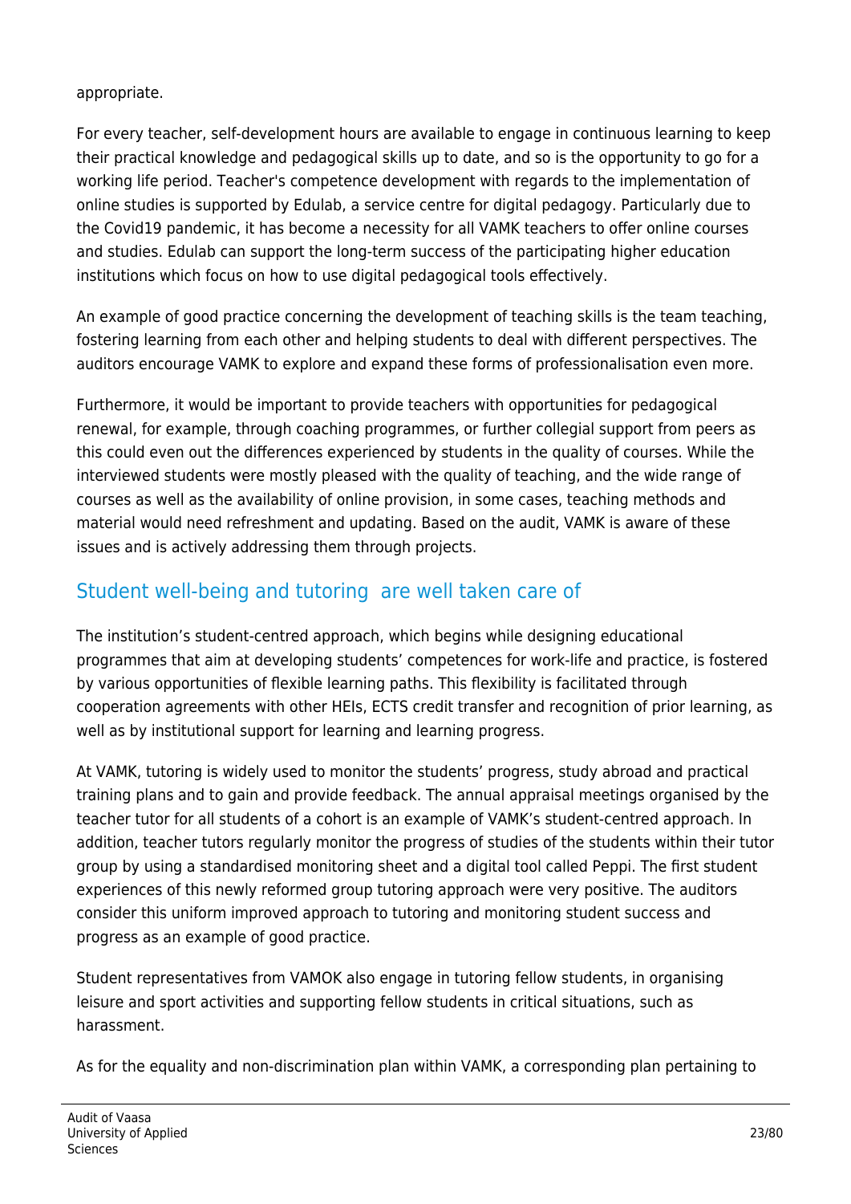appropriate.

For every teacher, self-development hours are available to engage in continuous learning to keep their practical knowledge and pedagogical skills up to date, and so is the opportunity to go for a working life period. Teacher's competence development with regards to the implementation of online studies is supported by Edulab, a service centre for digital pedagogy. Particularly due to the Covid19 pandemic, it has become a necessity for all VAMK teachers to offer online courses and studies. Edulab can support the long-term success of the participating higher education institutions which focus on how to use digital pedagogical tools effectively.

An example of good practice concerning the development of teaching skills is the team teaching, fostering learning from each other and helping students to deal with different perspectives. The auditors encourage VAMK to explore and expand these forms of professionalisation even more.

Furthermore, it would be important to provide teachers with opportunities for pedagogical renewal, for example, through coaching programmes, or further collegial support from peers as this could even out the differences experienced by students in the quality of courses. While the interviewed students were mostly pleased with the quality of teaching, and the wide range of courses as well as the availability of online provision, in some cases, teaching methods and material would need refreshment and updating. Based on the audit, VAMK is aware of these issues and is actively addressing them through projects.

## Student well-being and tutoring are well taken care of

The institution's student-centred approach, which begins while designing educational programmes that aim at developing students' competences for work-life and practice, is fostered by various opportunities of flexible learning paths. This flexibility is facilitated through cooperation agreements with other HEIs, ECTS credit transfer and recognition of prior learning, as well as by institutional support for learning and learning progress.

At VAMK, tutoring is widely used to monitor the students' progress, study abroad and practical training plans and to gain and provide feedback. The annual appraisal meetings organised by the teacher tutor for all students of a cohort is an example of VAMK's student-centred approach. In addition, teacher tutors regularly monitor the progress of studies of the students within their tutor group by using a standardised monitoring sheet and a digital tool called Peppi. The first student experiences of this newly reformed group tutoring approach were very positive. The auditors consider this uniform improved approach to tutoring and monitoring student success and progress as an example of good practice.

Student representatives from VAMOK also engage in tutoring fellow students, in organising leisure and sport activities and supporting fellow students in critical situations, such as harassment.

As for the equality and non-discrimination plan within VAMK, a corresponding plan pertaining to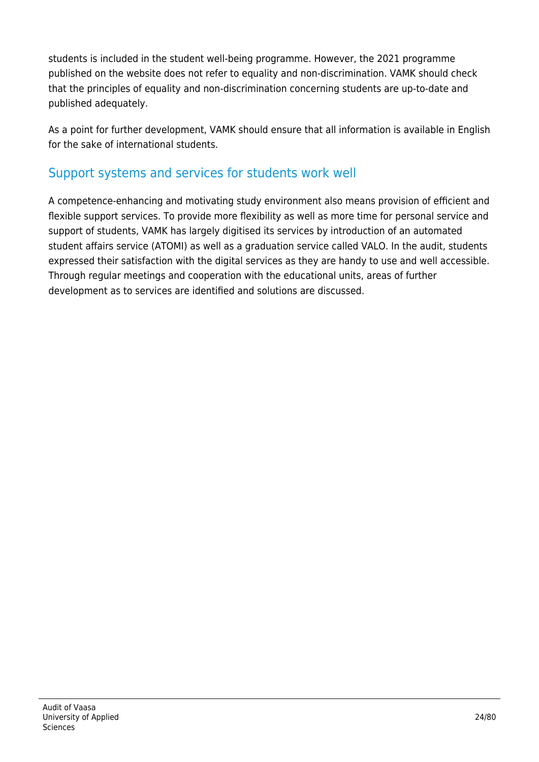students is included in the student well-being programme. However, the 2021 programme published on the website does not refer to equality and non-discrimination. VAMK should check that the principles of equality and non-discrimination concerning students are up-to-date and published adequately.

As a point for further development, VAMK should ensure that all information is available in English for the sake of international students.

## Support systems and services for students work well

A competence-enhancing and motivating study environment also means provision of efficient and flexible support services. To provide more flexibility as well as more time for personal service and support of students, VAMK has largely digitised its services by introduction of an automated student affairs service (ATOMI) as well as a graduation service called VALO. In the audit, students expressed their satisfaction with the digital services as they are handy to use and well accessible. Through regular meetings and cooperation with the educational units, areas of further development as to services are identified and solutions are discussed.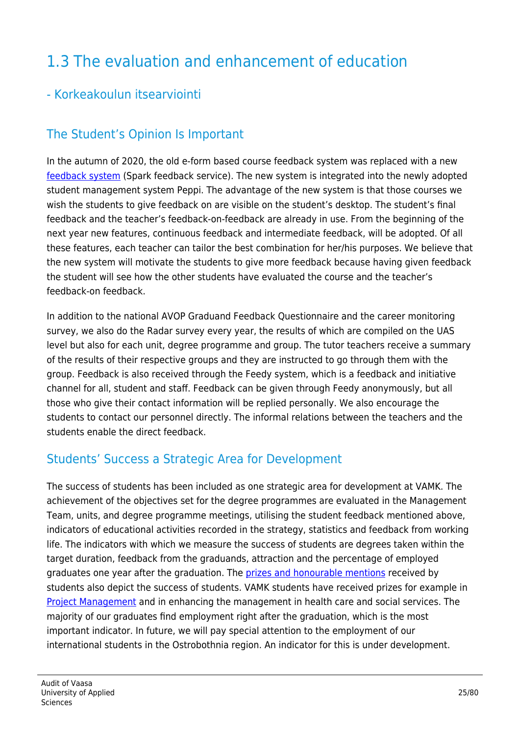# 1.3 The evaluation and enhancement of education

## - Korkeakoulun itsearviointi

## The Student's Opinion Is Important

In the autumn of 2020, the old e-form based course feedback system was replaced with a new feedback system (Spark feedback service). The new system is integrated into the newly adopted student management system Peppi. The advantage of the new system is that those courses we wish the students to give feedback on are visible on the student's desktop. The student's final feedback and the teacher's feedback-on-feedback are already in use. From the beginning of the next year new features, continuous feedback and intermediate feedback, will be adopted. Of all these features, each teacher can tailor the best combination for her/his purposes. We believe that the new system will motivate the students to give more feedback because having given feedback the student will see how the other students have evaluated the course and the teacher's feedback-on feedback.

In addition to the national AVOP Graduand Feedback Questionnaire and the career monitoring survey, we also do the Radar survey every year, the results of which are compiled on the UAS level but also for each unit, degree programme and group. The tutor teachers receive a summary of the results of their respective groups and they are instructed to go through them with the group. Feedback is also received through the Feedy system, which is a feedback and initiative channel for all, student and staff. Feedback can be given through Feedy anonymously, but all those who give their contact information will be replied personally. We also encourage the students to contact our personnel directly. The informal relations between the teachers and the students enable the direct feedback.

## Students' Success a Strategic Area for Development

The success of students has been included as one strategic area for development at VAMK. The achievement of the objectives set for the degree programmes are evaluated in the Management Team, units, and degree programme meetings, utilising the student feedback mentioned above, indicators of educational activities recorded in the strategy, statistics and feedback from working life. The indicators with which we measure the success of students are degrees taken within the target duration, feedback from the graduands, attraction and the percentage of employed graduates one year after the graduation. The prizes and honourable mentions received by students also depict the success of students. VAMK students have received prizes for example in Project Management and in enhancing the management in health care and social services. The majority of our graduates find employment right after the graduation, which is the most important indicator. In future, we will pay special attention to the employment of our international students in the Ostrobothnia region. An indicator for this is under development.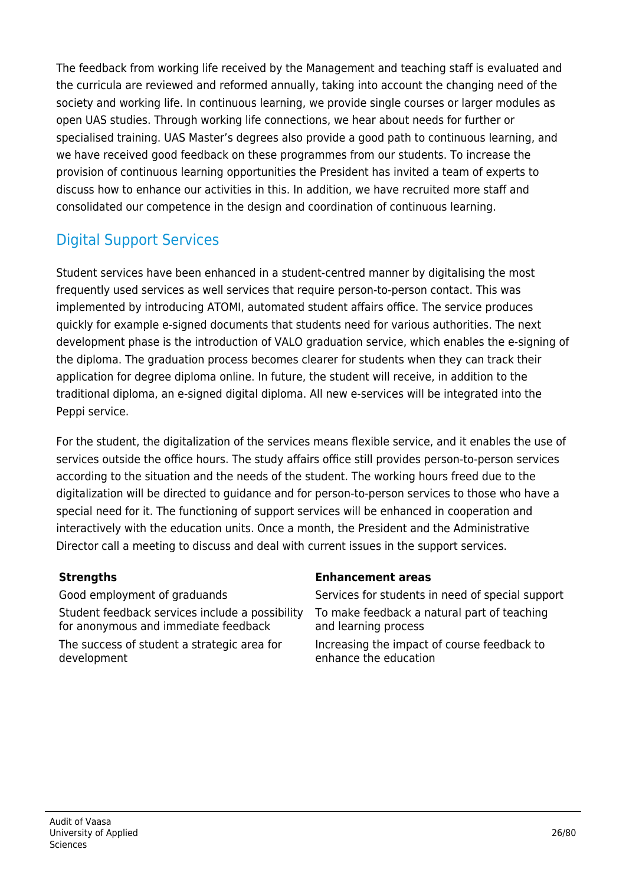The feedback from working life received by the Management and teaching staff is evaluated and the curricula are reviewed and reformed annually, taking into account the changing need of the society and working life. In continuous learning, we provide single courses or larger modules as open UAS studies. Through working life connections, we hear about needs for further or specialised training. UAS Master's degrees also provide a good path to continuous learning, and we have received good feedback on these programmes from our students. To increase the provision of continuous learning opportunities the President has invited a team of experts to discuss how to enhance our activities in this. In addition, we have recruited more staff and consolidated our competence in the design and coordination of continuous learning.

## Digital Support Services

Student services have been enhanced in a student-centred manner by digitalising the most frequently used services as well services that require person-to-person contact. This was implemented by introducing ATOMI, automated student affairs office. The service produces quickly for example e-signed documents that students need for various authorities. The next development phase is the introduction of VALO graduation service, which enables the e-signing of the diploma. The graduation process becomes clearer for students when they can track their application for degree diploma online. In future, the student will receive, in addition to the traditional diploma, an e-signed digital diploma. All new e-services will be integrated into the Peppi service.

For the student, the digitalization of the services means flexible service, and it enables the use of services outside the office hours. The study affairs office still provides person-to-person services according to the situation and the needs of the student. The working hours freed due to the digitalization will be directed to guidance and for person-to-person services to those who have a special need for it. The functioning of support services will be enhanced in cooperation and interactively with the education units. Once a month, the President and the Administrative Director call a meeting to discuss and deal with current issues in the support services.

| Strengths | Enhancement areas |
|---|---|
| Good employment of graduands | Services for students in need of special support |
| Student feedback services include a possibility for anonymous and immediate feedback | To make feedback a natural part of teaching and learning process |
| The success of student a strategic area for development | Increasing the impact of course feedback to enhance the education |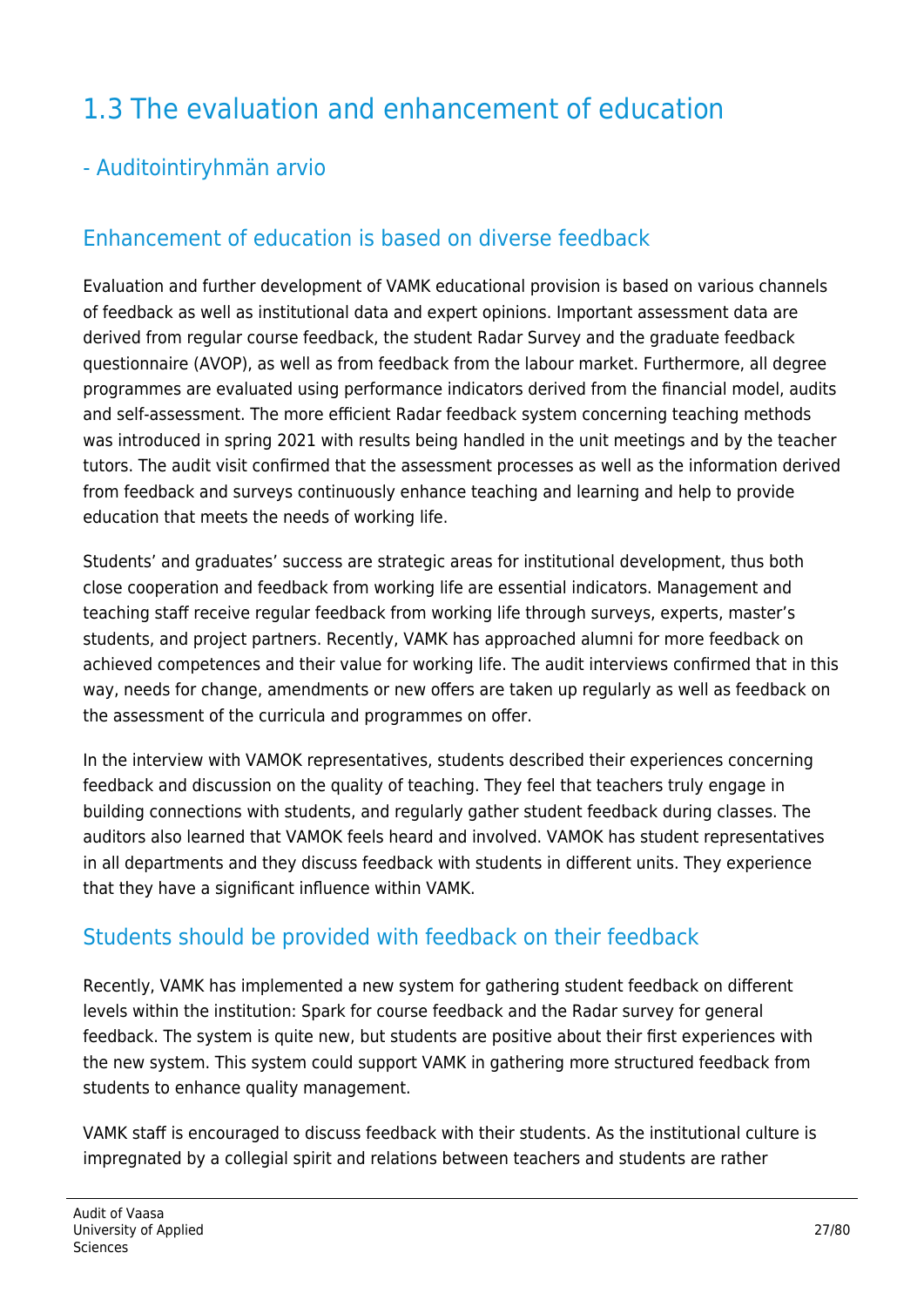# 1.3 The evaluation and enhancement of education

## - Auditointiryhmän arvio

## Enhancement of education is based on diverse feedback

Evaluation and further development of VAMK educational provision is based on various channels of feedback as well as institutional data and expert opinions. Important assessment data are derived from regular course feedback, the student Radar Survey and the graduate feedback questionnaire (AVOP), as well as from feedback from the labour market. Furthermore, all degree programmes are evaluated using performance indicators derived from the financial model, audits and self-assessment. The more efficient Radar feedback system concerning teaching methods was introduced in spring 2021 with results being handled in the unit meetings and by the teacher tutors. The audit visit confirmed that the assessment processes as well as the information derived from feedback and surveys continuously enhance teaching and learning and help to provide education that meets the needs of working life.

Students' and graduates' success are strategic areas for institutional development, thus both close cooperation and feedback from working life are essential indicators. Management and teaching staff receive regular feedback from working life through surveys, experts, master's students, and project partners. Recently, VAMK has approached alumni for more feedback on achieved competences and their value for working life. The audit interviews confirmed that in this way, needs for change, amendments or new offers are taken up regularly as well as feedback on the assessment of the curricula and programmes on offer.

In the interview with VAMOK representatives, students described their experiences concerning feedback and discussion on the quality of teaching. They feel that teachers truly engage in building connections with students, and regularly gather student feedback during classes. The auditors also learned that VAMOK feels heard and involved. VAMOK has student representatives in all departments and they discuss feedback with students in different units. They experience that they have a significant influence within VAMK.

## Students should be provided with feedback on their feedback

Recently, VAMK has implemented a new system for gathering student feedback on different levels within the institution: Spark for course feedback and the Radar survey for general feedback. The system is quite new, but students are positive about their first experiences with the new system. This system could support VAMK in gathering more structured feedback from students to enhance quality management.

VAMK staff is encouraged to discuss feedback with their students. As the institutional culture is impregnated by a collegial spirit and relations between teachers and students are rather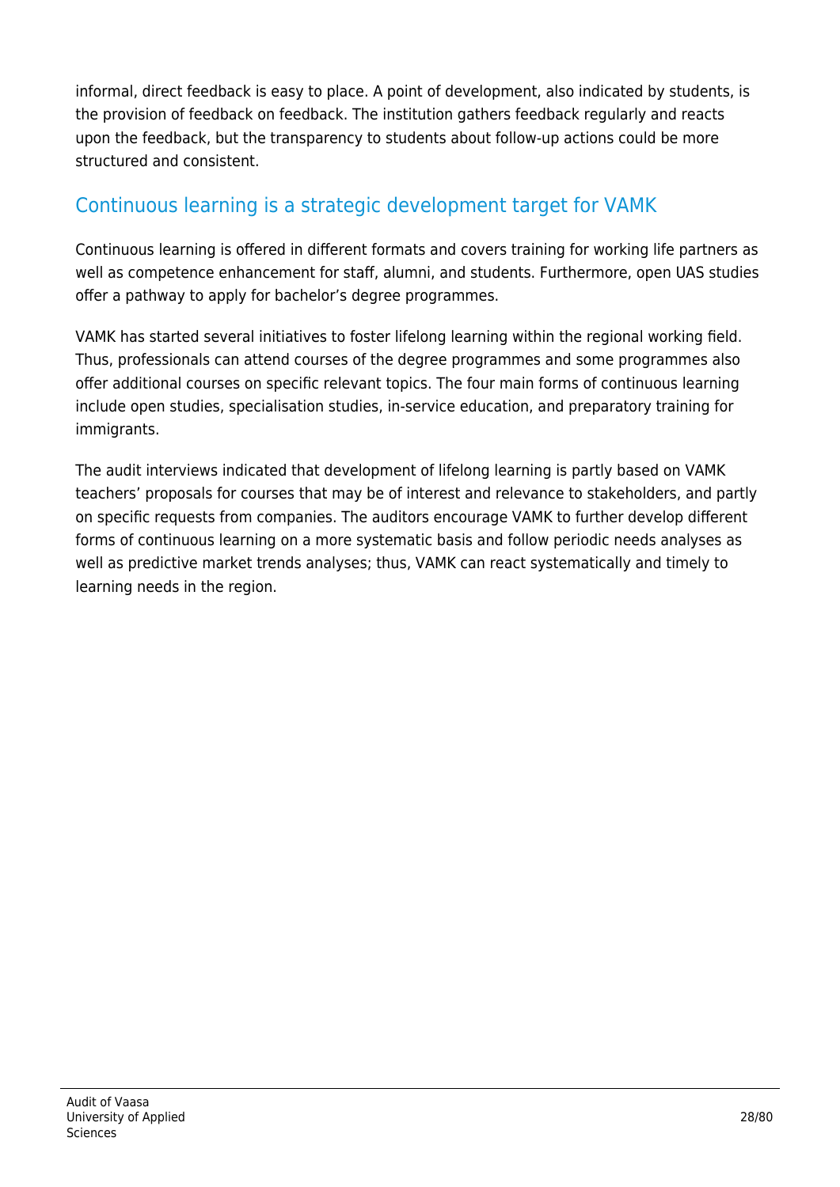informal, direct feedback is easy to place. A point of development, also indicated by students, is the provision of feedback on feedback. The institution gathers feedback regularly and reacts upon the feedback, but the transparency to students about follow-up actions could be more structured and consistent.

### Continuous learning is a strategic development target for VAMK

Continuous learning is offered in different formats and covers training for working life partners as well as competence enhancement for staff, alumni, and students. Furthermore, open UAS studies offer a pathway to apply for bachelor's degree programmes.

VAMK has started several initiatives to foster lifelong learning within the regional working field. Thus, professionals can attend courses of the degree programmes and some programmes also offer additional courses on specific relevant topics. The four main forms of continuous learning include open studies, specialisation studies, in-service education, and preparatory training for immigrants.

The audit interviews indicated that development of lifelong learning is partly based on VAMK teachers' proposals for courses that may be of interest and relevance to stakeholders, and partly on specific requests from companies. The auditors encourage VAMK to further develop different forms of continuous learning on a more systematic basis and follow periodic needs analyses as well as predictive market trends analyses; thus, VAMK can react systematically and timely to learning needs in the region.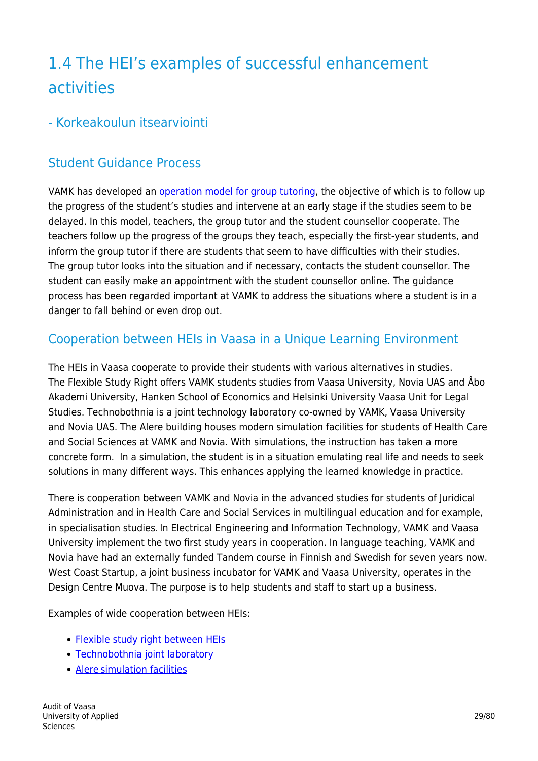# 1.4 The HEI's examples of successful enhancement activities

## - Korkeakoulun itsearviointi

### Student Guidance Process

VAMK has developed an operation model for group tutoring, the objective of which is to follow up the progress of the student's studies and intervene at an early stage if the studies seem to be delayed. In this model, teachers, the group tutor and the student counsellor cooperate. The teachers follow up the progress of the groups they teach, especially the first-year students, and inform the group tutor if there are students that seem to have difficulties with their studies. The group tutor looks into the situation and if necessary, contacts the student counsellor. The student can easily make an appointment with the student counsellor online. The guidance process has been regarded important at VAMK to address the situations where a student is in a danger to fall behind or even drop out.

### Cooperation between HEIs in Vaasa in a Unique Learning Environment

The HEIs in Vaasa cooperate to provide their students with various alternatives in studies. The Flexible Study Right offers VAMK students studies from Vaasa University, Novia UAS and Åbo Akademi University, Hanken School of Economics and Helsinki University Vaasa Unit for Legal Studies. Technobothnia is a joint technology laboratory co-owned by VAMK, Vaasa University and Novia UAS. The Alere building houses modern simulation facilities for students of Health Care and Social Sciences at VAMK and Novia. With simulations, the instruction has taken a more concrete form. In a simulation, the student is in a situation emulating real life and needs to seek solutions in many different ways. This enhances applying the learned knowledge in practice.

There is cooperation between VAMK and Novia in the advanced studies for students of Juridical Administration and in Health Care and Social Services in multilingual education and for example, in specialisation studies. In Electrical Engineering and Information Technology, VAMK and Vaasa University implement the two first study years in cooperation. In language teaching, VAMK and Novia have had an externally funded Tandem course in Finnish and Swedish for seven years now. West Coast Startup, a joint business incubator for VAMK and Vaasa University, operates in the Design Centre Muova. The purpose is to help students and staff to start up a business.

Examples of wide cooperation between HEIs:

- Flexible study right between HEIs
- Technobothnia joint laboratory
- Alere simulation facilities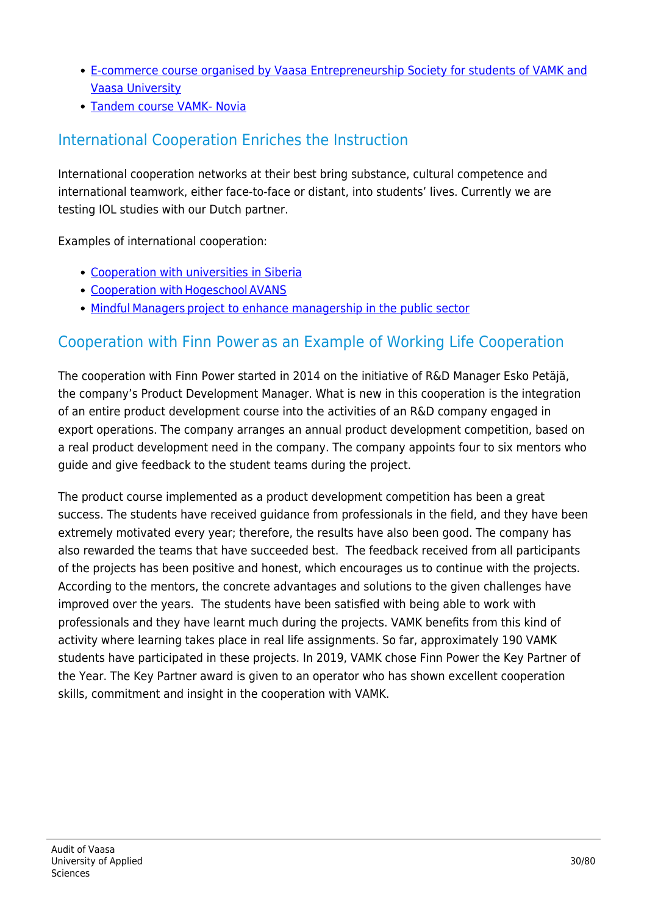- E-commerce course organised by Vaasa Entrepreneurship Society for students of VAMK and Vaasa University
- Tandem course VAMK- Novia

## International Cooperation Enriches the Instruction

International cooperation networks at their best bring substance, cultural competence and international teamwork, either face-to-face or distant, into students' lives. Currently we are testing IOL studies with our Dutch partner.

Examples of international cooperation:

- Cooperation with universities in Siberia
- Cooperation with Hogeschool AVANS
- Mindful Managers project to enhance managership in the public sector

## Cooperation with Finn Power as an Example of Working Life Cooperation

The cooperation with Finn Power started in 2014 on the initiative of R&D Manager Esko Petäjä, the company's Product Development Manager. What is new in this cooperation is the integration of an entire product development course into the activities of an R&D company engaged in export operations. The company arranges an annual product development competition, based on a real product development need in the company. The company appoints four to six mentors who guide and give feedback to the student teams during the project.

The product course implemented as a product development competition has been a great success. The students have received guidance from professionals in the field, and they have been extremely motivated every year; therefore, the results have also been good. The company has also rewarded the teams that have succeeded best. The feedback received from all participants of the projects has been positive and honest, which encourages us to continue with the projects. According to the mentors, the concrete advantages and solutions to the given challenges have improved over the years. The students have been satisfied with being able to work with professionals and they have learnt much during the projects. VAMK benefits from this kind of activity where learning takes place in real life assignments. So far, approximately 190 VAMK students have participated in these projects. In 2019, VAMK chose Finn Power the Key Partner of the Year. The Key Partner award is given to an operator who has shown excellent cooperation skills, commitment and insight in the cooperation with VAMK.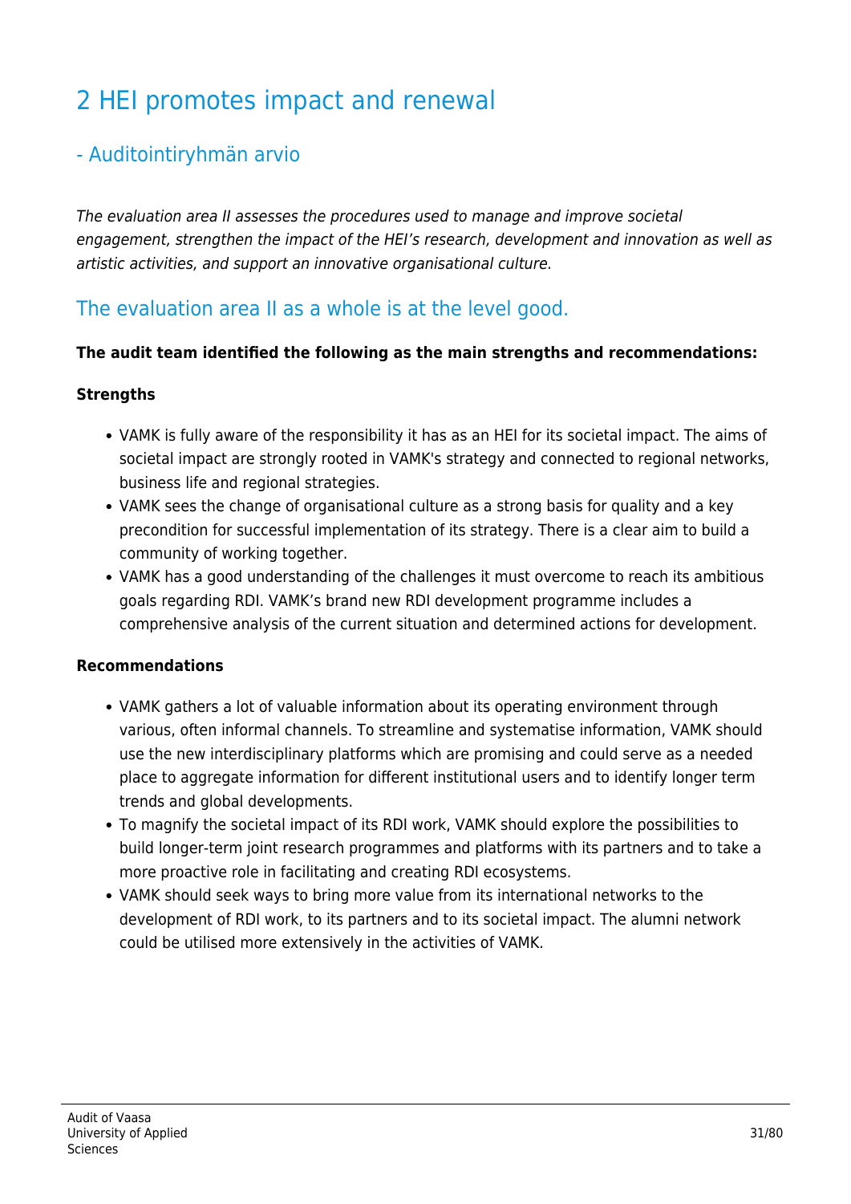# 2 HEI promotes impact and renewal

## - Auditointiryhmän arvio

*The evaluation area II assesses the procedures used to manage and improve societal engagement, strengthen the impact of the HEI's research, development and innovation as well as artistic activities, and support an innovative organisational culture.*

## The evaluation area II as a whole is at the level good.

**The audit team identified the following as the main strengths and recommendations:**

**Strengths**

- VAMK is fully aware of the responsibility it has as an HEI for its societal impact. The aims of societal impact are strongly rooted in VAMK's strategy and connected to regional networks, business life and regional strategies.
- VAMK sees the change of organisational culture as a strong basis for quality and a key precondition for successful implementation of its strategy. There is a clear aim to build a community of working together.
- VAMK has a good understanding of the challenges it must overcome to reach its ambitious goals regarding RDI. VAMK's brand new RDI development programme includes a comprehensive analysis of the current situation and determined actions for development.

**Recommendations**

- VAMK gathers a lot of valuable information about its operating environment through various, often informal channels. To streamline and systematise information, VAMK should use the new interdisciplinary platforms which are promising and could serve as a needed place to aggregate information for different institutional users and to identify longer term trends and global developments.
- To magnify the societal impact of its RDI work, VAMK should explore the possibilities to build longer-term joint research programmes and platforms with its partners and to take a more proactive role in facilitating and creating RDI ecosystems.
- VAMK should seek ways to bring more value from its international networks to the development of RDI work, to its partners and to its societal impact. The alumni network could be utilised more extensively in the activities of VAMK.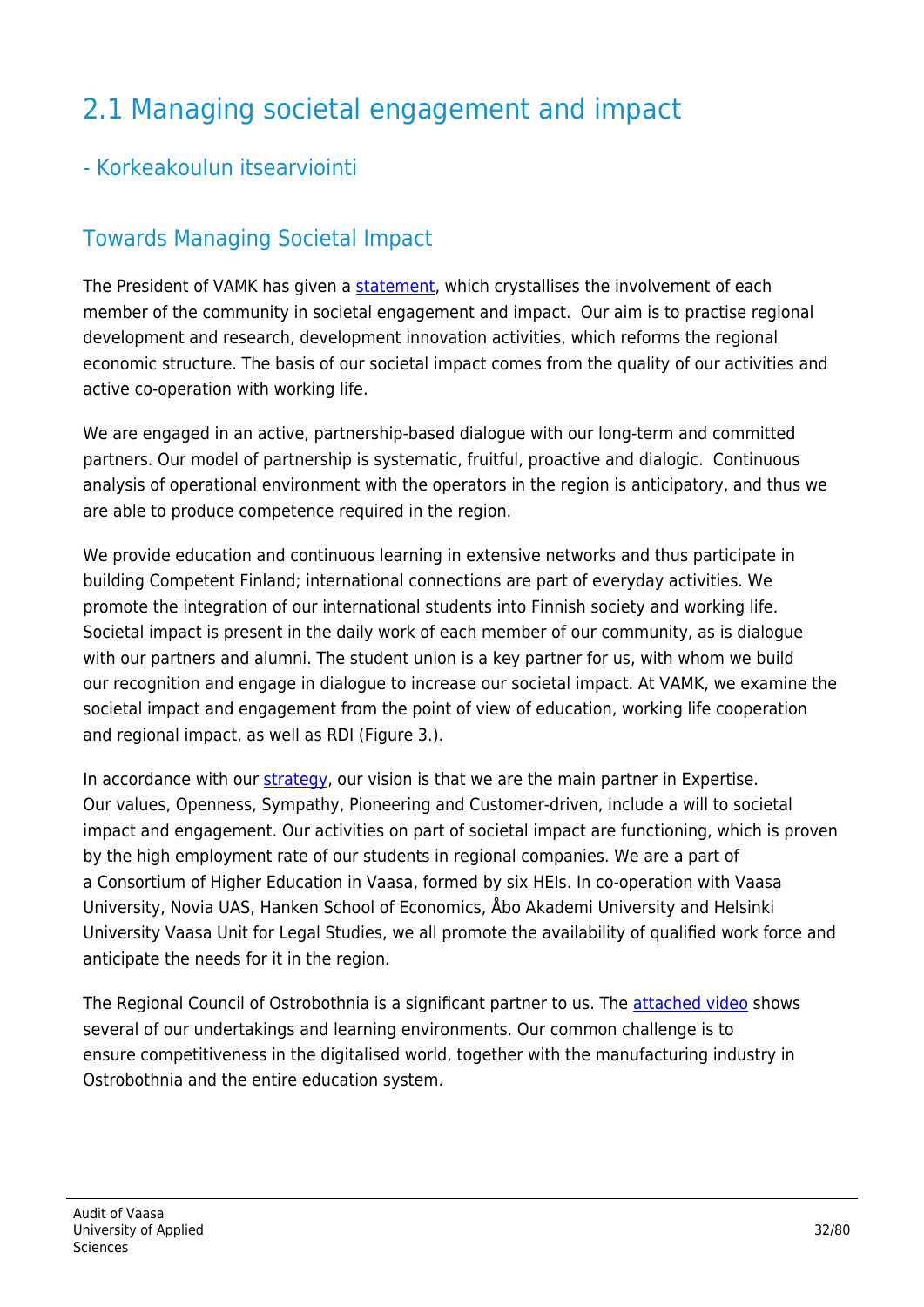# 2.1 Managing societal engagement and impact

## - Korkeakoulun itsearviointi

## Towards Managing Societal Impact

The President of VAMK has given a statement, which crystallises the involvement of each member of the community in societal engagement and impact.  Our aim is to practise regional development and research, development innovation activities, which reforms the regional economic structure. The basis of our societal impact comes from the quality of our activities and active co-operation with working life.

We are engaged in an active, partnership-based dialogue with our long-term and committed partners. Our model of partnership is systematic, fruitful, proactive and dialogic.  Continuous analysis of operational environment with the operators in the region is anticipatory, and thus we are able to produce competence required in the region.

We provide education and continuous learning in extensive networks and thus participate in building Competent Finland; international connections are part of everyday activities. We promote the integration of our international students into Finnish society and working life. Societal impact is present in the daily work of each member of our community, as is dialogue with our partners and alumni. The student union is a key partner for us, with whom we build our recognition and engage in dialogue to increase our societal impact. At VAMK, we examine the societal impact and engagement from the point of view of education, working life cooperation and regional impact, as well as RDI (Figure 3.).

In accordance with our strategy, our vision is that we are the main partner in Expertise. Our values, Openness, Sympathy, Pioneering and Customer-driven, include a will to societal impact and engagement. Our activities on part of societal impact are functioning, which is proven by the high employment rate of our students in regional companies. We are a part of a Consortium of Higher Education in Vaasa, formed by six HEIs. In co-operation with Vaasa University, Novia UAS, Hanken School of Economics, Åbo Akademi University and Helsinki University Vaasa Unit for Legal Studies, we all promote the availability of qualified work force and anticipate the needs for it in the region.

The Regional Council of Ostrobothnia is a significant partner to us. The attached video shows several of our undertakings and learning environments. Our common challenge is to ensure competitiveness in the digitalised world, together with the manufacturing industry in Ostrobothnia and the entire education system.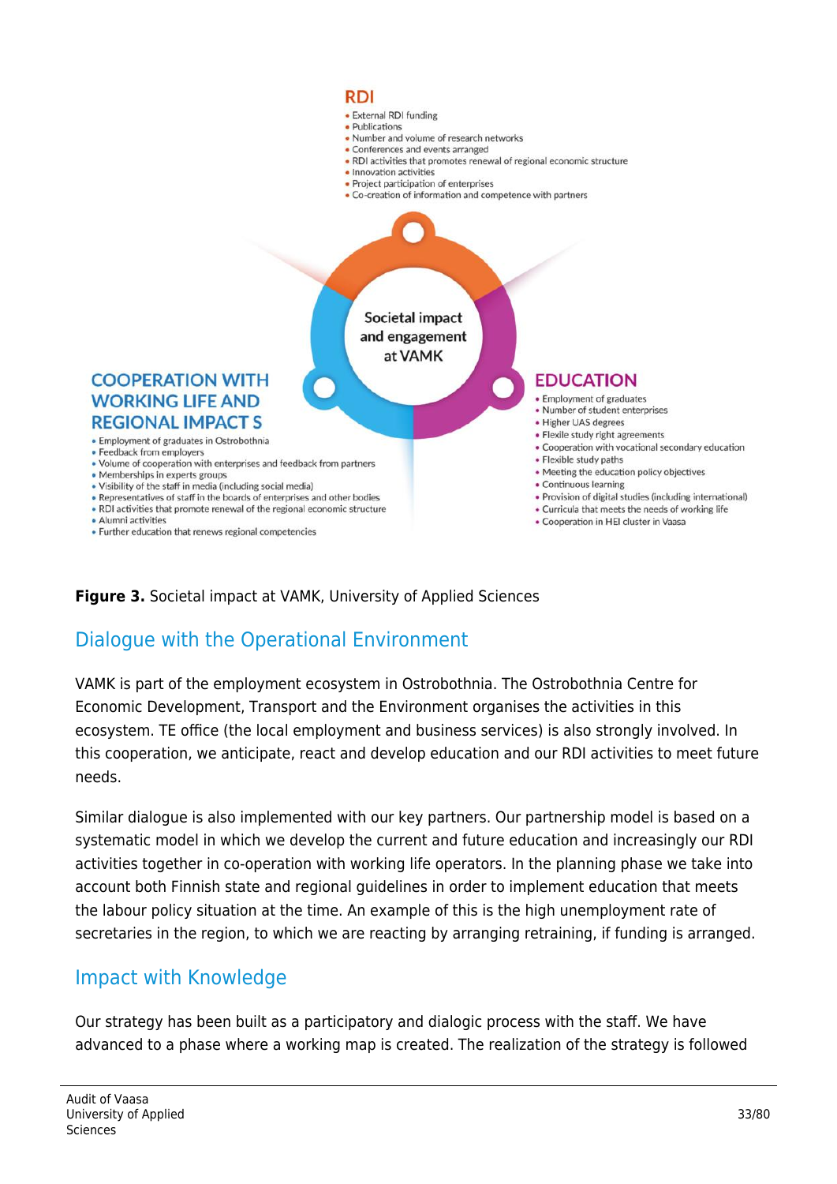**RDI**

- External RDI funding
- Publications
- Number and volume of research networks
- Conferences and events arranged
- RDI activities that promotes renewal of regional economic structure
- Innovation activities
- Project participation of enterprises
- Co-creation of information and competence with partners

Societal impact and engagement at VAMK

**COOPERATION WITH WORKING LIFE AND REGIONAL IMPACT S**

- Employment of graduates in Ostrobothnia
- Feedback from employers
- Volume of cooperation with enterprises and feedback from partners
- Memberships in experts groups
- Visibility of the staff in media (including social media)
- Representatives of staff in the boards of enterprises and other bodies
- RDI activities that promote renewal of the regional economic structure
- Alumni activities
- Further education that renews regional competencies

**EDUCATION**

- Employment of graduates
- Number of student enterprises
- Higher UAS degrees
- Flexile study right agreements
- Cooperation with vocational secondary education
- Flexible study paths
- Meeting the education policy objectives
- Continuous learning
- Provision of digital studies (including international)
- Curricula that meets the needs of working life
- Cooperation in HEI cluster in Vaasa

**Figure 3.** Societal impact at VAMK, University of Applied Sciences

## Dialogue with the Operational Environment

VAMK is part of the employment ecosystem in Ostrobothnia. The Ostrobothnia Centre for Economic Development, Transport and the Environment organises the activities in this ecosystem. TE office (the local employment and business services) is also strongly involved. In this cooperation, we anticipate, react and develop education and our RDI activities to meet future needs.

Similar dialogue is also implemented with our key partners. Our partnership model is based on a systematic model in which we develop the current and future education and increasingly our RDI activities together in co-operation with working life operators. In the planning phase we take into account both Finnish state and regional guidelines in order to implement education that meets the labour policy situation at the time. An example of this is the high unemployment rate of secretaries in the region, to which we are reacting by arranging retraining, if funding is arranged.

## Impact with Knowledge

Our strategy has been built as a participatory and dialogic process with the staff. We have advanced to a phase where a working map is created. The realization of the strategy is followed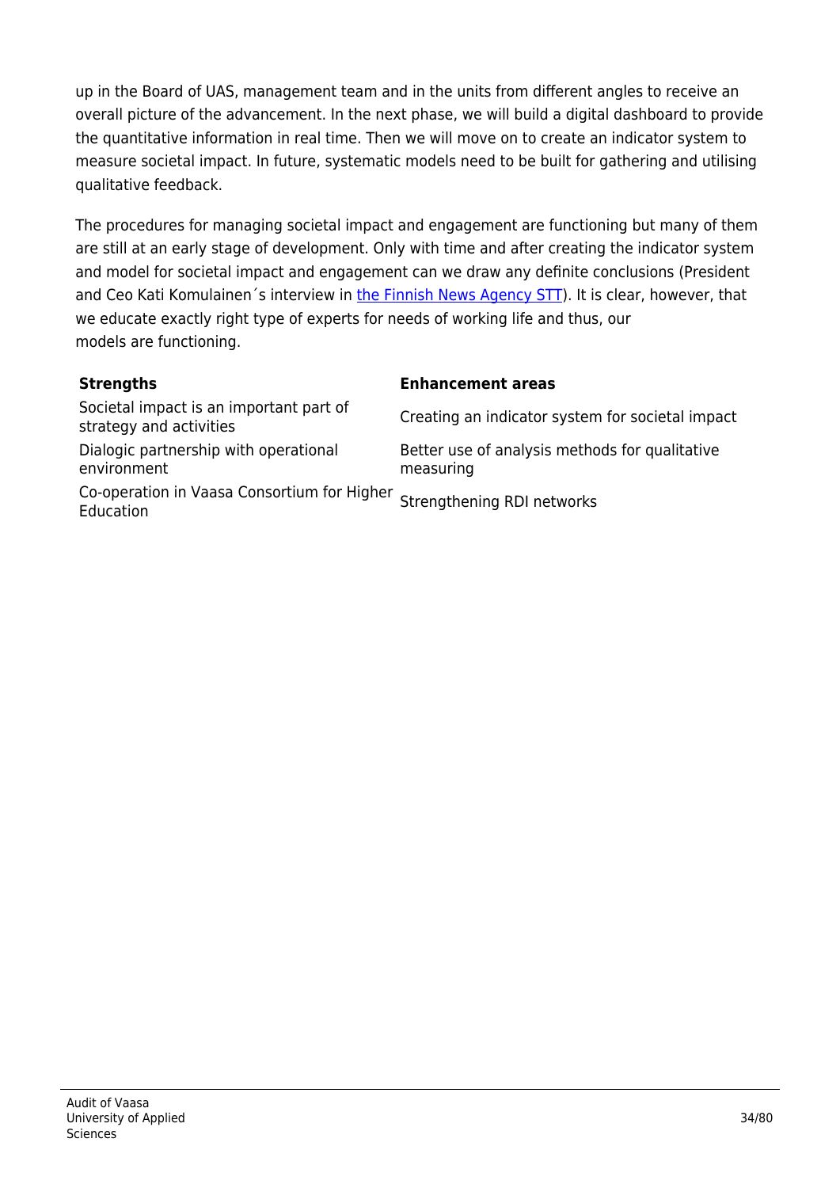up in the Board of UAS, management team and in the units from different angles to receive an overall picture of the advancement. In the next phase, we will build a digital dashboard to provide the quantitative information in real time. Then we will move on to create an indicator system to measure societal impact. In future, systematic models need to be built for gathering and utilising qualitative feedback.

The procedures for managing societal impact and engagement are functioning but many of them are still at an early stage of development. Only with time and after creating the indicator system and model for societal impact and engagement can we draw any definite conclusions (President and Ceo Kati Komulainen´s interview in the Finnish News Agency STT). It is clear, however, that we educate exactly right type of experts for needs of working life and thus, our models are functioning.

| **Strengths** | **Enhancement areas** |
| --- | --- |
| Societal impact is an important part of strategy and activities | Creating an indicator system for societal impact |
| Dialogic partnership with operational environment | Better use of analysis methods for qualitative measuring |
| Co-operation in Vaasa Consortium for Higher Education | Strengthening RDI networks |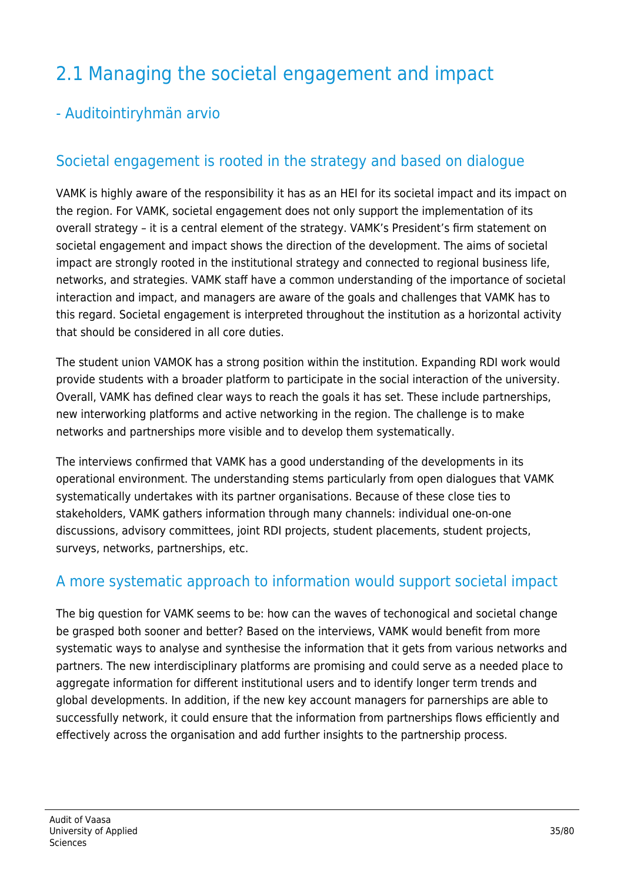# 2.1 Managing the societal engagement and impact

## - Auditointiryhmän arvio

## Societal engagement is rooted in the strategy and based on dialogue

VAMK is highly aware of the responsibility it has as an HEI for its societal impact and its impact on the region. For VAMK, societal engagement does not only support the implementation of its overall strategy – it is a central element of the strategy. VAMK's President's firm statement on societal engagement and impact shows the direction of the development. The aims of societal impact are strongly rooted in the institutional strategy and connected to regional business life, networks, and strategies. VAMK staff have a common understanding of the importance of societal interaction and impact, and managers are aware of the goals and challenges that VAMK has to this regard. Societal engagement is interpreted throughout the institution as a horizontal activity that should be considered in all core duties.

The student union VAMOK has a strong position within the institution. Expanding RDI work would provide students with a broader platform to participate in the social interaction of the university. Overall, VAMK has defined clear ways to reach the goals it has set. These include partnerships, new interworking platforms and active networking in the region. The challenge is to make networks and partnerships more visible and to develop them systematically.

The interviews confirmed that VAMK has a good understanding of the developments in its operational environment. The understanding stems particularly from open dialogues that VAMK systematically undertakes with its partner organisations. Because of these close ties to stakeholders, VAMK gathers information through many channels: individual one-on-one discussions, advisory committees, joint RDI projects, student placements, student projects, surveys, networks, partnerships, etc.

## A more systematic approach to information would support societal impact

The big question for VAMK seems to be: how can the waves of techonogical and societal change be grasped both sooner and better? Based on the interviews, VAMK would benefit from more systematic ways to analyse and synthesise the information that it gets from various networks and partners. The new interdisciplinary platforms are promising and could serve as a needed place to aggregate information for different institutional users and to identify longer term trends and global developments. In addition, if the new key account managers for parnerships are able to successfully network, it could ensure that the information from partnerships flows efficiently and effectively across the organisation and add further insights to the partnership process.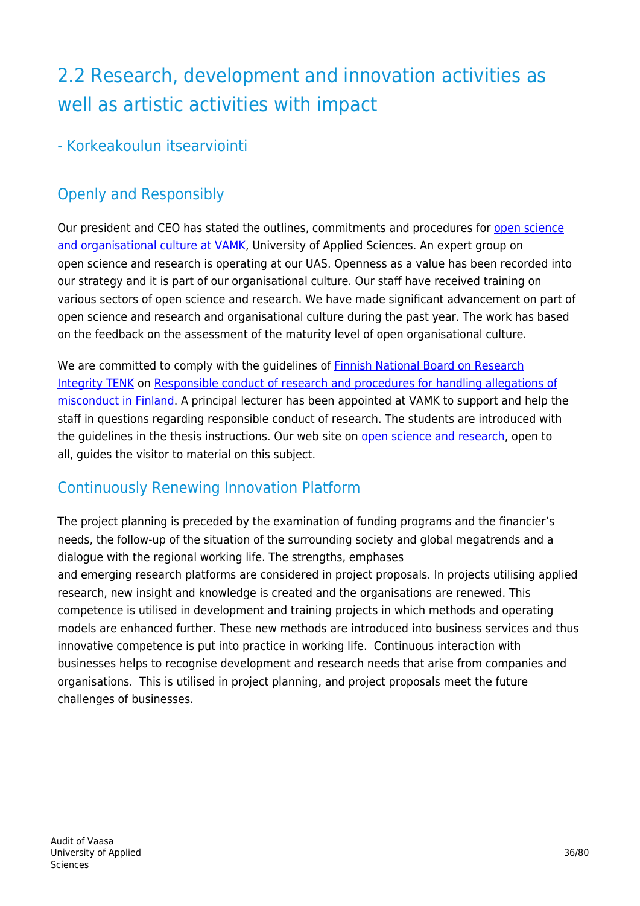# 2.2 Research, development and innovation activities as well as artistic activities with impact

## - Korkeakoulun itsearviointi

## Openly and Responsibly

Our president and CEO has stated the outlines, commitments and procedures for open science and organisational culture at VAMK, University of Applied Sciences. An expert group on open science and research is operating at our UAS. Openness as a value has been recorded into our strategy and it is part of our organisational culture. Our staff have received training on various sectors of open science and research. We have made significant advancement on part of open science and research and organisational culture during the past year. The work has based on the feedback on the assessment of the maturity level of open organisational culture.

We are committed to comply with the guidelines of Finnish National Board on Research Integrity TENK on Responsible conduct of research and procedures for handling allegations of misconduct in Finland. A principal lecturer has been appointed at VAMK to support and help the staff in questions regarding responsible conduct of research. The students are introduced with the guidelines in the thesis instructions. Our web site on open science and research, open to all, guides the visitor to material on this subject.

## Continuously Renewing Innovation Platform

The project planning is preceded by the examination of funding programs and the financier's needs, the follow-up of the situation of the surrounding society and global megatrends and a dialogue with the regional working life. The strengths, emphases and emerging research platforms are considered in project proposals. In projects utilising applied research, new insight and knowledge is created and the organisations are renewed. This competence is utilised in development and training projects in which methods and operating models are enhanced further. These new methods are introduced into business services and thus innovative competence is put into practice in working life. Continuous interaction with businesses helps to recognise development and research needs that arise from companies and organisations. This is utilised in project planning, and project proposals meet the future challenges of businesses.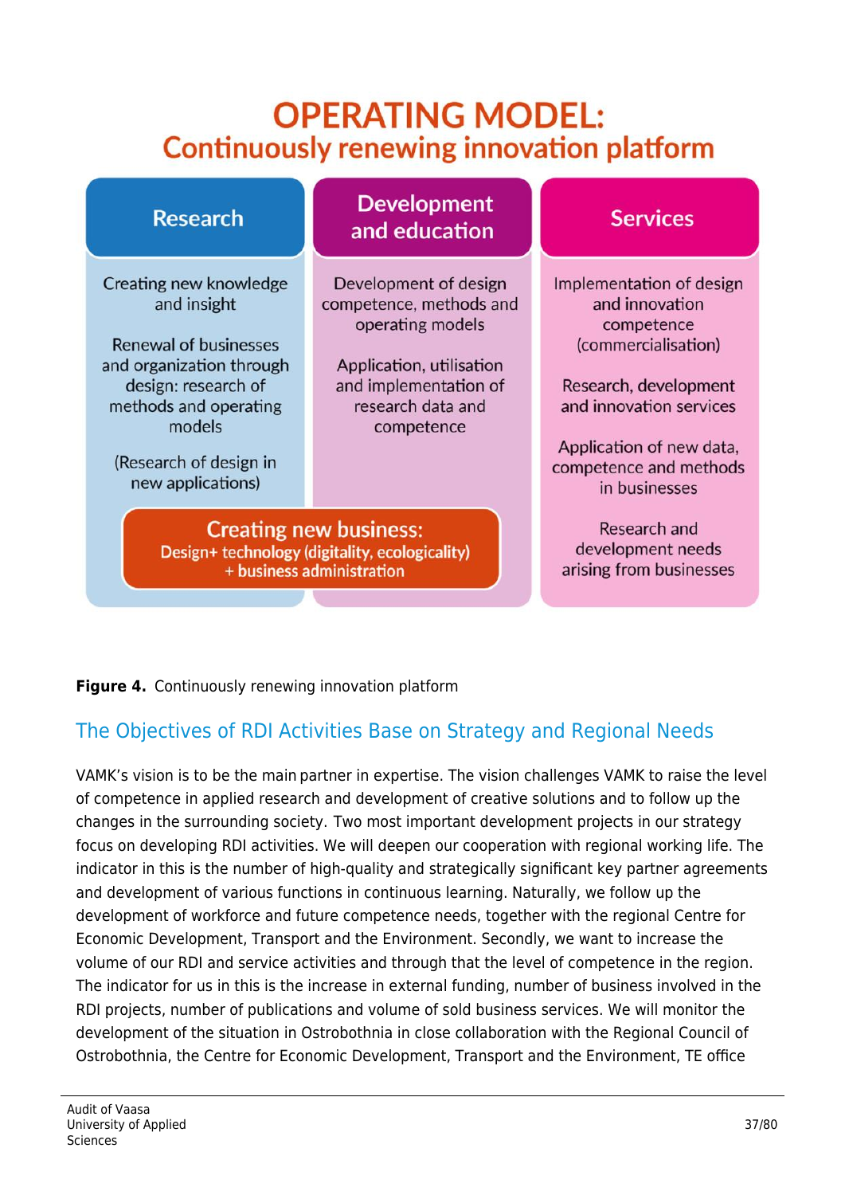# OPERATING MODEL:
## Continuously renewing innovation platform

| Research | Development and education | Services |
| --- | --- | --- |
| Creating new knowledge and insight | Development of design competence, methods and operating models | Implementation of design and innovation competence (commercialisation) |
| Renewal of businesses and organization through design: research of methods and operating models | Application, utilisation and implementation of research data and competence | Research, development and innovation services |
| (Research of design in new applications) | | Application of new data, competence and methods in businesses |
| | | Research and development needs arising from businesses |

**Creating new business:**
Design+ technology (digitality, ecologicality) + business administration

**Figure 4.** Continuously renewing innovation platform

## The Objectives of RDI Activities Base on Strategy and Regional Needs

VAMK's vision is to be the main partner in expertise. The vision challenges VAMK to raise the level of competence in applied research and development of creative solutions and to follow up the changes in the surrounding society. Two most important development projects in our strategy focus on developing RDI activities. We will deepen our cooperation with regional working life. The indicator in this is the number of high-quality and strategically significant key partner agreements and development of various functions in continuous learning. Naturally, we follow up the development of workforce and future competence needs, together with the regional Centre for Economic Development, Transport and the Environment. Secondly, we want to increase the volume of our RDI and service activities and through that the level of competence in the region. The indicator for us in this is the increase in external funding, number of business involved in the RDI projects, number of publications and volume of sold business services. We will monitor the development of the situation in Ostrobothnia in close collaboration with the Regional Council of Ostrobothnia, the Centre for Economic Development, Transport and the Environment, TE office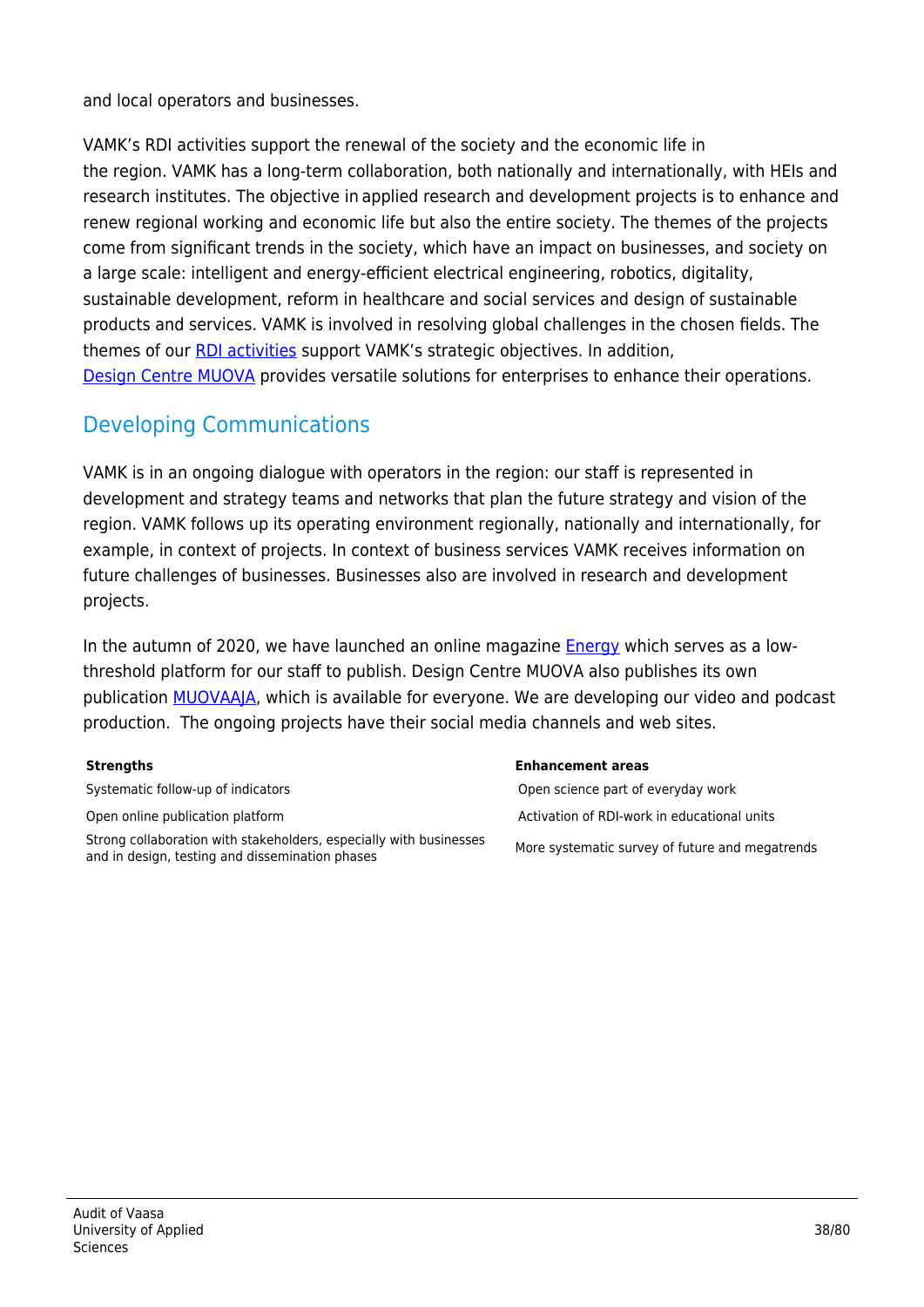and local operators and businesses.

VAMK's RDI activities support the renewal of the society and the economic life in the region. VAMK has a long-term collaboration, both nationally and internationally, with HEIs and research institutes. The objective in applied research and development projects is to enhance and renew regional working and economic life but also the entire society. The themes of the projects come from significant trends in the society, which have an impact on businesses, and society on a large scale: intelligent and energy-efficient electrical engineering, robotics, digitality, sustainable development, reform in healthcare and social services and design of sustainable products and services. VAMK is involved in resolving global challenges in the chosen fields. The themes of our RDI activities support VAMK's strategic objectives. In addition, Design Centre MUOVA provides versatile solutions for enterprises to enhance their operations.

## Developing Communications

VAMK is in an ongoing dialogue with operators in the region: our staff is represented in development and strategy teams and networks that plan the future strategy and vision of the region. VAMK follows up its operating environment regionally, nationally and internationally, for example, in context of projects. In context of business services VAMK receives information on future challenges of businesses. Businesses also are involved in research and development projects.

In the autumn of 2020, we have launched an online magazine Energy which serves as a low-threshold platform for our staff to publish. Design Centre MUOVA also publishes its own publication MUOVAAJA, which is available for everyone. We are developing our video and podcast production.  The ongoing projects have their social media channels and web sites.

| Strengths | Enhancement areas |
| --- | --- |
| Systematic follow-up of indicators | Open science part of everyday work |
| Open online publication platform | Activation of RDI-work in educational units |
| Strong collaboration with stakeholders, especially with businesses and in design, testing and dissemination phases | More systematic survey of future and megatrends |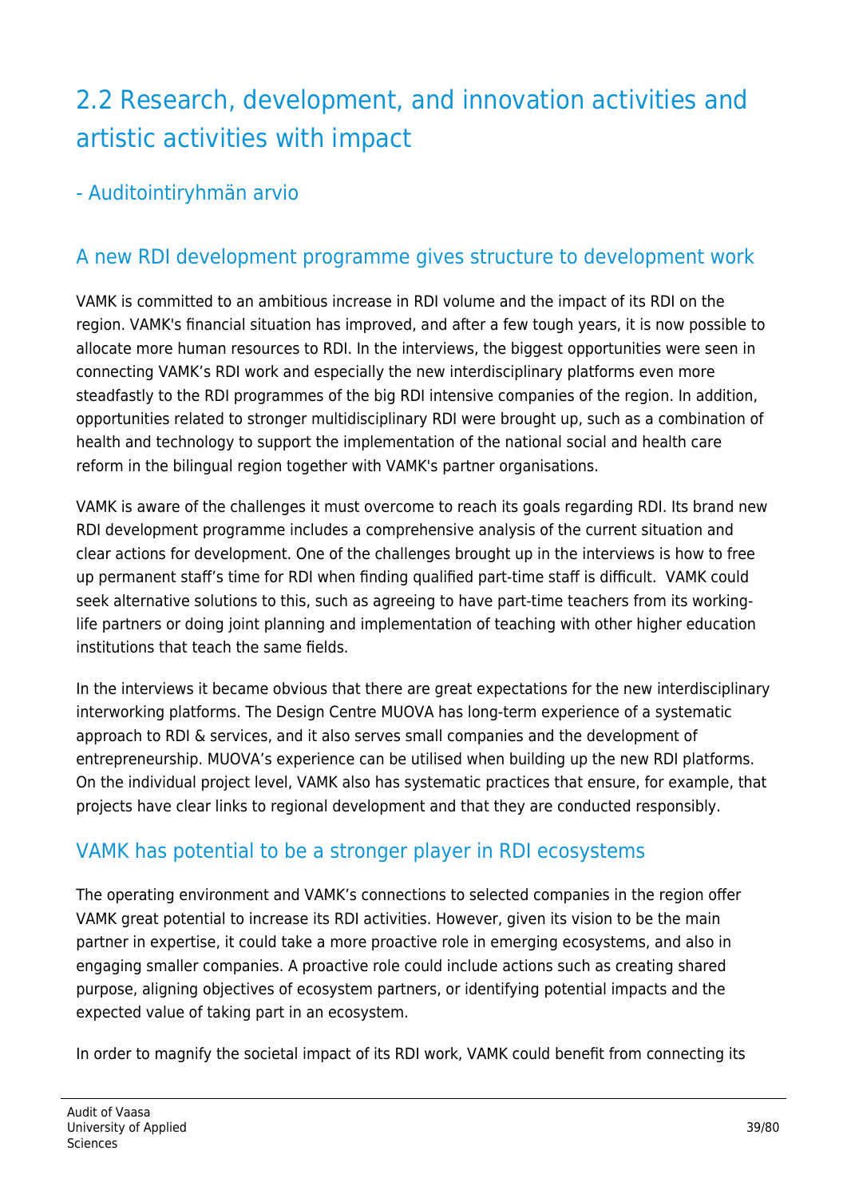# 2.2 Research, development, and innovation activities and artistic activities with impact

## - Auditointiryhmän arvio

### A new RDI development programme gives structure to development work

VAMK is committed to an ambitious increase in RDI volume and the impact of its RDI on the region. VAMK's financial situation has improved, and after a few tough years, it is now possible to allocate more human resources to RDI. In the interviews, the biggest opportunities were seen in connecting VAMK’s RDI work and especially the new interdisciplinary platforms even more steadfastly to the RDI programmes of the big RDI intensive companies of the region. In addition, opportunities related to stronger multidisciplinary RDI were brought up, such as a combination of health and technology to support the implementation of the national social and health care reform in the bilingual region together with VAMK's partner organisations.

VAMK is aware of the challenges it must overcome to reach its goals regarding RDI. Its brand new RDI development programme includes a comprehensive analysis of the current situation and clear actions for development. One of the challenges brought up in the interviews is how to free up permanent staff’s time for RDI when finding qualified part-time staff is difficult. VAMK could seek alternative solutions to this, such as agreeing to have part-time teachers from its working-life partners or doing joint planning and implementation of teaching with other higher education institutions that teach the same fields.

In the interviews it became obvious that there are great expectations for the new interdisciplinary interworking platforms. The Design Centre MUOVA has long-term experience of a systematic approach to RDI & services, and it also serves small companies and the development of entrepreneurship. MUOVA’s experience can be utilised when building up the new RDI platforms. On the individual project level, VAMK also has systematic practices that ensure, for example, that projects have clear links to regional development and that they are conducted responsibly.

### VAMK has potential to be a stronger player in RDI ecosystems

The operating environment and VAMK’s connections to selected companies in the region offer VAMK great potential to increase its RDI activities. However, given its vision to be the main partner in expertise, it could take a more proactive role in emerging ecosystems, and also in engaging smaller companies. A proactive role could include actions such as creating shared purpose, aligning objectives of ecosystem partners, or identifying potential impacts and the expected value of taking part in an ecosystem.

In order to magnify the societal impact of its RDI work, VAMK could benefit from connecting its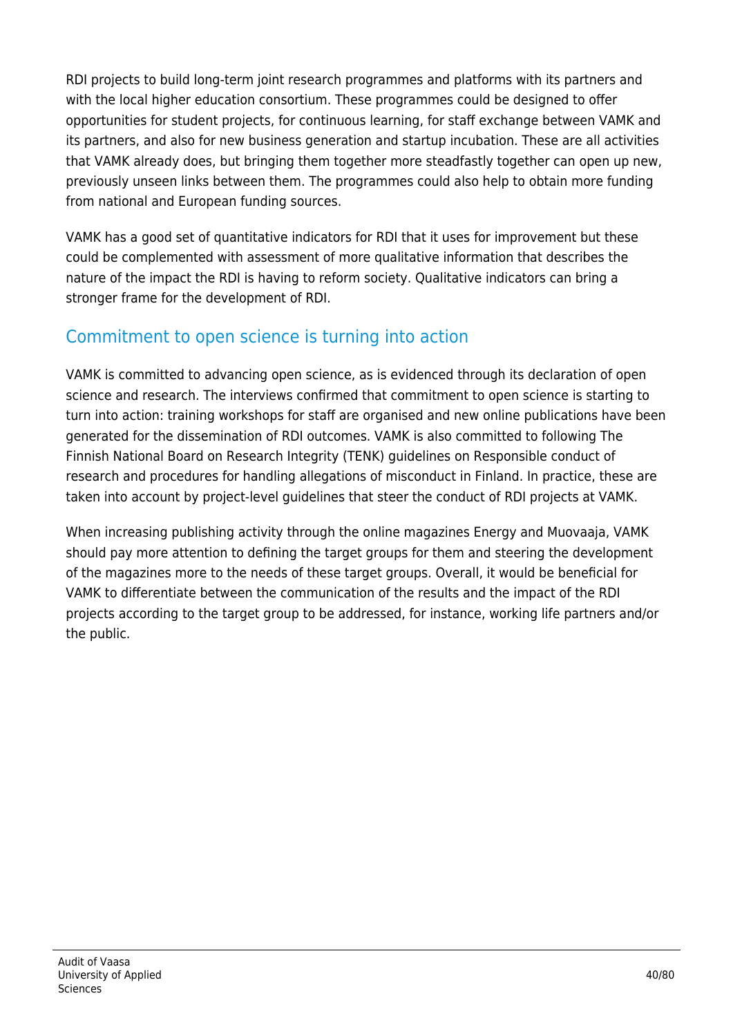RDI projects to build long-term joint research programmes and platforms with its partners and with the local higher education consortium. These programmes could be designed to offer opportunities for student projects, for continuous learning, for staff exchange between VAMK and its partners, and also for new business generation and startup incubation. These are all activities that VAMK already does, but bringing them together more steadfastly together can open up new, previously unseen links between them. The programmes could also help to obtain more funding from national and European funding sources.

VAMK has a good set of quantitative indicators for RDI that it uses for improvement but these could be complemented with assessment of more qualitative information that describes the nature of the impact the RDI is having to reform society. Qualitative indicators can bring a stronger frame for the development of RDI.

## Commitment to open science is turning into action

VAMK is committed to advancing open science, as is evidenced through its declaration of open science and research. The interviews confirmed that commitment to open science is starting to turn into action: training workshops for staff are organised and new online publications have been generated for the dissemination of RDI outcomes. VAMK is also committed to following The Finnish National Board on Research Integrity (TENK) guidelines on Responsible conduct of research and procedures for handling allegations of misconduct in Finland. In practice, these are taken into account by project-level guidelines that steer the conduct of RDI projects at VAMK.

When increasing publishing activity through the online magazines Energy and Muovaaja, VAMK should pay more attention to defining the target groups for them and steering the development of the magazines more to the needs of these target groups. Overall, it would be beneficial for VAMK to differentiate between the communication of the results and the impact of the RDI projects according to the target group to be addressed, for instance, working life partners and/or the public.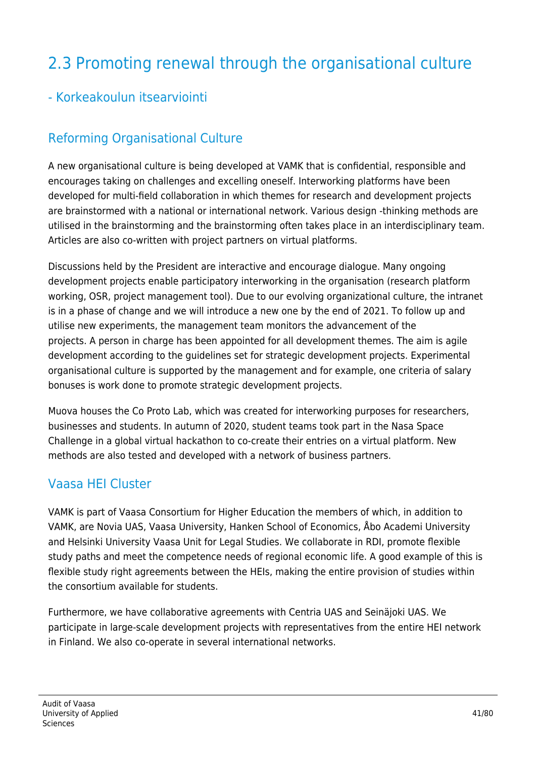# 2.3 Promoting renewal through the organisational culture

## - Korkeakoulun itsearviointi

## Reforming Organisational Culture

A new organisational culture is being developed at VAMK that is confidential, responsible and encourages taking on challenges and excelling oneself. Interworking platforms have been developed for multi-field collaboration in which themes for research and development projects are brainstormed with a national or international network. Various design -thinking methods are utilised in the brainstorming and the brainstorming often takes place in an interdisciplinary team. Articles are also co-written with project partners on virtual platforms.

Discussions held by the President are interactive and encourage dialogue. Many ongoing development projects enable participatory interworking in the organisation (research platform working, OSR, project management tool). Due to our evolving organizational culture, the intranet is in a phase of change and we will introduce a new one by the end of 2021. To follow up and utilise new experiments, the management team monitors the advancement of the projects. A person in charge has been appointed for all development themes. The aim is agile development according to the guidelines set for strategic development projects. Experimental organisational culture is supported by the management and for example, one criteria of salary bonuses is work done to promote strategic development projects.

Muova houses the Co Proto Lab, which was created for interworking purposes for researchers, businesses and students. In autumn of 2020, student teams took part in the Nasa Space Challenge in a global virtual hackathon to co-create their entries on a virtual platform. New methods are also tested and developed with a network of business partners.

## Vaasa HEI Cluster

VAMK is part of Vaasa Consortium for Higher Education the members of which, in addition to VAMK, are Novia UAS, Vaasa University, Hanken School of Economics, Åbo Academi University and Helsinki University Vaasa Unit for Legal Studies. We collaborate in RDI, promote flexible study paths and meet the competence needs of regional economic life. A good example of this is flexible study right agreements between the HEIs, making the entire provision of studies within the consortium available for students.

Furthermore, we have collaborative agreements with Centria UAS and Seinäjoki UAS. We participate in large-scale development projects with representatives from the entire HEI network in Finland. We also co-operate in several international networks.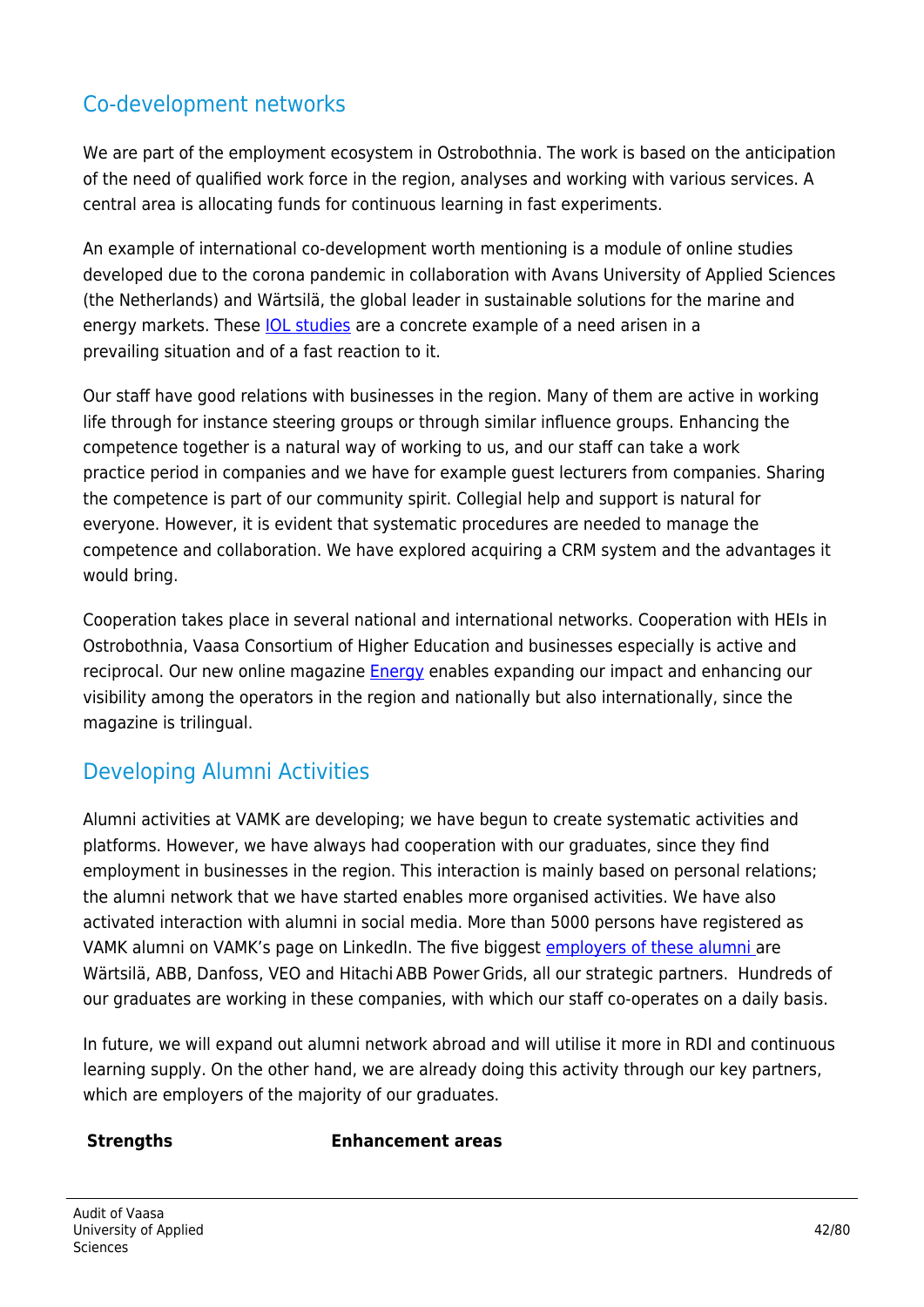## Co-development networks

We are part of the employment ecosystem in Ostrobothnia. The work is based on the anticipation of the need of qualified work force in the region, analyses and working with various services. A central area is allocating funds for continuous learning in fast experiments.

An example of international co-development worth mentioning is a module of online studies developed due to the corona pandemic in collaboration with Avans University of Applied Sciences (the Netherlands) and Wärtsilä, the global leader in sustainable solutions for the marine and energy markets. These IOL studies are a concrete example of a need arisen in a prevailing situation and of a fast reaction to it.

Our staff have good relations with businesses in the region. Many of them are active in working life through for instance steering groups or through similar influence groups. Enhancing the competence together is a natural way of working to us, and our staff can take a work practice period in companies and we have for example guest lecturers from companies. Sharing the competence is part of our community spirit. Collegial help and support is natural for everyone. However, it is evident that systematic procedures are needed to manage the competence and collaboration. We have explored acquiring a CRM system and the advantages it would bring.

Cooperation takes place in several national and international networks. Cooperation with HEIs in Ostrobothnia, Vaasa Consortium of Higher Education and businesses especially is active and reciprocal. Our new online magazine Energy enables expanding our impact and enhancing our visibility among the operators in the region and nationally but also internationally, since the magazine is trilingual.

## Developing Alumni Activities

Alumni activities at VAMK are developing; we have begun to create systematic activities and platforms. However, we have always had cooperation with our graduates, since they find employment in businesses in the region. This interaction is mainly based on personal relations; the alumni network that we have started enables more organised activities. We have also activated interaction with alumni in social media. More than 5000 persons have registered as VAMK alumni on VAMK's page on LinkedIn. The five biggest employers of these alumni are Wärtsilä, ABB, Danfoss, VEO and Hitachi ABB Power Grids, all our strategic partners. Hundreds of our graduates are working in these companies, with which our staff co-operates on a daily basis.

In future, we will expand out alumni network abroad and will utilise it more in RDI and continuous learning supply. On the other hand, we are already doing this activity through our key partners, which are employers of the majority of our graduates.

| Strengths | Enhancement areas |
|---|---|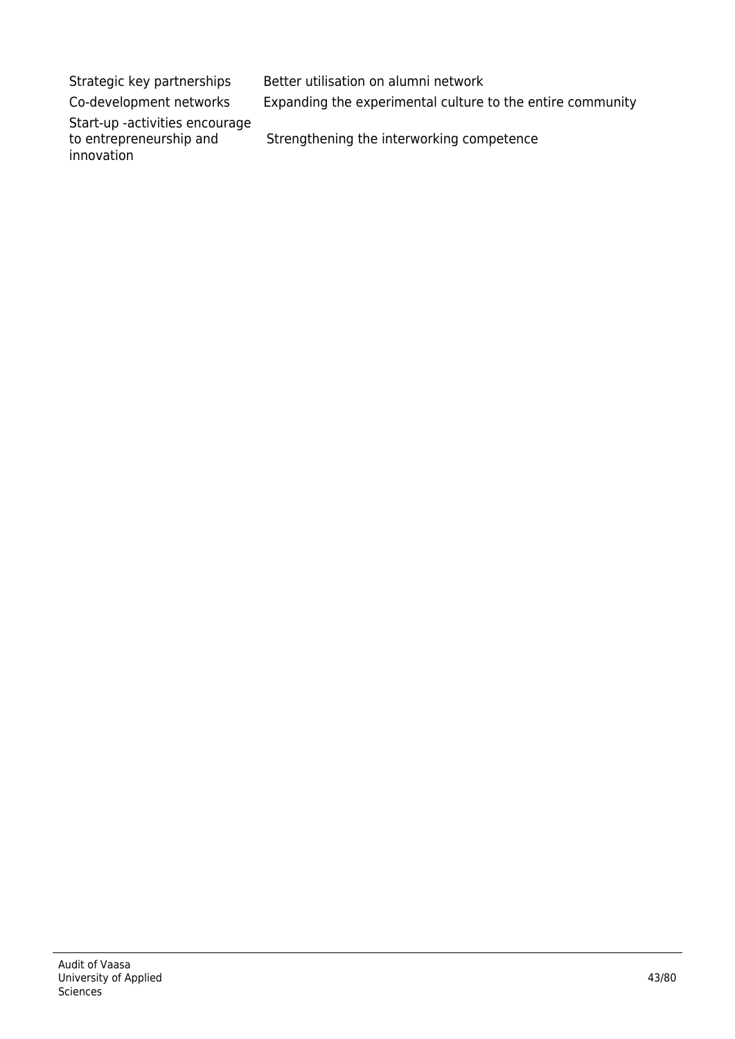| | |
|---|---|
| Strategic key partnerships | Better utilisation on alumni network |
| Co-development networks | Expanding the experimental culture to the entire community |
| Start-up -activities encourage to entrepreneurship and innovation | Strengthening the interworking competence |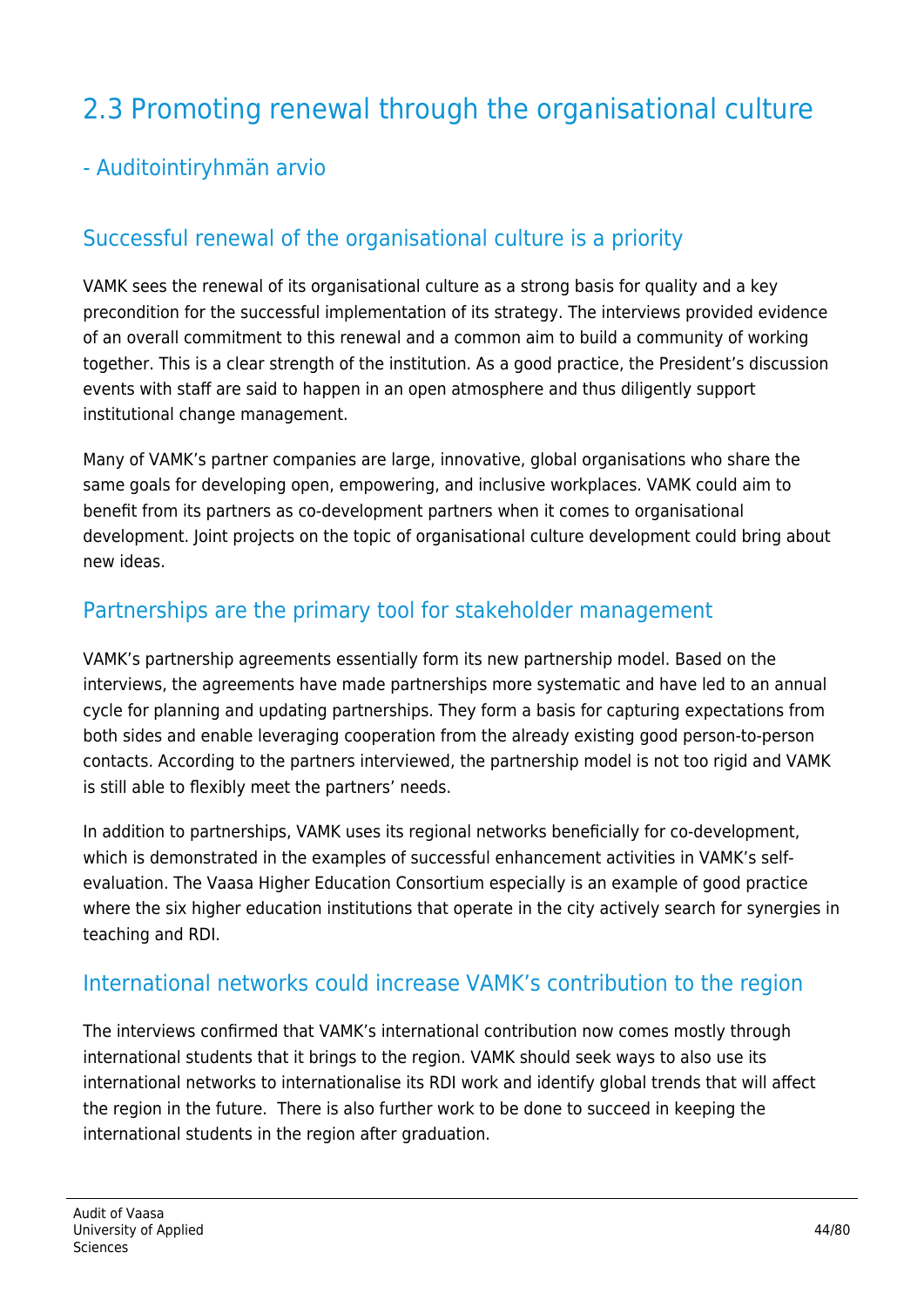# 2.3 Promoting renewal through the organisational culture

## - Auditointiryhmän arvio

### Successful renewal of the organisational culture is a priority

VAMK sees the renewal of its organisational culture as a strong basis for quality and a key precondition for the successful implementation of its strategy. The interviews provided evidence of an overall commitment to this renewal and a common aim to build a community of working together. This is a clear strength of the institution. As a good practice, the President's discussion events with staff are said to happen in an open atmosphere and thus diligently support institutional change management.

Many of VAMK's partner companies are large, innovative, global organisations who share the same goals for developing open, empowering, and inclusive workplaces. VAMK could aim to benefit from its partners as co-development partners when it comes to organisational development. Joint projects on the topic of organisational culture development could bring about new ideas.

### Partnerships are the primary tool for stakeholder management

VAMK's partnership agreements essentially form its new partnership model. Based on the interviews, the agreements have made partnerships more systematic and have led to an annual cycle for planning and updating partnerships. They form a basis for capturing expectations from both sides and enable leveraging cooperation from the already existing good person-to-person contacts. According to the partners interviewed, the partnership model is not too rigid and VAMK is still able to flexibly meet the partners' needs.

In addition to partnerships, VAMK uses its regional networks beneficially for co-development, which is demonstrated in the examples of successful enhancement activities in VAMK's self-evaluation. The Vaasa Higher Education Consortium especially is an example of good practice where the six higher education institutions that operate in the city actively search for synergies in teaching and RDI.

### International networks could increase VAMK's contribution to the region

The interviews confirmed that VAMK's international contribution now comes mostly through international students that it brings to the region. VAMK should seek ways to also use its international networks to internationalise its RDI work and identify global trends that will affect the region in the future. There is also further work to be done to succeed in keeping the international students in the region after graduation.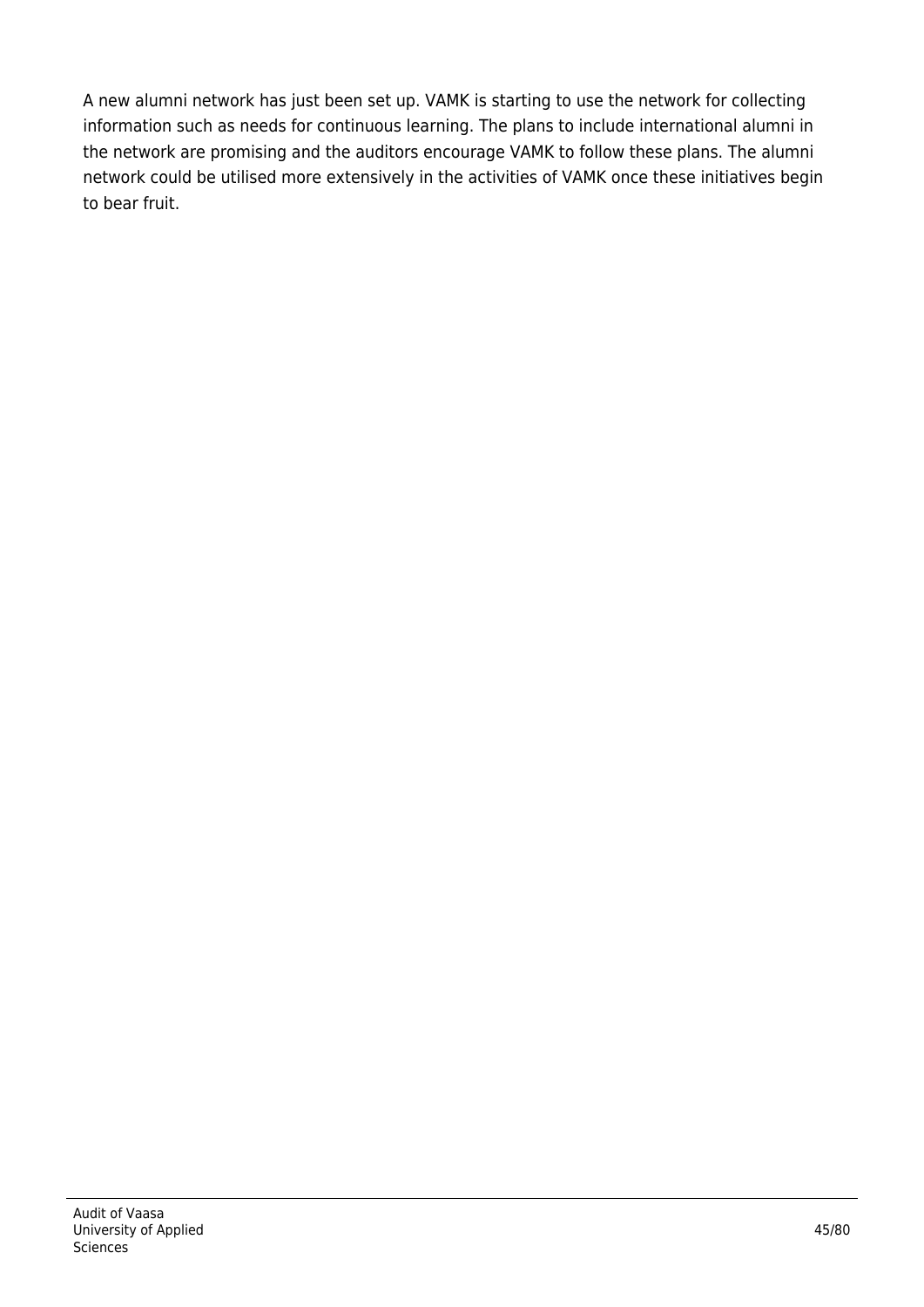A new alumni network has just been set up. VAMK is starting to use the network for collecting information such as needs for continuous learning. The plans to include international alumni in the network are promising and the auditors encourage VAMK to follow these plans. The alumni network could be utilised more extensively in the activities of VAMK once these initiatives begin to bear fruit.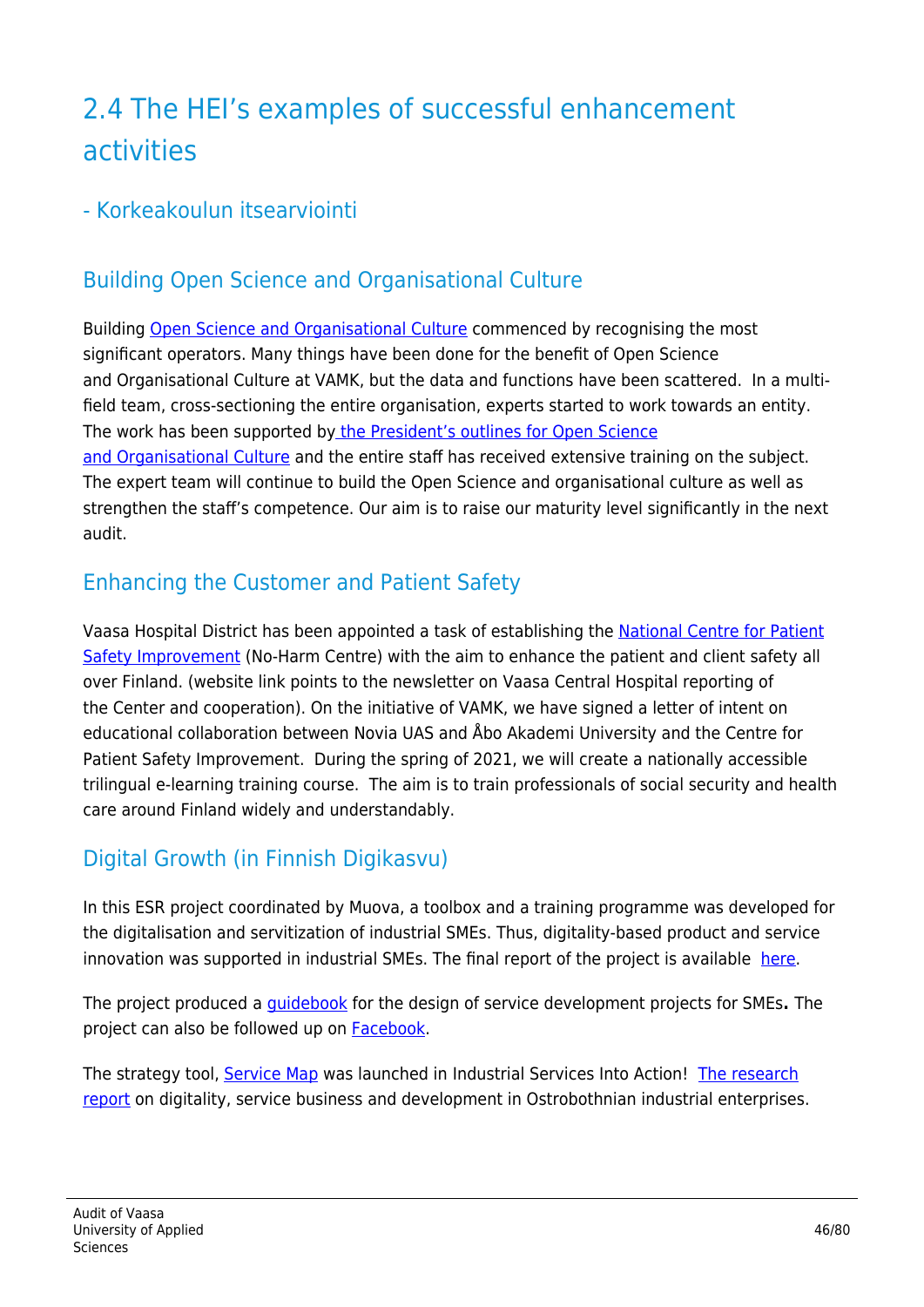# 2.4 The HEI's examples of successful enhancement activities

## - Korkeakoulun itsearviointi

## Building Open Science and Organisational Culture

Building Open Science and Organisational Culture commenced by recognising the most significant operators. Many things have been done for the benefit of Open Science and Organisational Culture at VAMK, but the data and functions have been scattered. In a multi-field team, cross-sectioning the entire organisation, experts started to work towards an entity. The work has been supported by the President's outlines for Open Science and Organisational Culture and the entire staff has received extensive training on the subject. The expert team will continue to build the Open Science and organisational culture as well as strengthen the staff's competence. Our aim is to raise our maturity level significantly in the next audit.

## Enhancing the Customer and Patient Safety

Vaasa Hospital District has been appointed a task of establishing the National Centre for Patient Safety Improvement (No-Harm Centre) with the aim to enhance the patient and client safety all over Finland. (website link points to the newsletter on Vaasa Central Hospital reporting of the Center and cooperation). On the initiative of VAMK, we have signed a letter of intent on educational collaboration between Novia UAS and Åbo Akademi University and the Centre for Patient Safety Improvement. During the spring of 2021, we will create a nationally accessible trilingual e-learning training course. The aim is to train professionals of social security and health care around Finland widely and understandably.

## Digital Growth (in Finnish Digikasvu)

In this ESR project coordinated by Muova, a toolbox and a training programme was developed for the digitalisation and servitization of industrial SMEs. Thus, digitality-based product and service innovation was supported in industrial SMEs. The final report of the project is available here.

The project produced a guidebook for the design of service development projects for SMEs**.** The project can also be followed up on Facebook.

The strategy tool, Service Map was launched in Industrial Services Into Action! The research report on digitality, service business and development in Ostrobothnian industrial enterprises.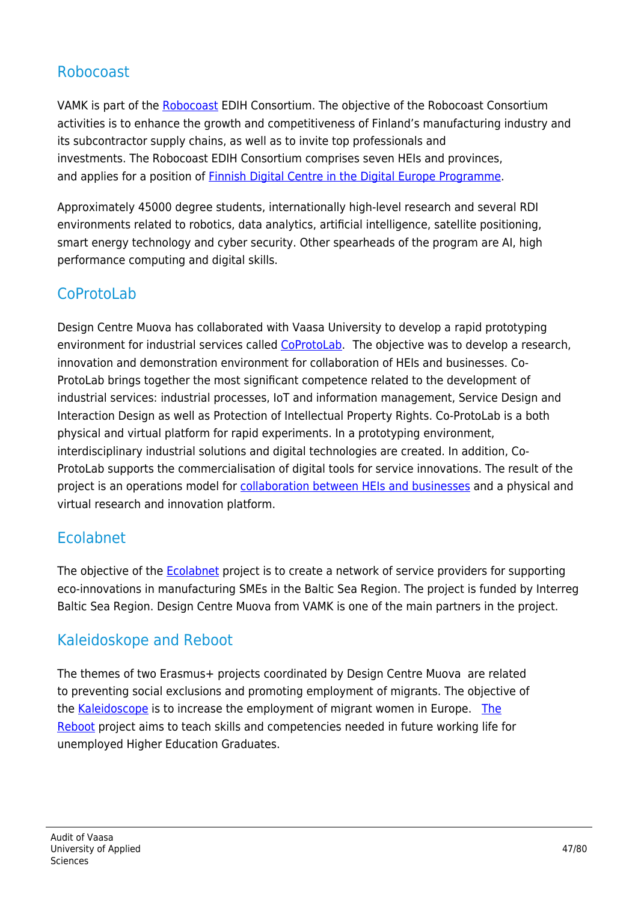## Robocoast

VAMK is part of the Robocoast EDIH Consortium. The objective of the Robocoast Consortium activities is to enhance the growth and competitiveness of Finland's manufacturing industry and its subcontractor supply chains, as well as to invite top professionals and investments. The Robocoast EDIH Consortium comprises seven HEIs and provinces, and applies for a position of Finnish Digital Centre in the Digital Europe Programme.

Approximately 45000 degree students, internationally high-level research and several RDI environments related to robotics, data analytics, artificial intelligence, satellite positioning, smart energy technology and cyber security. Other spearheads of the program are AI, high performance computing and digital skills.

## CoProtoLab

Design Centre Muova has collaborated with Vaasa University to develop a rapid prototyping environment for industrial services called CoProtoLab. The objective was to develop a research, innovation and demonstration environment for collaboration of HEIs and businesses. Co-ProtoLab brings together the most significant competence related to the development of industrial services: industrial processes, IoT and information management, Service Design and Interaction Design as well as Protection of Intellectual Property Rights. Co-ProtoLab is a both physical and virtual platform for rapid experiments. In a prototyping environment, interdisciplinary industrial solutions and digital technologies are created. In addition, Co-ProtoLab supports the commercialisation of digital tools for service innovations. The result of the project is an operations model for collaboration between HEIs and businesses and a physical and virtual research and innovation platform.

## Ecolabnet

The objective of the Ecolabnet project is to create a network of service providers for supporting eco-innovations in manufacturing SMEs in the Baltic Sea Region. The project is funded by Interreg Baltic Sea Region. Design Centre Muova from VAMK is one of the main partners in the project.

## Kaleidoskope and Reboot

The themes of two Erasmus+ projects coordinated by Design Centre Muova are related to preventing social exclusions and promoting employment of migrants. The objective of the Kaleidoscope is to increase the employment of migrant women in Europe. The Reboot project aims to teach skills and competencies needed in future working life for unemployed Higher Education Graduates.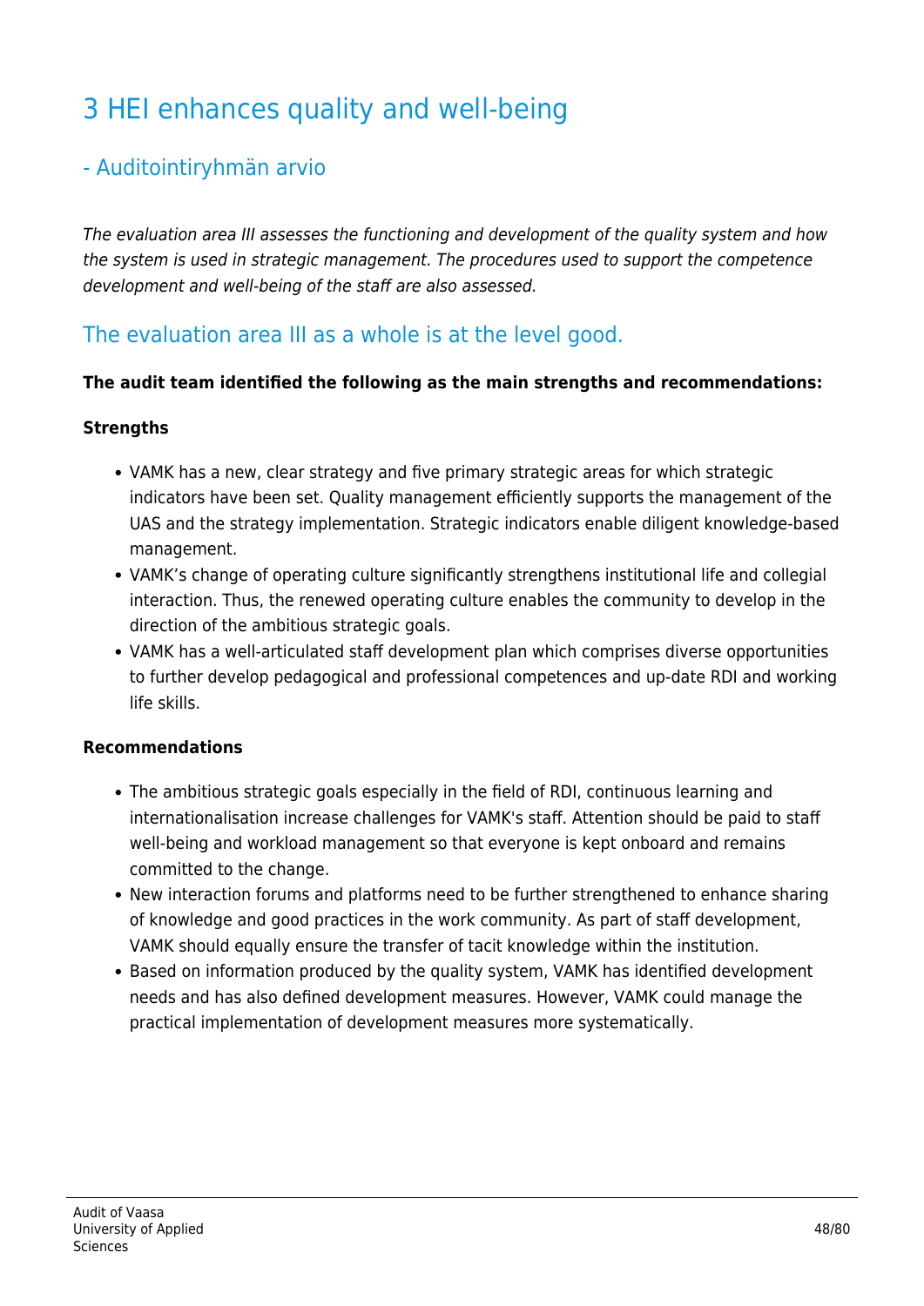# 3 HEI enhances quality and well-being

## - Auditointiryhmän arvio

*The evaluation area III assesses the functioning and development of the quality system and how the system is used in strategic management. The procedures used to support the competence development and well-being of the staff are also assessed.*

## The evaluation area III as a whole is at the level good.

**The audit team identified the following as the main strengths and recommendations:**

**Strengths**

- VAMK has a new, clear strategy and five primary strategic areas for which strategic indicators have been set. Quality management efficiently supports the management of the UAS and the strategy implementation. Strategic indicators enable diligent knowledge-based management.
- VAMK’s change of operating culture significantly strengthens institutional life and collegial interaction. Thus, the renewed operating culture enables the community to develop in the direction of the ambitious strategic goals.
- VAMK has a well-articulated staff development plan which comprises diverse opportunities to further develop pedagogical and professional competences and up-date RDI and working life skills.

**Recommendations**

- The ambitious strategic goals especially in the field of RDI, continuous learning and internationalisation increase challenges for VAMK's staff. Attention should be paid to staff well-being and workload management so that everyone is kept onboard and remains committed to the change.
- New interaction forums and platforms need to be further strengthened to enhance sharing of knowledge and good practices in the work community. As part of staff development, VAMK should equally ensure the transfer of tacit knowledge within the institution.
- Based on information produced by the quality system, VAMK has identified development needs and has also defined development measures. However, VAMK could manage the practical implementation of development measures more systematically.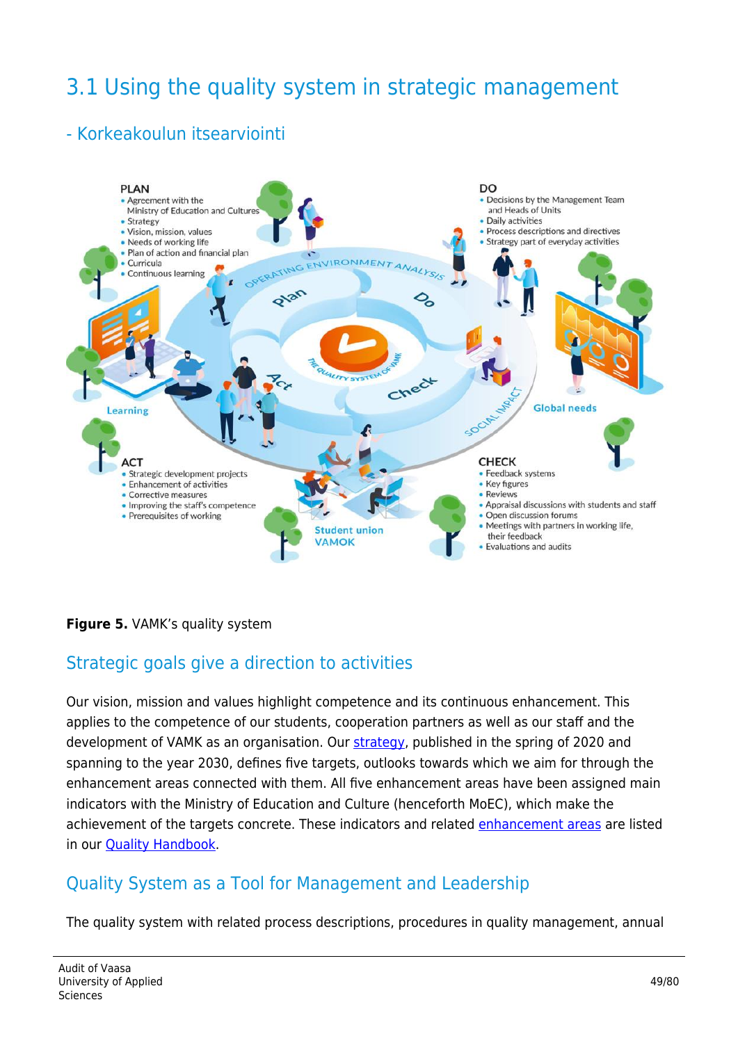## 3.1 Using the quality system in strategic management

### - Korkeakoulun itsearviointi

**PLAN**
- Agreement with the Ministry of Education and Cultures
- Strategy
- Vision, mission, values
- Needs of working life
- Plan of action and financial plan
- Curricula
- Continuous learning

**DO**
- Decisions by the Management Team and Heads of Units
- Daily activities
- Process descriptions and directives
- Strategy part of everyday activities

**ACT**
- Strategic development projects
- Enhancement of activities
- Corrective measures
- Improving the staff's competence
- Prerequisites of working

**CHECK**
- Feedback systems
- Key figures
- Reviews
- Appraisal discussions with students and staff
- Open discussion forums
- Meetings with partners in working life, their feedback
- Evaluations and audits

Operating environment analysis · Plan · Do · Check · Act · The quality system of VAMK · Social impact · Global needs · Learning · Student union VAMOK

**Figure 5.** VAMK's quality system

### Strategic goals give a direction to activities

Our vision, mission and values highlight competence and its continuous enhancement. This applies to the competence of our students, cooperation partners as well as our staff and the development of VAMK as an organisation. Our strategy, published in the spring of 2020 and spanning to the year 2030, defines five targets, outlooks towards which we aim for through the enhancement areas connected with them. All five enhancement areas have been assigned main indicators with the Ministry of Education and Culture (henceforth MoEC), which make the achievement of the targets concrete. These indicators and related enhancement areas are listed in our Quality Handbook.

### Quality System as a Tool for Management and Leadership

The quality system with related process descriptions, procedures in quality management, annual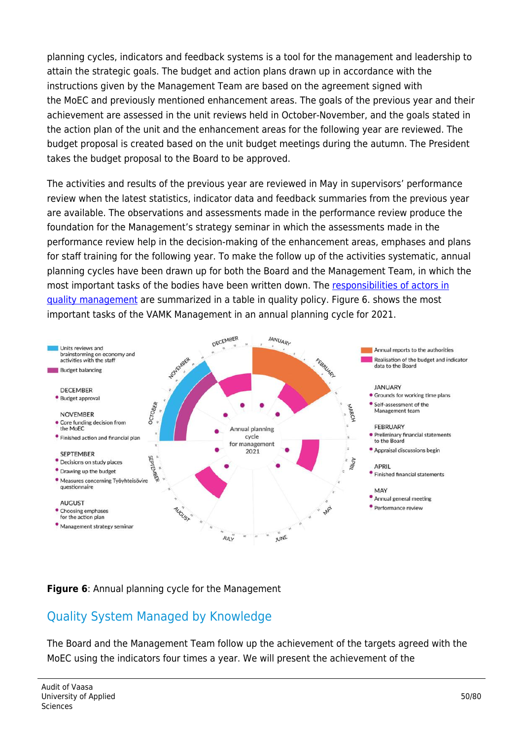planning cycles, indicators and feedback systems is a tool for the management and leadership to attain the strategic goals. The budget and action plans drawn up in accordance with the instructions given by the Management Team are based on the agreement signed with the MoEC and previously mentioned enhancement areas. The goals of the previous year and their achievement are assessed in the unit reviews held in October-November, and the goals stated in the action plan of the unit and the enhancement areas for the following year are reviewed. The budget proposal is created based on the unit budget meetings during the autumn. The President takes the budget proposal to the Board to be approved.

The activities and results of the previous year are reviewed in May in supervisors' performance review when the latest statistics, indicator data and feedback summaries from the previous year are available. The observations and assessments made in the performance review produce the foundation for the Management's strategy seminar in which the assessments made in the performance review help in the decision-making of the enhancement areas, emphases and plans for staff training for the following year. To make the follow up of the activities systematic, annual planning cycles have been drawn up for both the Board and the Management Team, in which the most important tasks of the bodies have been written down. The [responsibilities of actors in quality management] are summarized in a table in quality policy. Figure 6. shows the most important tasks of the VAMK Management in an annual planning cycle for 2021.

Annual planning cycle for management 2021

- Units reviews and brainstorming on economy and activities with the staff
- Budget balancing
- Annual reports to the authorities
- Realisation of the budget and indicator data to the Board

JANUARY
- Grounds for working time plans
- Self-assessment of the Management team

FEBRUARY
- Preliminary financial statements to the Board
- Appraisal discussions begin

APRIL
- Finished financial statements

MAY
- Annual general meeting
- Performance review

AUGUST
- Choosing emphases for the action plan
- Management strategy seminar

SEPTEMBER
- Decisions on study places
- Drawing up the budget
- Measures concerning Työyhteisövire questionnaire

NOVEMBER
- Core funding decision from the MoEC
- Finished action and financial plan

DECEMBER
- Budget approval

**Figure 6**: Annual planning cycle for the Management

## Quality System Managed by Knowledge

The Board and the Management Team follow up the achievement of the targets agreed with the MoEC using the indicators four times a year. We will present the achievement of the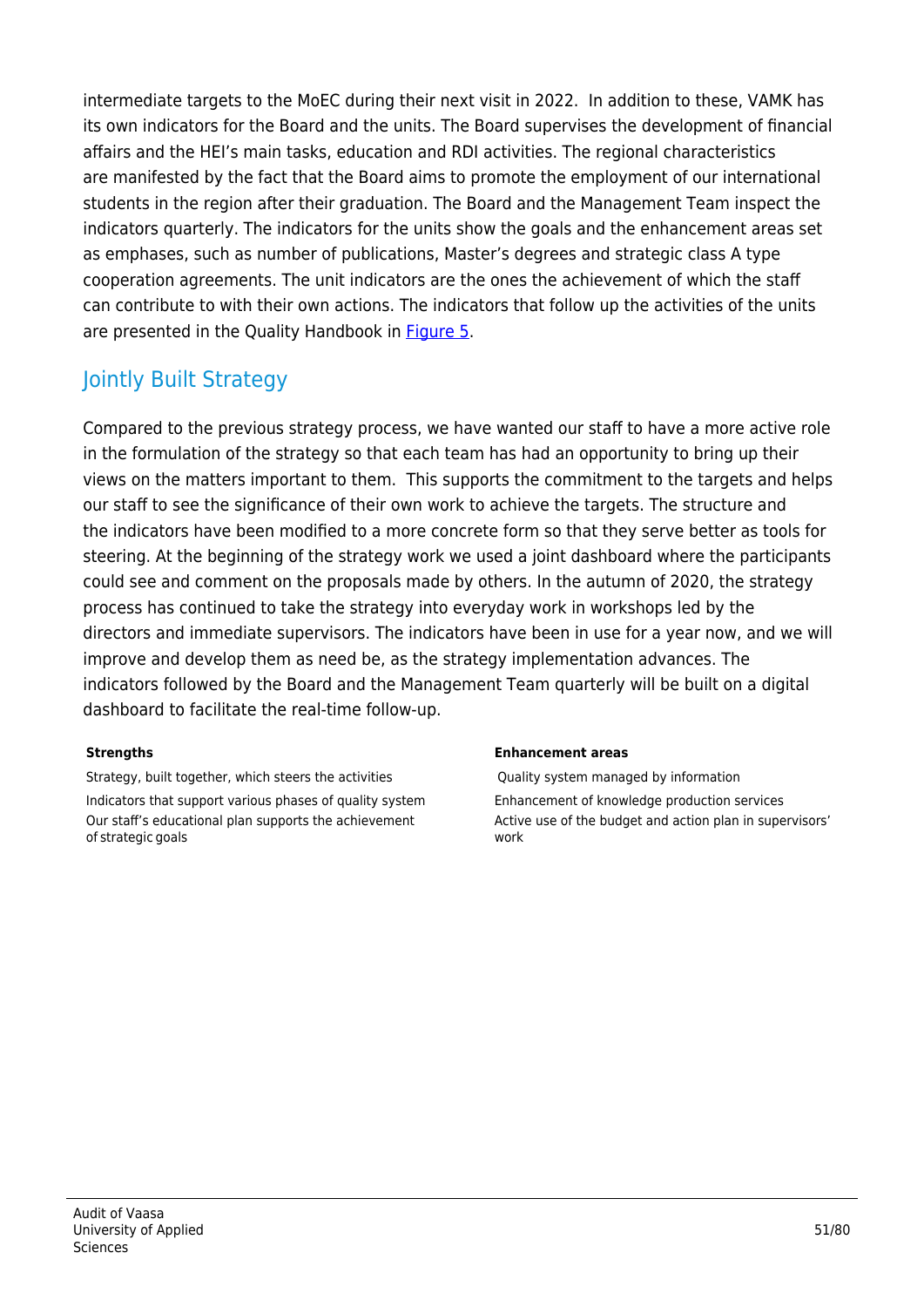intermediate targets to the MoEC during their next visit in 2022. In addition to these, VAMK has its own indicators for the Board and the units. The Board supervises the development of financial affairs and the HEI's main tasks, education and RDI activities. The regional characteristics are manifested by the fact that the Board aims to promote the employment of our international students in the region after their graduation. The Board and the Management Team inspect the indicators quarterly. The indicators for the units show the goals and the enhancement areas set as emphases, such as number of publications, Master's degrees and strategic class A type cooperation agreements. The unit indicators are the ones the achievement of which the staff can contribute to with their own actions. The indicators that follow up the activities of the units are presented in the Quality Handbook in Figure 5.

## Jointly Built Strategy

Compared to the previous strategy process, we have wanted our staff to have a more active role in the formulation of the strategy so that each team has had an opportunity to bring up their views on the matters important to them. This supports the commitment to the targets and helps our staff to see the significance of their own work to achieve the targets. The structure and the indicators have been modified to a more concrete form so that they serve better as tools for steering. At the beginning of the strategy work we used a joint dashboard where the participants could see and comment on the proposals made by others. In the autumn of 2020, the strategy process has continued to take the strategy into everyday work in workshops led by the directors and immediate supervisors. The indicators have been in use for a year now, and we will improve and develop them as need be, as the strategy implementation advances. The indicators followed by the Board and the Management Team quarterly will be built on a digital dashboard to facilitate the real-time follow-up.

| Strengths | Enhancement areas |
| --- | --- |
| Strategy, built together, which steers the activities | Quality system managed by information |
| Indicators that support various phases of quality system | Enhancement of knowledge production services |
| Our staff's educational plan supports the achievement of strategic goals | Active use of the budget and action plan in supervisors' work |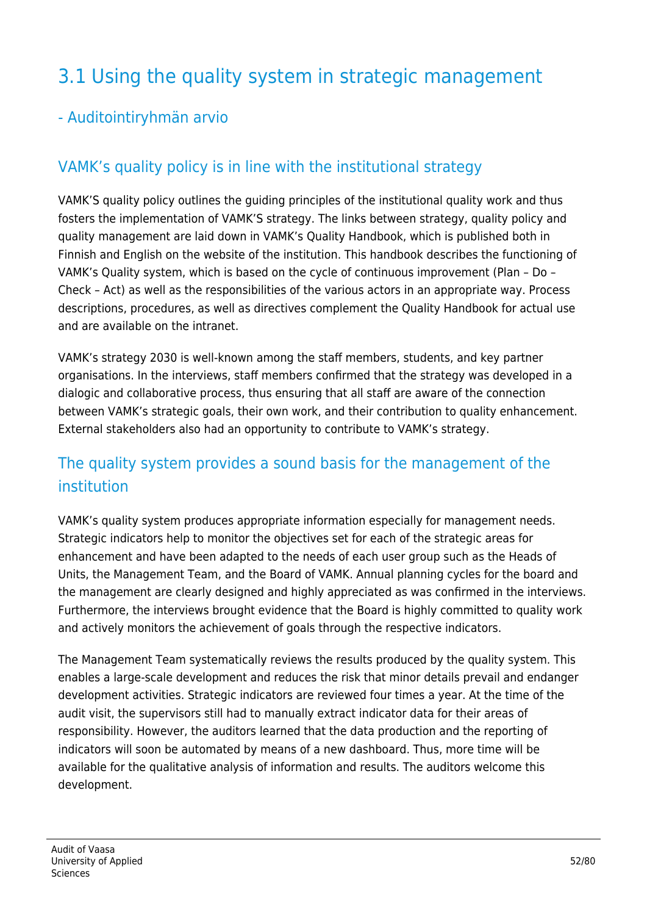# 3.1 Using the quality system in strategic management

## - Auditointiryhmän arvio

## VAMK's quality policy is in line with the institutional strategy

VAMK'S quality policy outlines the guiding principles of the institutional quality work and thus fosters the implementation of VAMK'S strategy. The links between strategy, quality policy and quality management are laid down in VAMK's Quality Handbook, which is published both in Finnish and English on the website of the institution. This handbook describes the functioning of VAMK's Quality system, which is based on the cycle of continuous improvement (Plan – Do – Check – Act) as well as the responsibilities of the various actors in an appropriate way. Process descriptions, procedures, as well as directives complement the Quality Handbook for actual use and are available on the intranet.

VAMK's strategy 2030 is well-known among the staff members, students, and key partner organisations. In the interviews, staff members confirmed that the strategy was developed in a dialogic and collaborative process, thus ensuring that all staff are aware of the connection between VAMK's strategic goals, their own work, and their contribution to quality enhancement. External stakeholders also had an opportunity to contribute to VAMK's strategy.

## The quality system provides a sound basis for the management of the institution

VAMK's quality system produces appropriate information especially for management needs. Strategic indicators help to monitor the objectives set for each of the strategic areas for enhancement and have been adapted to the needs of each user group such as the Heads of Units, the Management Team, and the Board of VAMK. Annual planning cycles for the board and the management are clearly designed and highly appreciated as was confirmed in the interviews. Furthermore, the interviews brought evidence that the Board is highly committed to quality work and actively monitors the achievement of goals through the respective indicators.

The Management Team systematically reviews the results produced by the quality system. This enables a large-scale development and reduces the risk that minor details prevail and endanger development activities. Strategic indicators are reviewed four times a year. At the time of the audit visit, the supervisors still had to manually extract indicator data for their areas of responsibility. However, the auditors learned that the data production and the reporting of indicators will soon be automated by means of a new dashboard. Thus, more time will be available for the qualitative analysis of information and results. The auditors welcome this development.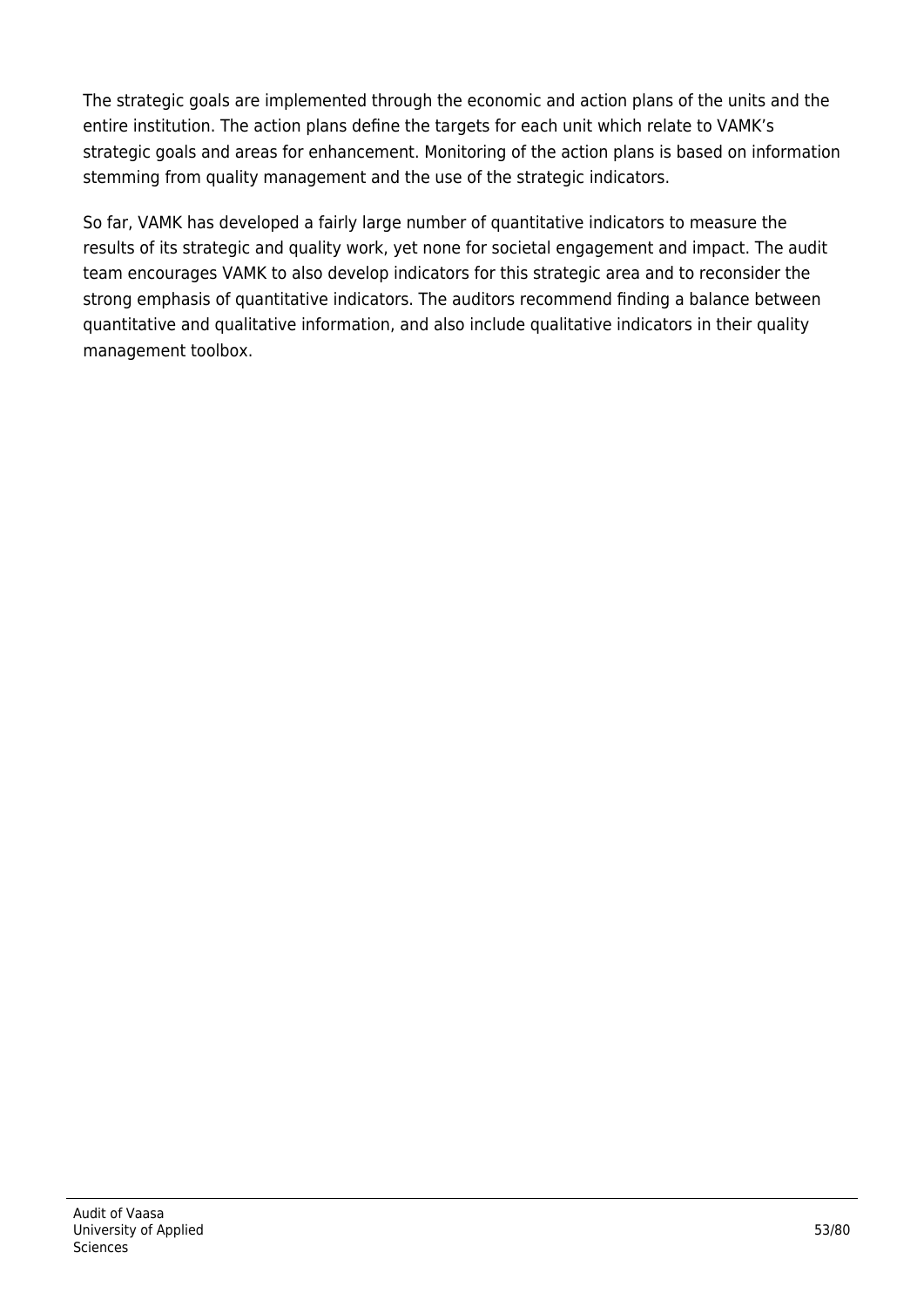The strategic goals are implemented through the economic and action plans of the units and the entire institution. The action plans define the targets for each unit which relate to VAMK's strategic goals and areas for enhancement. Monitoring of the action plans is based on information stemming from quality management and the use of the strategic indicators.

So far, VAMK has developed a fairly large number of quantitative indicators to measure the results of its strategic and quality work, yet none for societal engagement and impact. The audit team encourages VAMK to also develop indicators for this strategic area and to reconsider the strong emphasis of quantitative indicators. The auditors recommend finding a balance between quantitative and qualitative information, and also include qualitative indicators in their quality management toolbox.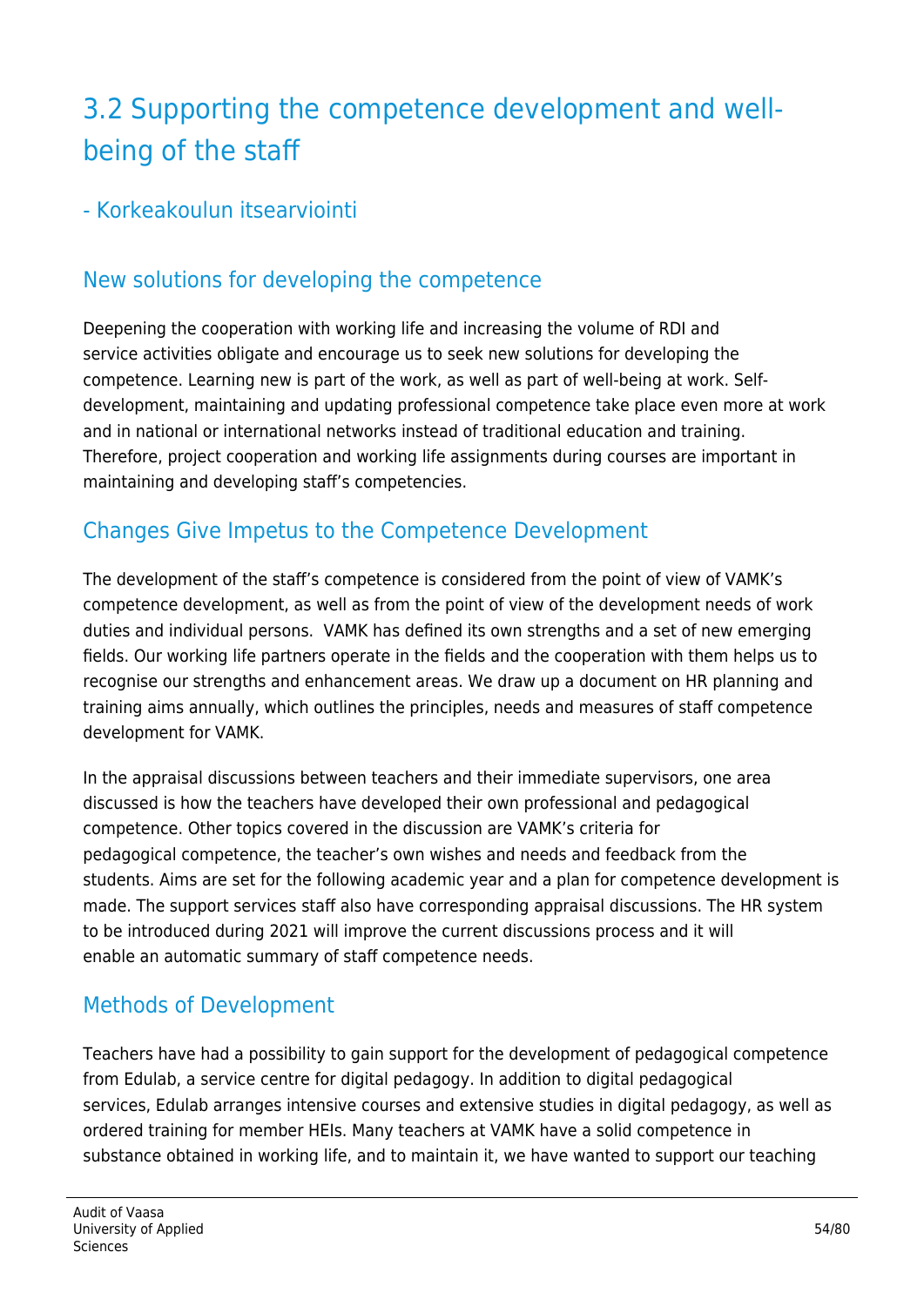# 3.2 Supporting the competence development and well-being of the staff

## - Korkeakoulun itsearviointi

### New solutions for developing the competence

Deepening the cooperation with working life and increasing the volume of RDI and service activities obligate and encourage us to seek new solutions for developing the competence. Learning new is part of the work, as well as part of well-being at work. Self-development, maintaining and updating professional competence take place even more at work and in national or international networks instead of traditional education and training. Therefore, project cooperation and working life assignments during courses are important in maintaining and developing staff's competencies.

### Changes Give Impetus to the Competence Development

The development of the staff's competence is considered from the point of view of VAMK's competence development, as well as from the point of view of the development needs of work duties and individual persons. VAMK has defined its own strengths and a set of new emerging fields. Our working life partners operate in the fields and the cooperation with them helps us to recognise our strengths and enhancement areas. We draw up a document on HR planning and training aims annually, which outlines the principles, needs and measures of staff competence development for VAMK.

In the appraisal discussions between teachers and their immediate supervisors, one area discussed is how the teachers have developed their own professional and pedagogical competence. Other topics covered in the discussion are VAMK's criteria for pedagogical competence, the teacher's own wishes and needs and feedback from the students. Aims are set for the following academic year and a plan for competence development is made. The support services staff also have corresponding appraisal discussions. The HR system to be introduced during 2021 will improve the current discussions process and it will enable an automatic summary of staff competence needs.

### Methods of Development

Teachers have had a possibility to gain support for the development of pedagogical competence from Edulab, a service centre for digital pedagogy. In addition to digital pedagogical services, Edulab arranges intensive courses and extensive studies in digital pedagogy, as well as ordered training for member HEIs. Many teachers at VAMK have a solid competence in substance obtained in working life, and to maintain it, we have wanted to support our teaching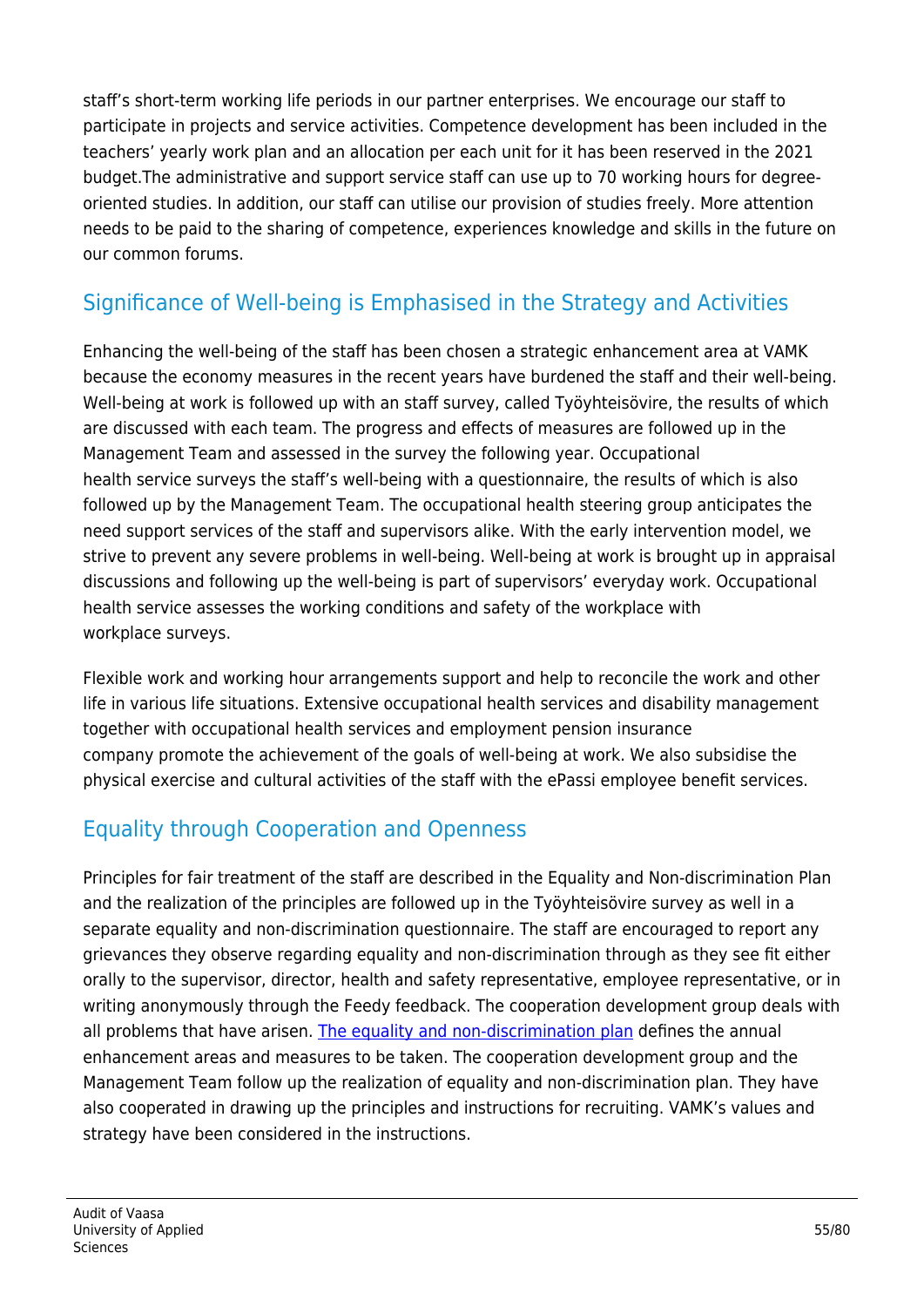staff's short-term working life periods in our partner enterprises. We encourage our staff to participate in projects and service activities. Competence development has been included in the teachers' yearly work plan and an allocation per each unit for it has been reserved in the 2021 budget.The administrative and support service staff can use up to 70 working hours for degree-oriented studies. In addition, our staff can utilise our provision of studies freely. More attention needs to be paid to the sharing of competence, experiences knowledge and skills in the future on our common forums.

## Significance of Well-being is Emphasised in the Strategy and Activities

Enhancing the well-being of the staff has been chosen a strategic enhancement area at VAMK because the economy measures in the recent years have burdened the staff and their well-being. Well-being at work is followed up with an staff survey, called Työyhteisövire, the results of which are discussed with each team. The progress and effects of measures are followed up in the Management Team and assessed in the survey the following year. Occupational health service surveys the staff's well-being with a questionnaire, the results of which is also followed up by the Management Team. The occupational health steering group anticipates the need support services of the staff and supervisors alike. With the early intervention model, we strive to prevent any severe problems in well-being. Well-being at work is brought up in appraisal discussions and following up the well-being is part of supervisors' everyday work. Occupational health service assesses the working conditions and safety of the workplace with workplace surveys.

Flexible work and working hour arrangements support and help to reconcile the work and other life in various life situations. Extensive occupational health services and disability management together with occupational health services and employment pension insurance company promote the achievement of the goals of well-being at work. We also subsidise the physical exercise and cultural activities of the staff with the ePassi employee benefit services.

## Equality through Cooperation and Openness

Principles for fair treatment of the staff are described in the Equality and Non-discrimination Plan and the realization of the principles are followed up in the Työyhteisövire survey as well in a separate equality and non-discrimination questionnaire. The staff are encouraged to report any grievances they observe regarding equality and non-discrimination through as they see fit either orally to the supervisor, director, health and safety representative, employee representative, or in writing anonymously through the Feedy feedback. The cooperation development group deals with all problems that have arisen. [The equality and non-discrimination plan] defines the annual enhancement areas and measures to be taken. The cooperation development group and the Management Team follow up the realization of equality and non-discrimination plan. They have also cooperated in drawing up the principles and instructions for recruiting. VAMK's values and strategy have been considered in the instructions.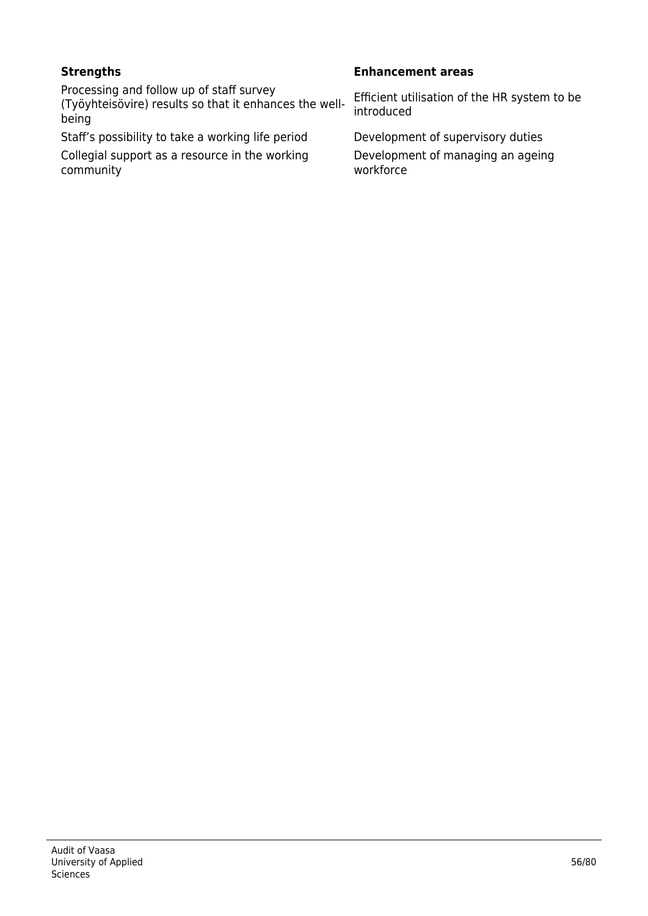| Strengths | Enhancement areas |
| --- | --- |
| Processing and follow up of staff survey (Työyhteisövire) results so that it enhances the well-being | Efficient utilisation of the HR system to be introduced |
| Staff’s possibility to take a working life period | Development of supervisory duties |
| Collegial support as a resource in the working community | Development of managing an ageing workforce |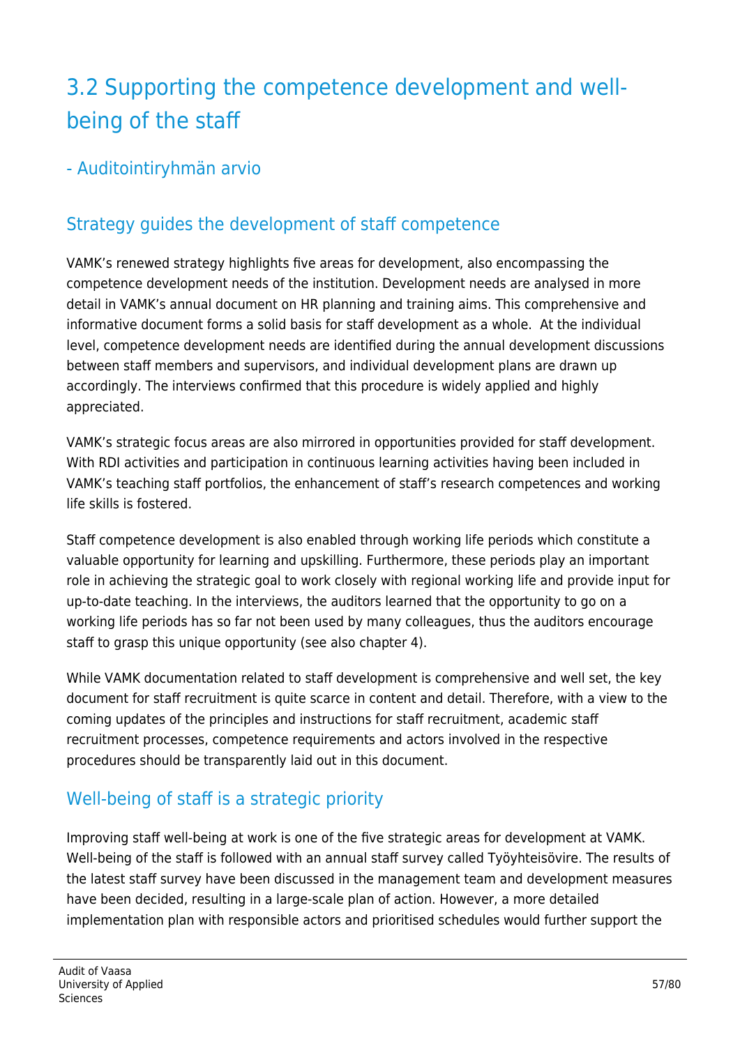# 3.2 Supporting the competence development and well-being of the staff

## - Auditointiryhmän arvio

### Strategy guides the development of staff competence

VAMK's renewed strategy highlights five areas for development, also encompassing the competence development needs of the institution. Development needs are analysed in more detail in VAMK's annual document on HR planning and training aims. This comprehensive and informative document forms a solid basis for staff development as a whole. At the individual level, competence development needs are identified during the annual development discussions between staff members and supervisors, and individual development plans are drawn up accordingly. The interviews confirmed that this procedure is widely applied and highly appreciated.

VAMK's strategic focus areas are also mirrored in opportunities provided for staff development. With RDI activities and participation in continuous learning activities having been included in VAMK's teaching staff portfolios, the enhancement of staff's research competences and working life skills is fostered.

Staff competence development is also enabled through working life periods which constitute a valuable opportunity for learning and upskilling. Furthermore, these periods play an important role in achieving the strategic goal to work closely with regional working life and provide input for up-to-date teaching. In the interviews, the auditors learned that the opportunity to go on a working life periods has so far not been used by many colleagues, thus the auditors encourage staff to grasp this unique opportunity (see also chapter 4).

While VAMK documentation related to staff development is comprehensive and well set, the key document for staff recruitment is quite scarce in content and detail. Therefore, with a view to the coming updates of the principles and instructions for staff recruitment, academic staff recruitment processes, competence requirements and actors involved in the respective procedures should be transparently laid out in this document.

### Well-being of staff is a strategic priority

Improving staff well-being at work is one of the five strategic areas for development at VAMK. Well-being of the staff is followed with an annual staff survey called Työyhteisövire. The results of the latest staff survey have been discussed in the management team and development measures have been decided, resulting in a large-scale plan of action. However, a more detailed implementation plan with responsible actors and prioritised schedules would further support the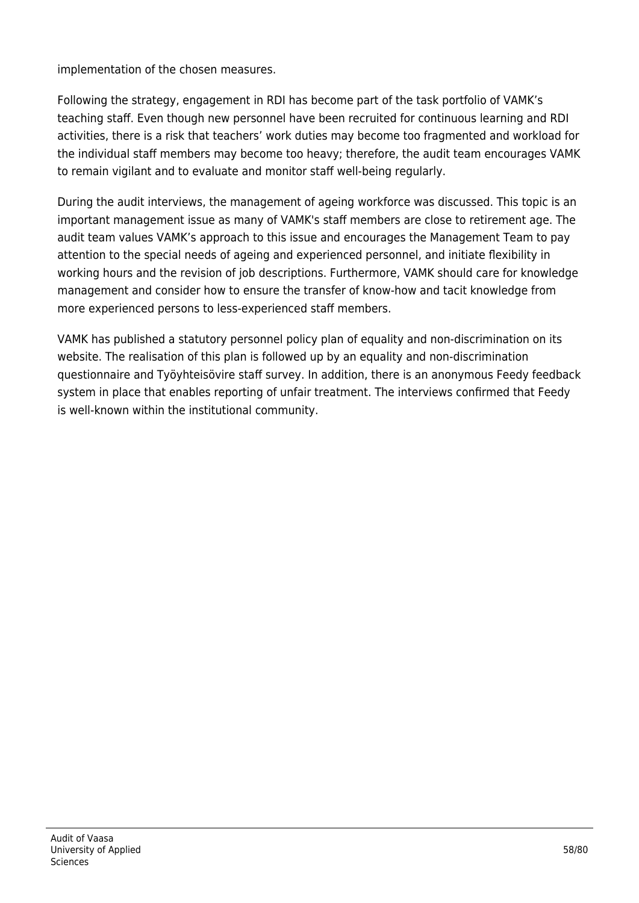implementation of the chosen measures.

Following the strategy, engagement in RDI has become part of the task portfolio of VAMK's teaching staff. Even though new personnel have been recruited for continuous learning and RDI activities, there is a risk that teachers' work duties may become too fragmented and workload for the individual staff members may become too heavy; therefore, the audit team encourages VAMK to remain vigilant and to evaluate and monitor staff well-being regularly.

During the audit interviews, the management of ageing workforce was discussed. This topic is an important management issue as many of VAMK's staff members are close to retirement age. The audit team values VAMK's approach to this issue and encourages the Management Team to pay attention to the special needs of ageing and experienced personnel, and initiate flexibility in working hours and the revision of job descriptions. Furthermore, VAMK should care for knowledge management and consider how to ensure the transfer of know-how and tacit knowledge from more experienced persons to less-experienced staff members.

VAMK has published a statutory personnel policy plan of equality and non-discrimination on its website. The realisation of this plan is followed up by an equality and non-discrimination questionnaire and Työyhteisövire staff survey. In addition, there is an anonymous Feedy feedback system in place that enables reporting of unfair treatment. The interviews confirmed that Feedy is well-known within the institutional community.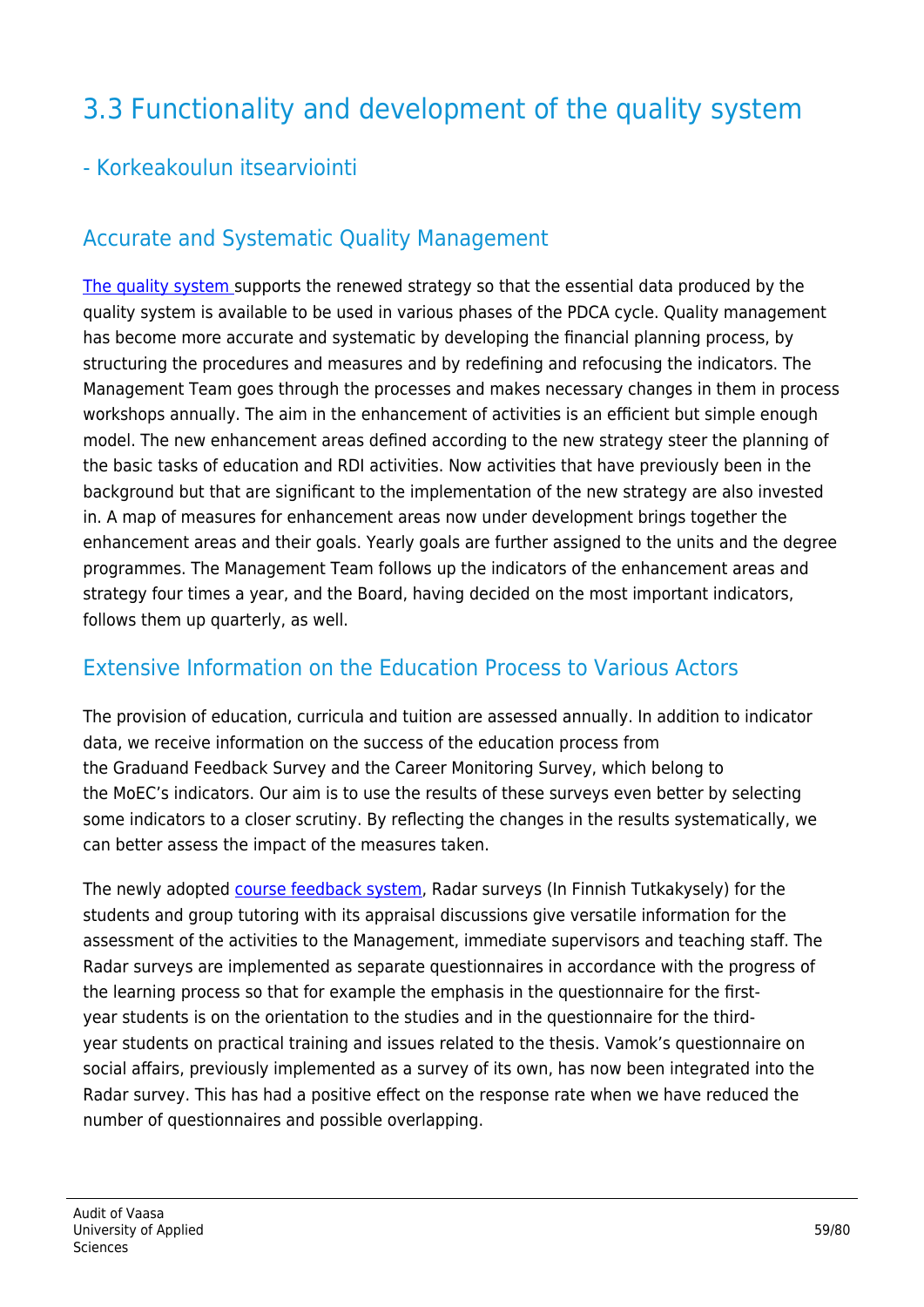# 3.3 Functionality and development of the quality system

## - Korkeakoulun itsearviointi

## Accurate and Systematic Quality Management

The quality system supports the renewed strategy so that the essential data produced by the quality system is available to be used in various phases of the PDCA cycle. Quality management has become more accurate and systematic by developing the financial planning process, by structuring the procedures and measures and by redefining and refocusing the indicators. The Management Team goes through the processes and makes necessary changes in them in process workshops annually. The aim in the enhancement of activities is an efficient but simple enough model. The new enhancement areas defined according to the new strategy steer the planning of the basic tasks of education and RDI activities. Now activities that have previously been in the background but that are significant to the implementation of the new strategy are also invested in. A map of measures for enhancement areas now under development brings together the enhancement areas and their goals. Yearly goals are further assigned to the units and the degree programmes. The Management Team follows up the indicators of the enhancement areas and strategy four times a year, and the Board, having decided on the most important indicators, follows them up quarterly, as well.

## Extensive Information on the Education Process to Various Actors

The provision of education, curricula and tuition are assessed annually. In addition to indicator data, we receive information on the success of the education process from the Graduand Feedback Survey and the Career Monitoring Survey, which belong to the MoEC's indicators. Our aim is to use the results of these surveys even better by selecting some indicators to a closer scrutiny. By reflecting the changes in the results systematically, we can better assess the impact of the measures taken.

The newly adopted course feedback system, Radar surveys (In Finnish Tutkakysely) for the students and group tutoring with its appraisal discussions give versatile information for the assessment of the activities to the Management, immediate supervisors and teaching staff. The Radar surveys are implemented as separate questionnaires in accordance with the progress of the learning process so that for example the emphasis in the questionnaire for the first-year students is on the orientation to the studies and in the questionnaire for the third-year students on practical training and issues related to the thesis. Vamok's questionnaire on social affairs, previously implemented as a survey of its own, has now been integrated into the Radar survey. This has had a positive effect on the response rate when we have reduced the number of questionnaires and possible overlapping.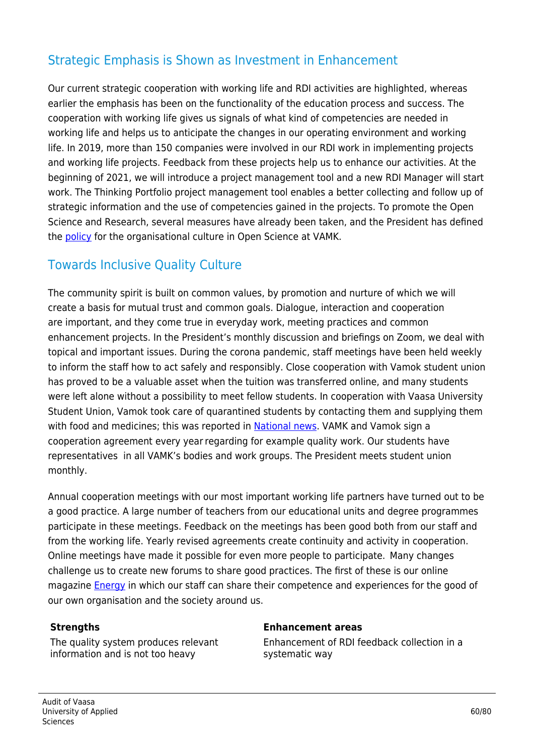## Strategic Emphasis is Shown as Investment in Enhancement

Our current strategic cooperation with working life and RDI activities are highlighted, whereas earlier the emphasis has been on the functionality of the education process and success. The cooperation with working life gives us signals of what kind of competencies are needed in working life and helps us to anticipate the changes in our operating environment and working life. In 2019, more than 150 companies were involved in our RDI work in implementing projects and working life projects. Feedback from these projects help us to enhance our activities. At the beginning of 2021, we will introduce a project management tool and a new RDI Manager will start work. The Thinking Portfolio project management tool enables a better collecting and follow up of strategic information and the use of competencies gained in the projects. To promote the Open Science and Research, several measures have already been taken, and the President has defined the policy for the organisational culture in Open Science at VAMK.

## Towards Inclusive Quality Culture

The community spirit is built on common values, by promotion and nurture of which we will create a basis for mutual trust and common goals. Dialogue, interaction and cooperation are important, and they come true in everyday work, meeting practices and common enhancement projects. In the President's monthly discussion and briefings on Zoom, we deal with topical and important issues. During the corona pandemic, staff meetings have been held weekly to inform the staff how to act safely and responsibly. Close cooperation with Vamok student union has proved to be a valuable asset when the tuition was transferred online, and many students were left alone without a possibility to meet fellow students. In cooperation with Vaasa University Student Union, Vamok took care of quarantined students by contacting them and supplying them with food and medicines; this was reported in National news. VAMK and Vamok sign a cooperation agreement every year regarding for example quality work. Our students have representatives in all VAMK's bodies and work groups. The President meets student union monthly.

Annual cooperation meetings with our most important working life partners have turned out to be a good practice. A large number of teachers from our educational units and degree programmes participate in these meetings. Feedback on the meetings has been good both from our staff and from the working life. Yearly revised agreements create continuity and activity in cooperation. Online meetings have made it possible for even more people to participate. Many changes challenge us to create new forums to share good practices. The first of these is our online magazine Energy in which our staff can share their competence and experiences for the good of our own organisation and the society around us.

| **Strengths** | **Enhancement areas** |
|---|---|
| The quality system produces relevant information and is not too heavy | Enhancement of RDI feedback collection in a systematic way |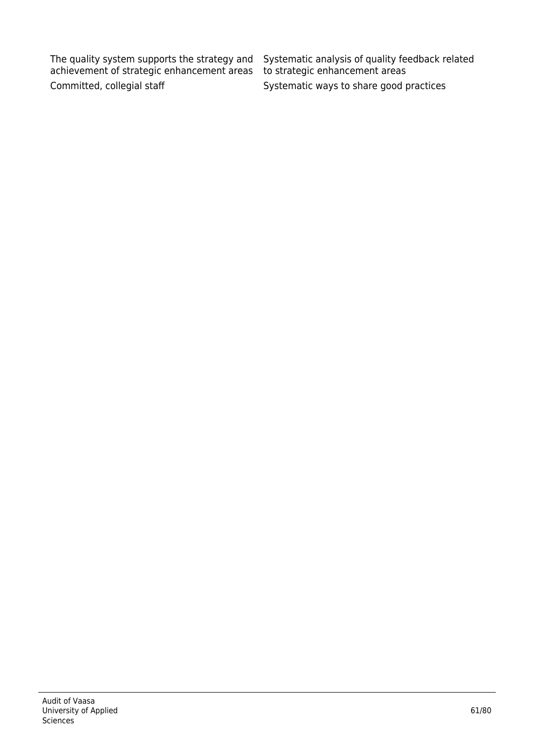| | |
|---|---|
| The quality system supports the strategy and achievement of strategic enhancement areas | Systematic analysis of quality feedback related to strategic enhancement areas |
| Committed, collegial staff | Systematic ways to share good practices |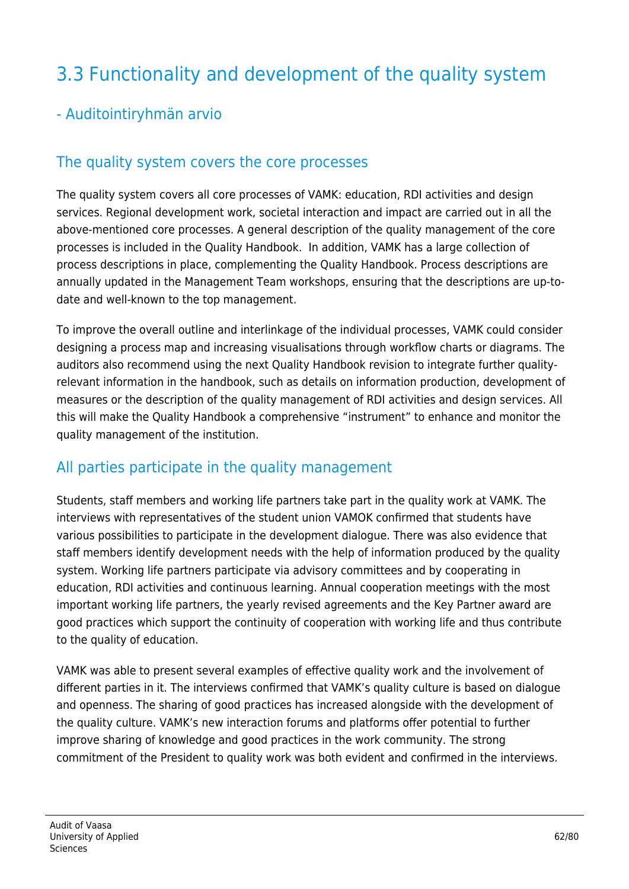# 3.3 Functionality and development of the quality system

## - Auditointiryhmän arvio

### The quality system covers the core processes

The quality system covers all core processes of VAMK: education, RDI activities and design services. Regional development work, societal interaction and impact are carried out in all the above-mentioned core processes. A general description of the quality management of the core processes is included in the Quality Handbook. In addition, VAMK has a large collection of process descriptions in place, complementing the Quality Handbook. Process descriptions are annually updated in the Management Team workshops, ensuring that the descriptions are up-to-date and well-known to the top management.

To improve the overall outline and interlinkage of the individual processes, VAMK could consider designing a process map and increasing visualisations through workflow charts or diagrams. The auditors also recommend using the next Quality Handbook revision to integrate further quality-relevant information in the handbook, such as details on information production, development of measures or the description of the quality management of RDI activities and design services. All this will make the Quality Handbook a comprehensive "instrument" to enhance and monitor the quality management of the institution.

### All parties participate in the quality management

Students, staff members and working life partners take part in the quality work at VAMK. The interviews with representatives of the student union VAMOK confirmed that students have various possibilities to participate in the development dialogue. There was also evidence that staff members identify development needs with the help of information produced by the quality system. Working life partners participate via advisory committees and by cooperating in education, RDI activities and continuous learning. Annual cooperation meetings with the most important working life partners, the yearly revised agreements and the Key Partner award are good practices which support the continuity of cooperation with working life and thus contribute to the quality of education.

VAMK was able to present several examples of effective quality work and the involvement of different parties in it. The interviews confirmed that VAMK's quality culture is based on dialogue and openness. The sharing of good practices has increased alongside with the development of the quality culture. VAMK's new interaction forums and platforms offer potential to further improve sharing of knowledge and good practices in the work community. The strong commitment of the President to quality work was both evident and confirmed in the interviews.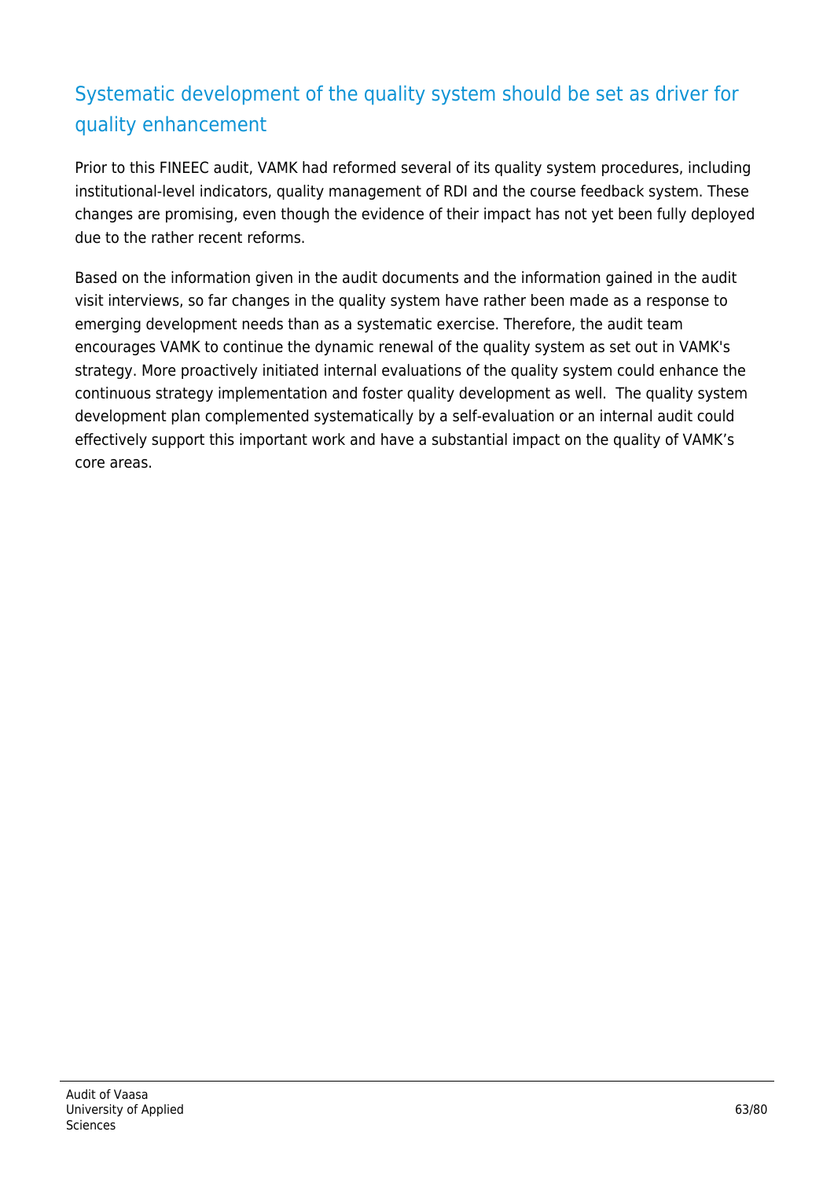## Systematic development of the quality system should be set as driver for quality enhancement

Prior to this FINEEC audit, VAMK had reformed several of its quality system procedures, including institutional-level indicators, quality management of RDI and the course feedback system. These changes are promising, even though the evidence of their impact has not yet been fully deployed due to the rather recent reforms.

Based on the information given in the audit documents and the information gained in the audit visit interviews, so far changes in the quality system have rather been made as a response to emerging development needs than as a systematic exercise. Therefore, the audit team encourages VAMK to continue the dynamic renewal of the quality system as set out in VAMK's strategy. More proactively initiated internal evaluations of the quality system could enhance the continuous strategy implementation and foster quality development as well. The quality system development plan complemented systematically by a self-evaluation or an internal audit could effectively support this important work and have a substantial impact on the quality of VAMK's core areas.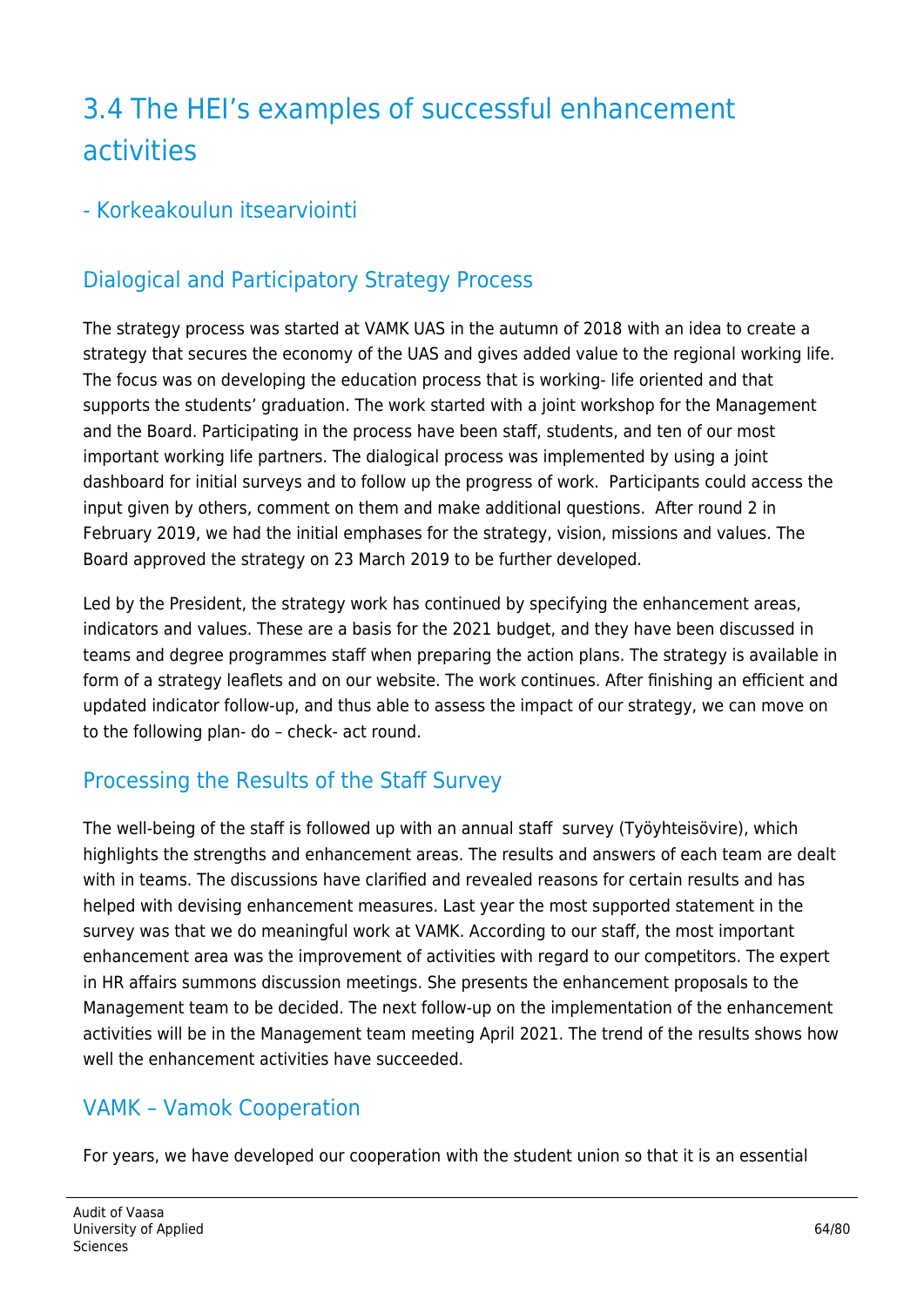# 3.4 The HEI's examples of successful enhancement activities

## - Korkeakoulun itsearviointi

## Dialogical and Participatory Strategy Process

The strategy process was started at VAMK UAS in the autumn of 2018 with an idea to create a strategy that secures the economy of the UAS and gives added value to the regional working life. The focus was on developing the education process that is working- life oriented and that supports the students' graduation. The work started with a joint workshop for the Management and the Board. Participating in the process have been staff, students, and ten of our most important working life partners. The dialogical process was implemented by using a joint dashboard for initial surveys and to follow up the progress of work. Participants could access the input given by others, comment on them and make additional questions. After round 2 in February 2019, we had the initial emphases for the strategy, vision, missions and values. The Board approved the strategy on 23 March 2019 to be further developed.

Led by the President, the strategy work has continued by specifying the enhancement areas, indicators and values. These are a basis for the 2021 budget, and they have been discussed in teams and degree programmes staff when preparing the action plans. The strategy is available in form of a strategy leaflets and on our website. The work continues. After finishing an efficient and updated indicator follow-up, and thus able to assess the impact of our strategy, we can move on to the following plan- do – check- act round.

## Processing the Results of the Staff Survey

The well-being of the staff is followed up with an annual staff survey (Työyhteisövire), which highlights the strengths and enhancement areas. The results and answers of each team are dealt with in teams. The discussions have clarified and revealed reasons for certain results and has helped with devising enhancement measures. Last year the most supported statement in the survey was that we do meaningful work at VAMK. According to our staff, the most important enhancement area was the improvement of activities with regard to our competitors. The expert in HR affairs summons discussion meetings. She presents the enhancement proposals to the Management team to be decided. The next follow-up on the implementation of the enhancement activities will be in the Management team meeting April 2021. The trend of the results shows how well the enhancement activities have succeeded.

## VAMK – Vamok Cooperation

For years, we have developed our cooperation with the student union so that it is an essential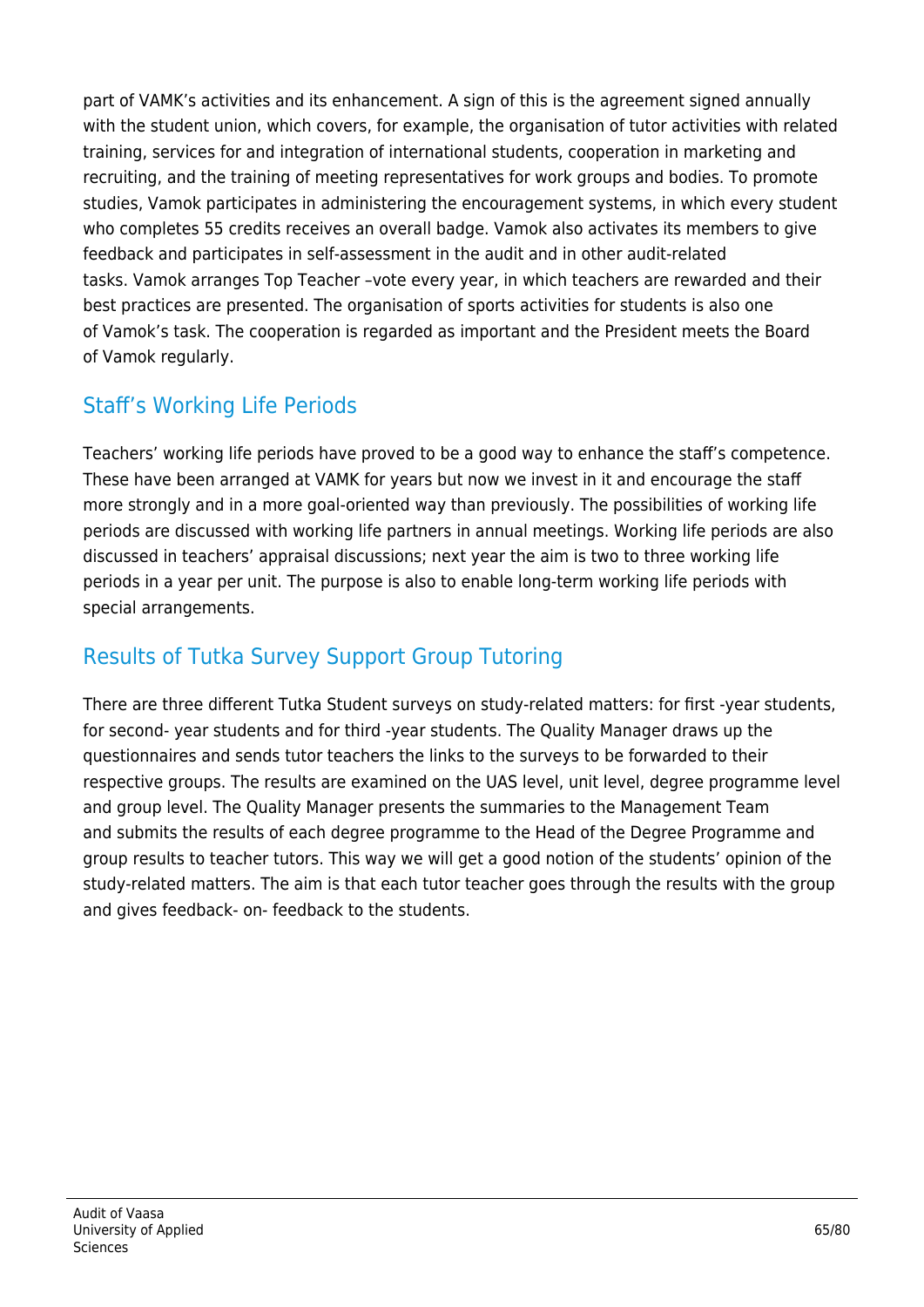part of VAMK's activities and its enhancement. A sign of this is the agreement signed annually with the student union, which covers, for example, the organisation of tutor activities with related training, services for and integration of international students, cooperation in marketing and recruiting, and the training of meeting representatives for work groups and bodies. To promote studies, Vamok participates in administering the encouragement systems, in which every student who completes 55 credits receives an overall badge. Vamok also activates its members to give feedback and participates in self-assessment in the audit and in other audit-related tasks. Vamok arranges Top Teacher –vote every year, in which teachers are rewarded and their best practices are presented. The organisation of sports activities for students is also one of Vamok's task. The cooperation is regarded as important and the President meets the Board of Vamok regularly.

## Staff's Working Life Periods

Teachers' working life periods have proved to be a good way to enhance the staff's competence. These have been arranged at VAMK for years but now we invest in it and encourage the staff more strongly and in a more goal-oriented way than previously. The possibilities of working life periods are discussed with working life partners in annual meetings. Working life periods are also discussed in teachers' appraisal discussions; next year the aim is two to three working life periods in a year per unit. The purpose is also to enable long-term working life periods with special arrangements.

## Results of Tutka Survey Support Group Tutoring

There are three different Tutka Student surveys on study-related matters: for first -year students, for second- year students and for third -year students. The Quality Manager draws up the questionnaires and sends tutor teachers the links to the surveys to be forwarded to their respective groups. The results are examined on the UAS level, unit level, degree programme level and group level. The Quality Manager presents the summaries to the Management Team and submits the results of each degree programme to the Head of the Degree Programme and group results to teacher tutors. This way we will get a good notion of the students' opinion of the study-related matters. The aim is that each tutor teacher goes through the results with the group and gives feedback- on- feedback to the students.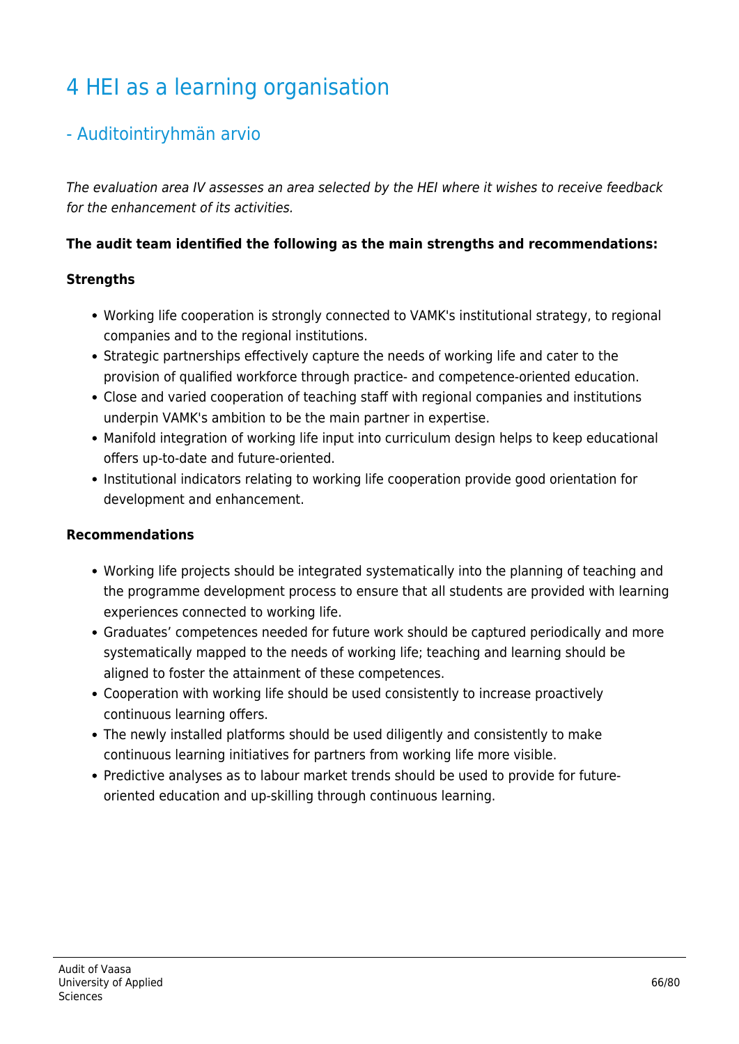# 4 HEI as a learning organisation

## - Auditointiryhmän arvio

*The evaluation area IV assesses an area selected by the HEI where it wishes to receive feedback for the enhancement of its activities.*

**The audit team identified the following as the main strengths and recommendations:**

**Strengths**

- Working life cooperation is strongly connected to VAMK's institutional strategy, to regional companies and to the regional institutions.
- Strategic partnerships effectively capture the needs of working life and cater to the provision of qualified workforce through practice- and competence-oriented education.
- Close and varied cooperation of teaching staff with regional companies and institutions underpin VAMK's ambition to be the main partner in expertise.
- Manifold integration of working life input into curriculum design helps to keep educational offers up-to-date and future-oriented.
- Institutional indicators relating to working life cooperation provide good orientation for development and enhancement.

**Recommendations**

- Working life projects should be integrated systematically into the planning of teaching and the programme development process to ensure that all students are provided with learning experiences connected to working life.
- Graduates' competences needed for future work should be captured periodically and more systematically mapped to the needs of working life; teaching and learning should be aligned to foster the attainment of these competences.
- Cooperation with working life should be used consistently to increase proactively continuous learning offers.
- The newly installed platforms should be used diligently and consistently to make continuous learning initiatives for partners from working life more visible.
- Predictive analyses as to labour market trends should be used to provide for future-oriented education and up-skilling through continuous learning.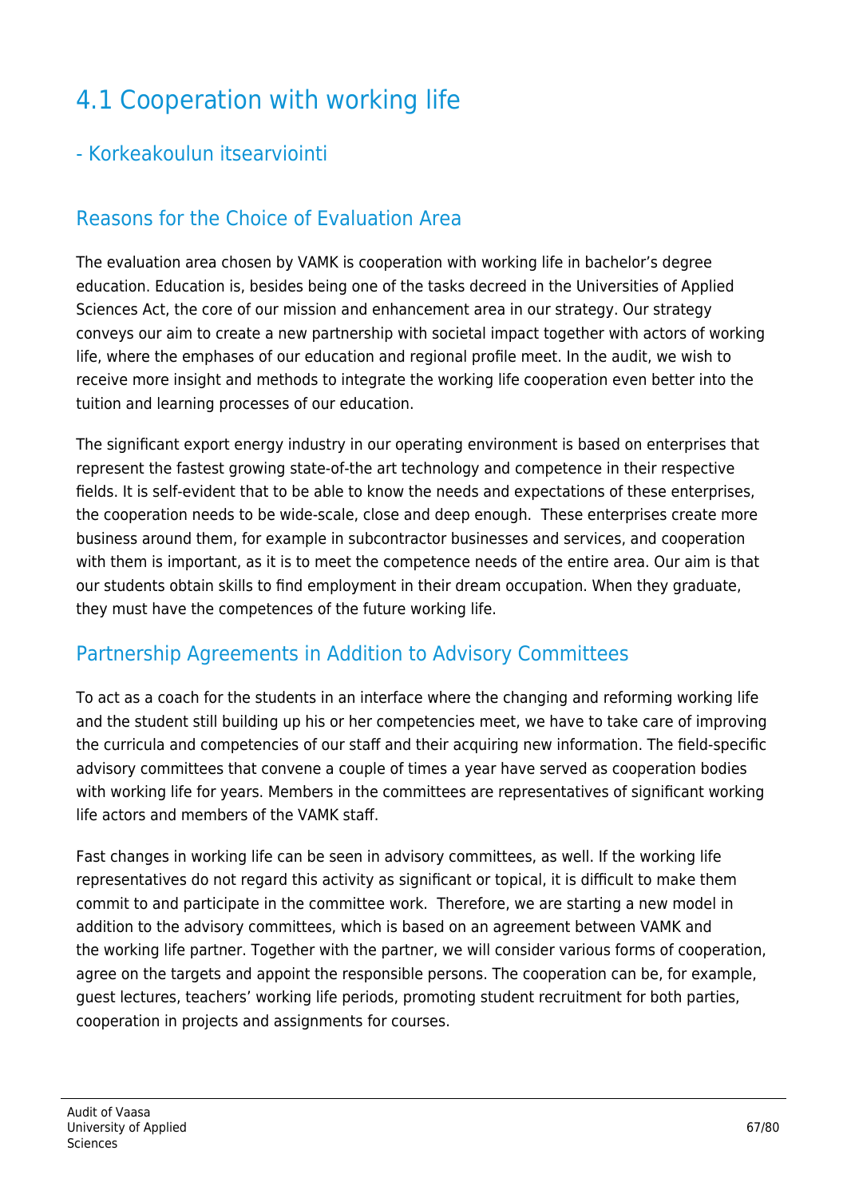# 4.1 Cooperation with working life

## - Korkeakoulun itsearviointi

## Reasons for the Choice of Evaluation Area

The evaluation area chosen by VAMK is cooperation with working life in bachelor's degree education. Education is, besides being one of the tasks decreed in the Universities of Applied Sciences Act, the core of our mission and enhancement area in our strategy. Our strategy conveys our aim to create a new partnership with societal impact together with actors of working life, where the emphases of our education and regional profile meet. In the audit, we wish to receive more insight and methods to integrate the working life cooperation even better into the tuition and learning processes of our education.

The significant export energy industry in our operating environment is based on enterprises that represent the fastest growing state-of-the art technology and competence in their respective fields. It is self-evident that to be able to know the needs and expectations of these enterprises, the cooperation needs to be wide-scale, close and deep enough. These enterprises create more business around them, for example in subcontractor businesses and services, and cooperation with them is important, as it is to meet the competence needs of the entire area. Our aim is that our students obtain skills to find employment in their dream occupation. When they graduate, they must have the competences of the future working life.

## Partnership Agreements in Addition to Advisory Committees

To act as a coach for the students in an interface where the changing and reforming working life and the student still building up his or her competencies meet, we have to take care of improving the curricula and competencies of our staff and their acquiring new information. The field-specific advisory committees that convene a couple of times a year have served as cooperation bodies with working life for years. Members in the committees are representatives of significant working life actors and members of the VAMK staff.

Fast changes in working life can be seen in advisory committees, as well. If the working life representatives do not regard this activity as significant or topical, it is difficult to make them commit to and participate in the committee work. Therefore, we are starting a new model in addition to the advisory committees, which is based on an agreement between VAMK and the working life partner. Together with the partner, we will consider various forms of cooperation, agree on the targets and appoint the responsible persons. The cooperation can be, for example, guest lectures, teachers' working life periods, promoting student recruitment for both parties, cooperation in projects and assignments for courses.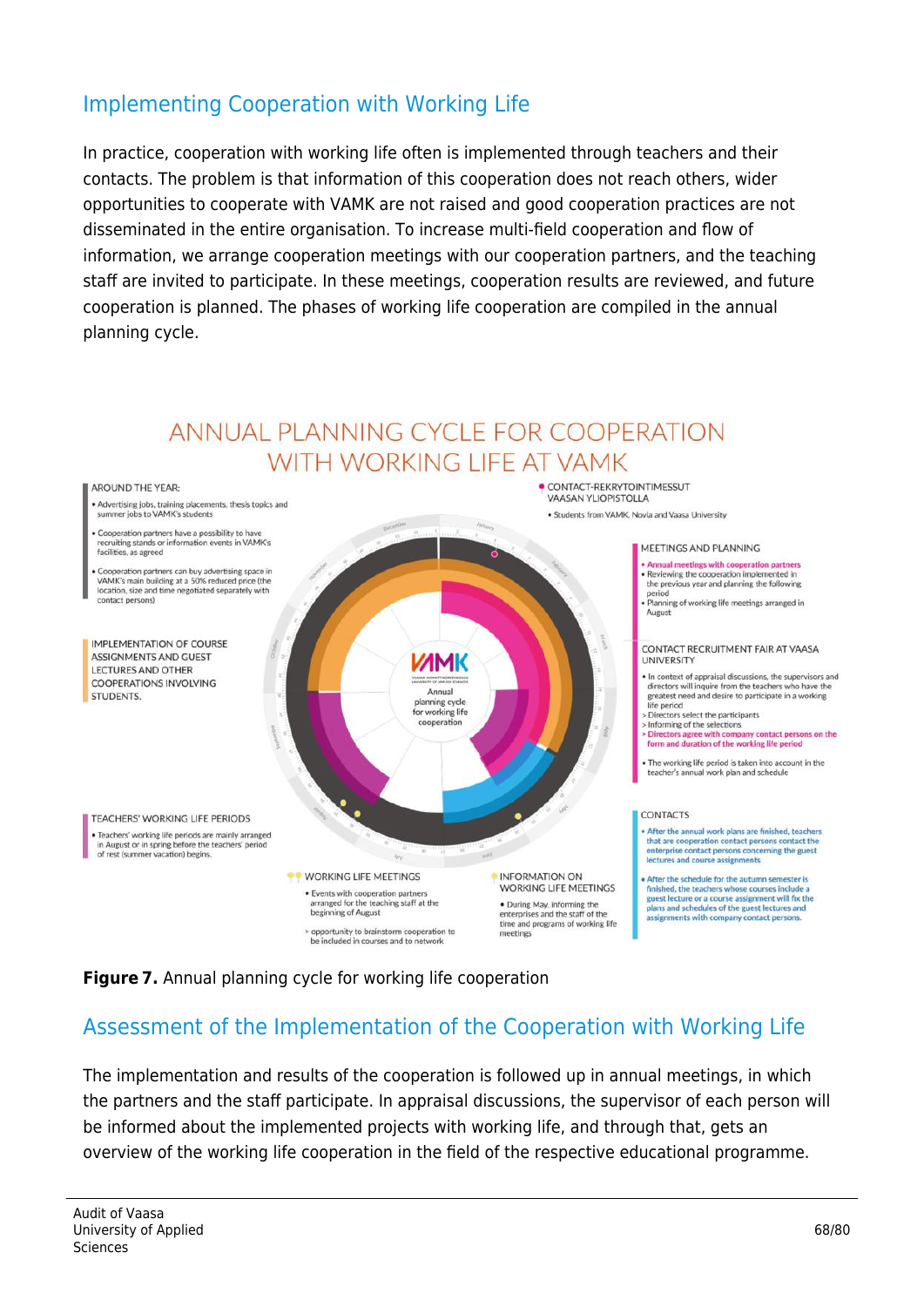## Implementing Cooperation with Working Life

In practice, cooperation with working life often is implemented through teachers and their contacts. The problem is that information of this cooperation does not reach others, wider opportunities to cooperate with VAMK are not raised and good cooperation practices are not disseminated in the entire organisation. To increase multi-field cooperation and flow of information, we arrange cooperation meetings with our cooperation partners, and the teaching staff are invited to participate. In these meetings, cooperation results are reviewed, and future cooperation is planned. The phases of working life cooperation are compiled in the annual planning cycle.

ANNUAL PLANNING CYCLE FOR COOPERATION WITH WORKING LIFE AT VAMK

AROUND THE YEAR:

- Advertising jobs, training placements, thesis topics and summer jobs to VAMK's students
- Cooperation partners have a possibility to have recruiting stands or information events in VAMK's facilities, as agreed
- Cooperation partners can buy advertising space in VAMK's main building at a 50% reduced price (the location, size and time negotiated separately with contact persons)

IMPLEMENTATION OF COURSE ASSIGNMENTS AND GUEST LECTURES AND OTHER COOPERATIONS INVOLVING STUDENTS.

TEACHERS' WORKING LIFE PERIODS

- Teachers' working life periods are mainly arranged in August or in spring before the teachers' period of rest (summer vacation) begins.

CONTACT-REKRYTOINTIMESSUT VAASAN YLIOPISTOLLA

- Students from VAMK, Novia and Vaasa University

MEETINGS AND PLANNING

- Annual meetings with cooperation partners
- Reviewing the cooperation implemented in the previous year and planning the following period
- Planning of working life meetings arranged in August

CONTACT RECRUITMENT FAIR AT VAASA UNIVERSITY

- In context of appraisal discussions, the supervisors and directors will inquire from the teachers who have the greatest need and desire to participate in a working life period
  > Directors select the participants
  > Informing of the selections
  > Directors agree with company contact persons on the form and duration of the working life period
- The working life period is taken into account in the teacher's annual work plan and schedule

CONTACTS

- After the annual work plans are finished, teachers that are cooperation contact persons contact the enterprise contact persons concerning the guest lectures and course assignments
- After the schedule for the autumn semester is finished, the teachers whose courses include a guest lecture or a course assignment will fix the plans and schedules of the guest lectures and assignments with company contact persons.

WORKING LIFE MEETINGS

- Events with cooperation partners arranged for the teaching staff at the beginning of August
  > opportunity to brainstorm cooperation to be included in courses and to network

INFORMATION ON WORKING LIFE MEETINGS

- During May, informing the enterprises and the staff of the time and programs of working life meetings

VAMK – Annual planning cycle for working life cooperation

**Figure 7.** Annual planning cycle for working life cooperation

## Assessment of the Implementation of the Cooperation with Working Life

The implementation and results of the cooperation is followed up in annual meetings, in which the partners and the staff participate. In appraisal discussions, the supervisor of each person will be informed about the implemented projects with working life, and through that, gets an overview of the working life cooperation in the field of the respective educational programme.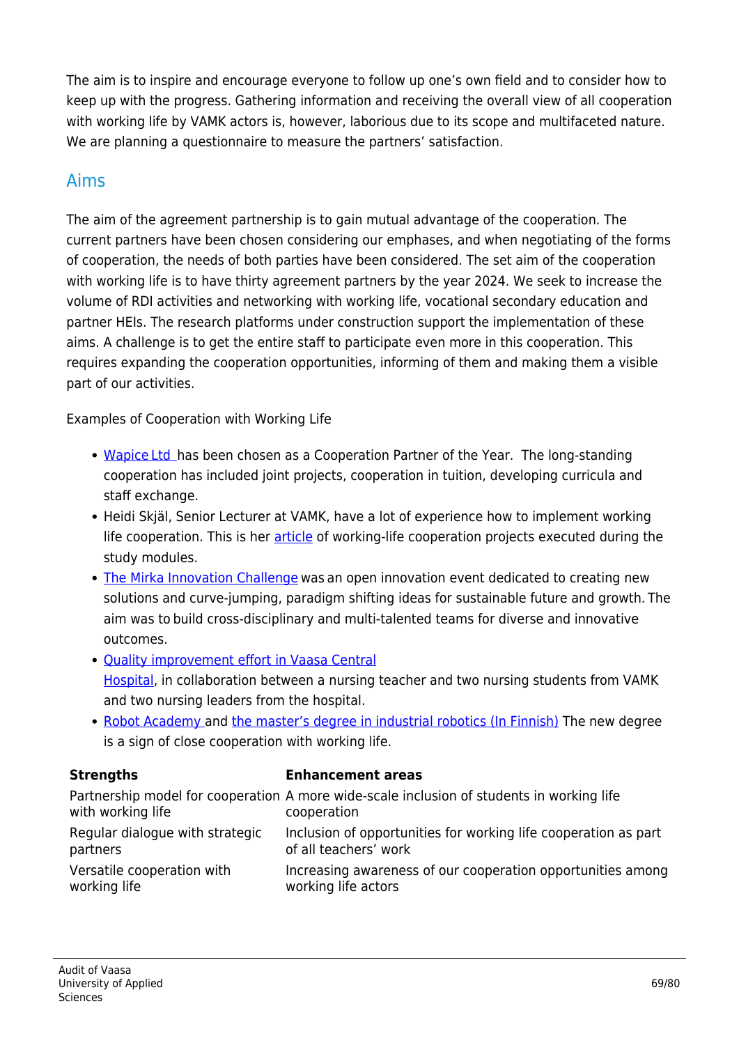The aim is to inspire and encourage everyone to follow up one's own field and to consider how to keep up with the progress. Gathering information and receiving the overall view of all cooperation with working life by VAMK actors is, however, laborious due to its scope and multifaceted nature. We are planning a questionnaire to measure the partners' satisfaction.

## Aims

The aim of the agreement partnership is to gain mutual advantage of the cooperation. The current partners have been chosen considering our emphases, and when negotiating of the forms of cooperation, the needs of both parties have been considered. The set aim of the cooperation with working life is to have thirty agreement partners by the year 2024. We seek to increase the volume of RDI activities and networking with working life, vocational secondary education and partner HEIs. The research platforms under construction support the implementation of these aims. A challenge is to get the entire staff to participate even more in this cooperation. This requires expanding the cooperation opportunities, informing of them and making them a visible part of our activities.

Examples of Cooperation with Working Life

- Wapice Ltd has been chosen as a Cooperation Partner of the Year. The long-standing cooperation has included joint projects, cooperation in tuition, developing curricula and staff exchange.
- Heidi Skjäl, Senior Lecturer at VAMK, have a lot of experience how to implement working life cooperation. This is her article of working-life cooperation projects executed during the study modules.
- The Mirka Innovation Challenge was an open innovation event dedicated to creating new solutions and curve-jumping, paradigm shifting ideas for sustainable future and growth. The aim was to build cross-disciplinary and multi-talented teams for diverse and innovative outcomes.
- Quality improvement effort in Vaasa Central Hospital, in collaboration between a nursing teacher and two nursing students from VAMK and two nursing leaders from the hospital.
- Robot Academy and the master's degree in industrial robotics (In Finnish) The new degree is a sign of close cooperation with working life.

| **Strengths** | **Enhancement areas** |
|---|---|
| Partnership model for cooperation with working life | A more wide-scale inclusion of students in working life cooperation |
| Regular dialogue with strategic partners | Inclusion of opportunities for working life cooperation as part of all teachers' work |
| Versatile cooperation with working life | Increasing awareness of our cooperation opportunities among working life actors |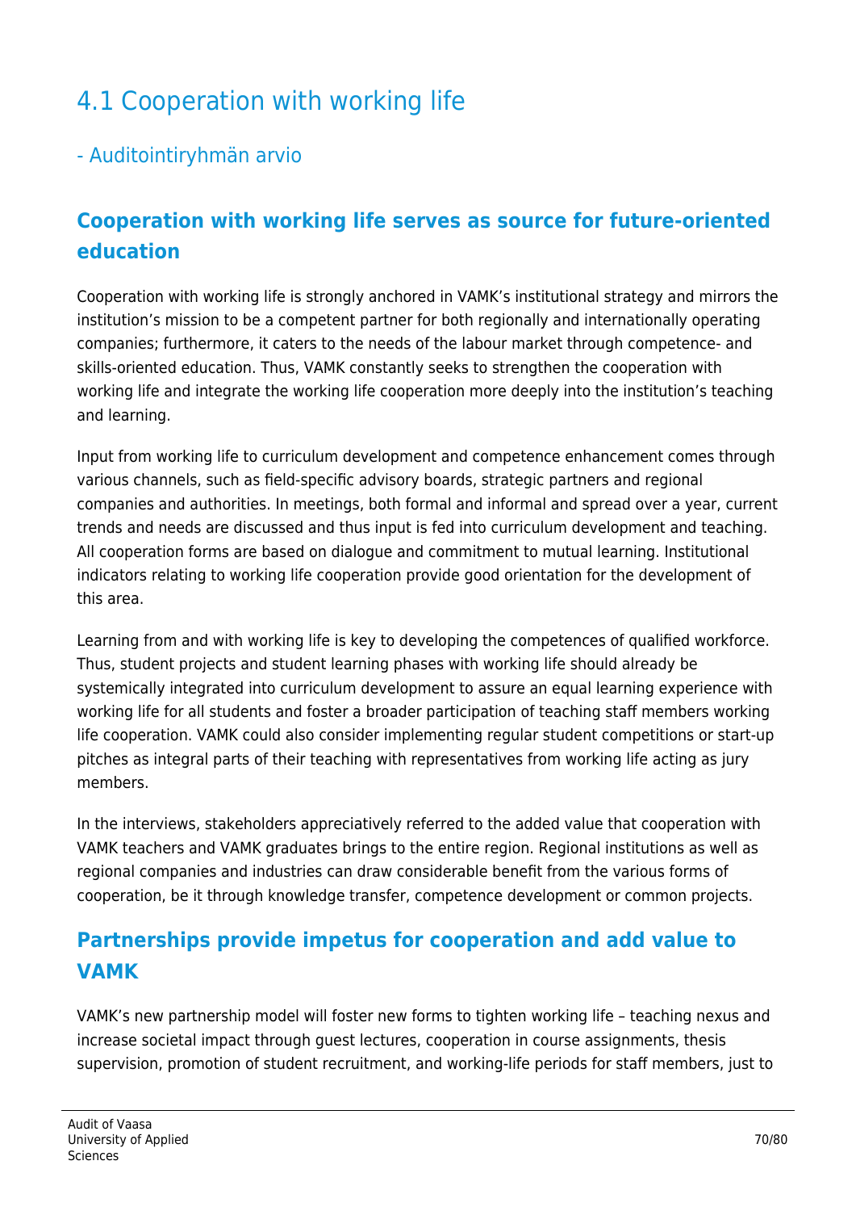# 4.1 Cooperation with working life

## - Auditointiryhmän arvio

### Cooperation with working life serves as source for future-oriented education

Cooperation with working life is strongly anchored in VAMK's institutional strategy and mirrors the institution's mission to be a competent partner for both regionally and internationally operating companies; furthermore, it caters to the needs of the labour market through competence- and skills-oriented education. Thus, VAMK constantly seeks to strengthen the cooperation with working life and integrate the working life cooperation more deeply into the institution's teaching and learning.

Input from working life to curriculum development and competence enhancement comes through various channels, such as field-specific advisory boards, strategic partners and regional companies and authorities. In meetings, both formal and informal and spread over a year, current trends and needs are discussed and thus input is fed into curriculum development and teaching. All cooperation forms are based on dialogue and commitment to mutual learning. Institutional indicators relating to working life cooperation provide good orientation for the development of this area.

Learning from and with working life is key to developing the competences of qualified workforce. Thus, student projects and student learning phases with working life should already be systemically integrated into curriculum development to assure an equal learning experience with working life for all students and foster a broader participation of teaching staff members working life cooperation. VAMK could also consider implementing regular student competitions or start-up pitches as integral parts of their teaching with representatives from working life acting as jury members.

In the interviews, stakeholders appreciatively referred to the added value that cooperation with VAMK teachers and VAMK graduates brings to the entire region. Regional institutions as well as regional companies and industries can draw considerable benefit from the various forms of cooperation, be it through knowledge transfer, competence development or common projects.

### Partnerships provide impetus for cooperation and add value to VAMK

VAMK's new partnership model will foster new forms to tighten working life – teaching nexus and increase societal impact through guest lectures, cooperation in course assignments, thesis supervision, promotion of student recruitment, and working-life periods for staff members, just to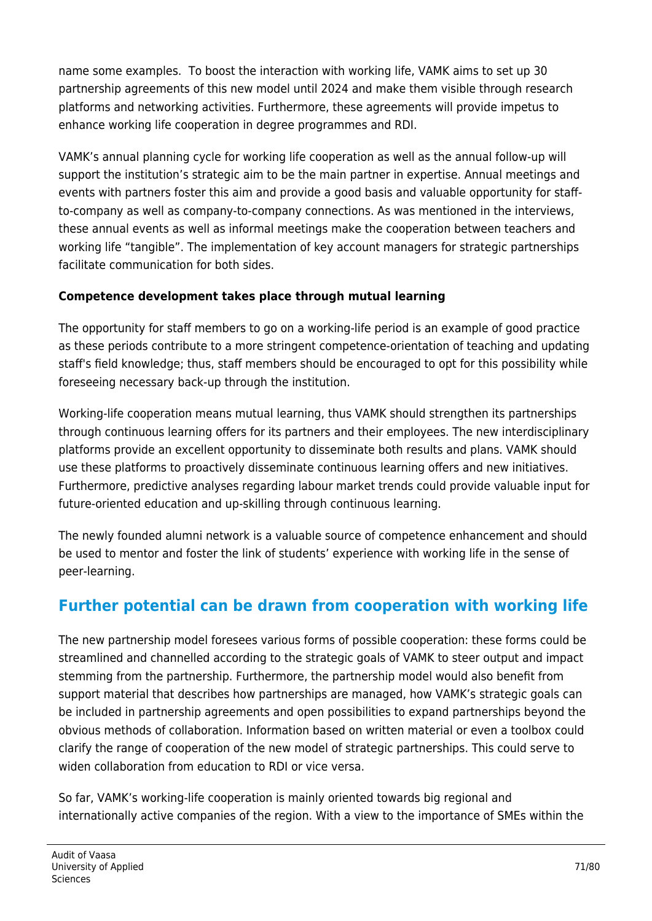name some examples.  To boost the interaction with working life, VAMK aims to set up 30 partnership agreements of this new model until 2024 and make them visible through research platforms and networking activities. Furthermore, these agreements will provide impetus to enhance working life cooperation in degree programmes and RDI.

VAMK's annual planning cycle for working life cooperation as well as the annual follow-up will support the institution's strategic aim to be the main partner in expertise. Annual meetings and events with partners foster this aim and provide a good basis and valuable opportunity for staff-to-company as well as company-to-company connections. As was mentioned in the interviews, these annual events as well as informal meetings make the cooperation between teachers and working life "tangible". The implementation of key account managers for strategic partnerships facilitate communication for both sides.

**Competence development takes place through mutual learning**

The opportunity for staff members to go on a working-life period is an example of good practice as these periods contribute to a more stringent competence-orientation of teaching and updating staff's field knowledge; thus, staff members should be encouraged to opt for this possibility while foreseeing necessary back-up through the institution.

Working-life cooperation means mutual learning, thus VAMK should strengthen its partnerships through continuous learning offers for its partners and their employees. The new interdisciplinary platforms provide an excellent opportunity to disseminate both results and plans. VAMK should use these platforms to proactively disseminate continuous learning offers and new initiatives. Furthermore, predictive analyses regarding labour market trends could provide valuable input for future-oriented education and up-skilling through continuous learning.

The newly founded alumni network is a valuable source of competence enhancement and should be used to mentor and foster the link of students' experience with working life in the sense of peer-learning.

## Further potential can be drawn from cooperation with working life

The new partnership model foresees various forms of possible cooperation: these forms could be streamlined and channelled according to the strategic goals of VAMK to steer output and impact stemming from the partnership. Furthermore, the partnership model would also benefit from support material that describes how partnerships are managed, how VAMK's strategic goals can be included in partnership agreements and open possibilities to expand partnerships beyond the obvious methods of collaboration. Information based on written material or even a toolbox could clarify the range of cooperation of the new model of strategic partnerships. This could serve to widen collaboration from education to RDI or vice versa.

So far, VAMK's working-life cooperation is mainly oriented towards big regional and internationally active companies of the region. With a view to the importance of SMEs within the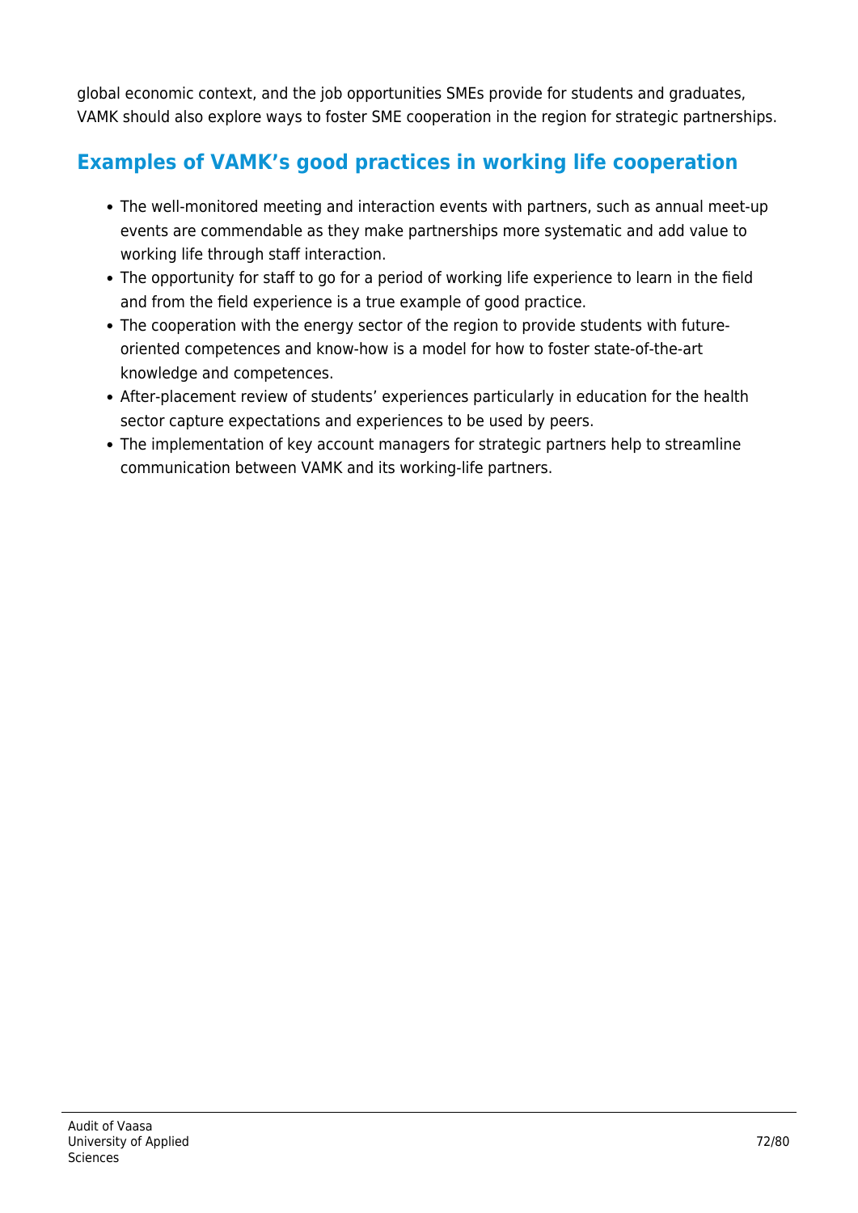global economic context, and the job opportunities SMEs provide for students and graduates, VAMK should also explore ways to foster SME cooperation in the region for strategic partnerships.

## Examples of VAMK's good practices in working life cooperation

- The well-monitored meeting and interaction events with partners, such as annual meet-up events are commendable as they make partnerships more systematic and add value to working life through staff interaction.
- The opportunity for staff to go for a period of working life experience to learn in the field and from the field experience is a true example of good practice.
- The cooperation with the energy sector of the region to provide students with future-oriented competences and know-how is a model for how to foster state-of-the-art knowledge and competences.
- After-placement review of students' experiences particularly in education for the health sector capture expectations and experiences to be used by peers.
- The implementation of key account managers for strategic partners help to streamline communication between VAMK and its working-life partners.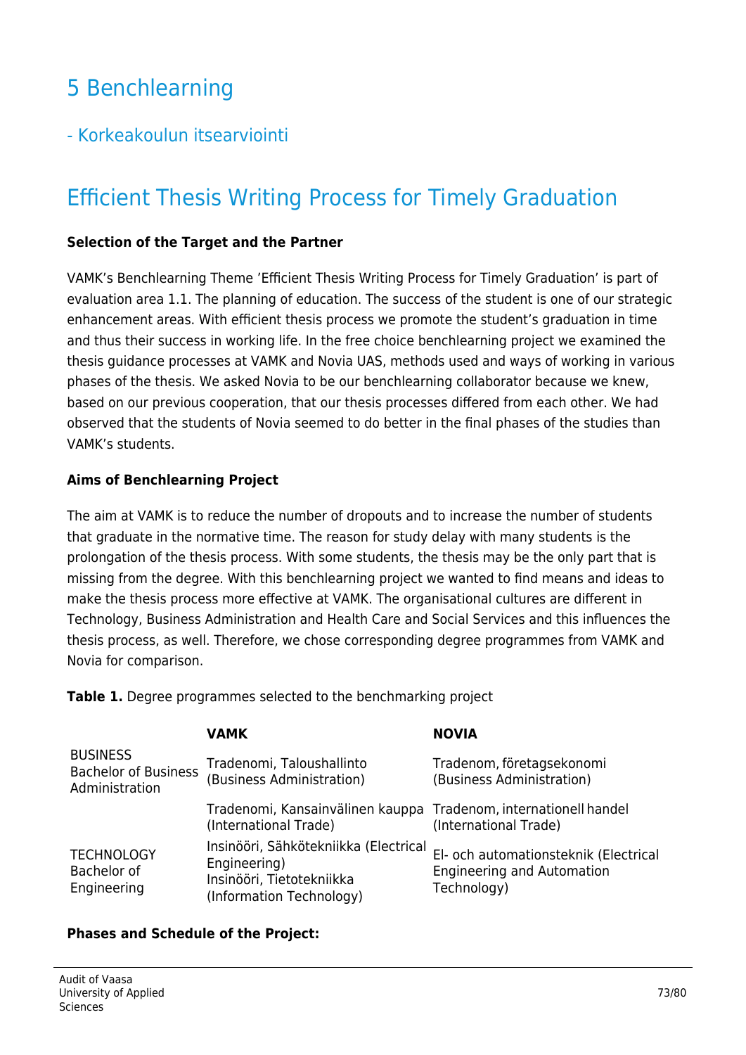# 5 Benchlearning

## - Korkeakoulun itsearviointi

## Efficient Thesis Writing Process for Timely Graduation

**Selection of the Target and the Partner**

VAMK's Benchlearning Theme 'Efficient Thesis Writing Process for Timely Graduation' is part of evaluation area 1.1. The planning of education. The success of the student is one of our strategic enhancement areas. With efficient thesis process we promote the student's graduation in time and thus their success in working life. In the free choice benchlearning project we examined the thesis guidance processes at VAMK and Novia UAS, methods used and ways of working in various phases of the thesis. We asked Novia to be our benchlearning collaborator because we knew, based on our previous cooperation, that our thesis processes differed from each other. We had observed that the students of Novia seemed to do better in the final phases of the studies than VAMK's students.

**Aims of Benchlearning Project**

The aim at VAMK is to reduce the number of dropouts and to increase the number of students that graduate in the normative time. The reason for study delay with many students is the prolongation of the thesis process. With some students, the thesis may be the only part that is missing from the degree. With this benchlearning project we wanted to find means and ideas to make the thesis process more effective at VAMK. The organisational cultures are different in Technology, Business Administration and Health Care and Social Services and this influences the thesis process, as well. Therefore, we chose corresponding degree programmes from VAMK and Novia for comparison.

**Table 1.** Degree programmes selected to the benchmarking project

| | **VAMK** | **NOVIA** |
|---|---|---|
| BUSINESS Bachelor of Business Administration | Tradenomi, Taloushallinto (Business Administration) | Tradenom, företagsekonomi (Business Administration) |
| | Tradenomi, Kansainvälinen kauppa (International Trade) | Tradenom, internationell handel (International Trade) |
| TECHNOLOGY Bachelor of Engineering | Insinööri, Sähkötekniikka (Electrical Engineering)<br>Insinööri, Tietotekniikka (Information Technology) | El- och automationsteknik (Electrical Engineering and Automation Technology) |

**Phases and Schedule of the Project:**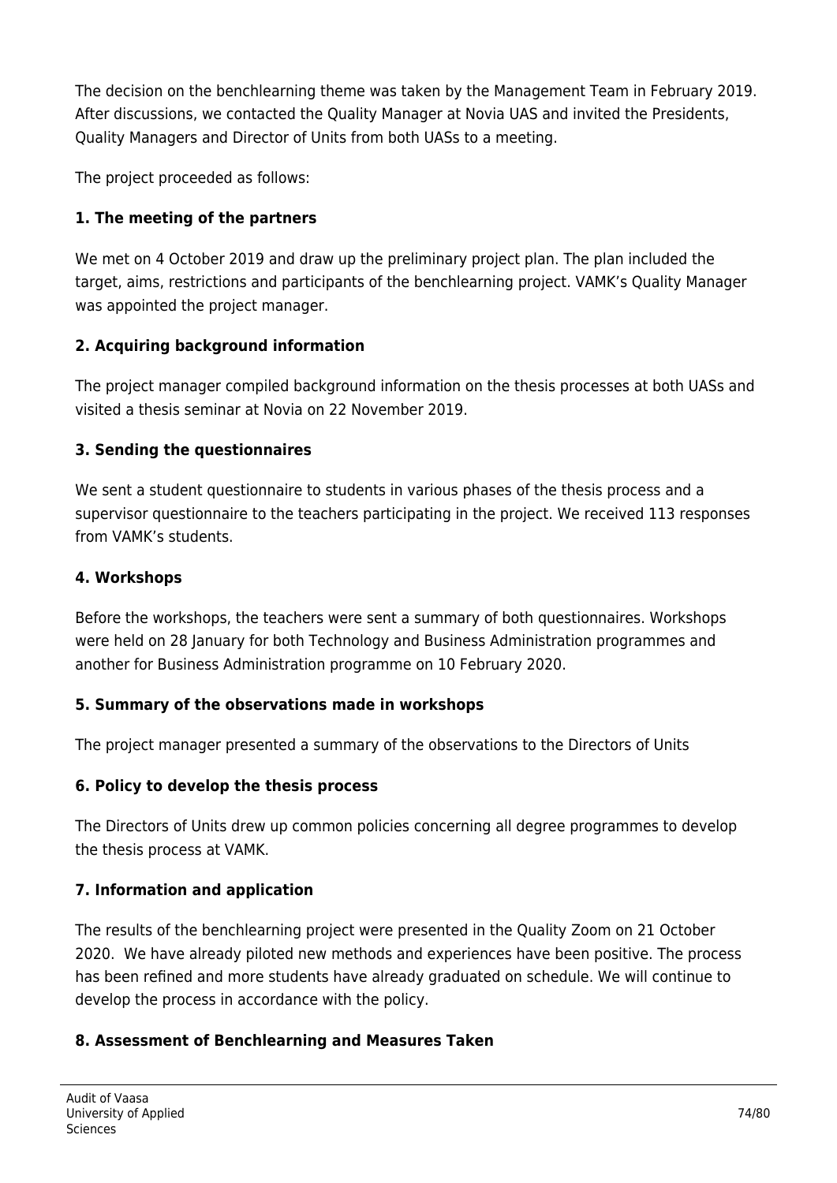The decision on the benchlearning theme was taken by the Management Team in February 2019. After discussions, we contacted the Quality Manager at Novia UAS and invited the Presidents, Quality Managers and Director of Units from both UASs to a meeting.

The project proceeded as follows:

**1. The meeting of the partners**

We met on 4 October 2019 and draw up the preliminary project plan. The plan included the target, aims, restrictions and participants of the benchlearning project. VAMK's Quality Manager was appointed the project manager.

**2. Acquiring background information**

The project manager compiled background information on the thesis processes at both UASs and visited a thesis seminar at Novia on 22 November 2019.

**3. Sending the questionnaires**

We sent a student questionnaire to students in various phases of the thesis process and a supervisor questionnaire to the teachers participating in the project. We received 113 responses from VAMK's students.

**4. Workshops**

Before the workshops, the teachers were sent a summary of both questionnaires. Workshops were held on 28 January for both Technology and Business Administration programmes and another for Business Administration programme on 10 February 2020.

**5. Summary of the observations made in workshops**

The project manager presented a summary of the observations to the Directors of Units

**6. Policy to develop the thesis process**

The Directors of Units drew up common policies concerning all degree programmes to develop the thesis process at VAMK.

**7. Information and application**

The results of the benchlearning project were presented in the Quality Zoom on 21 October 2020. We have already piloted new methods and experiences have been positive. The process has been refined and more students have already graduated on schedule. We will continue to develop the process in accordance with the policy.

**8. Assessment of Benchlearning and Measures Taken**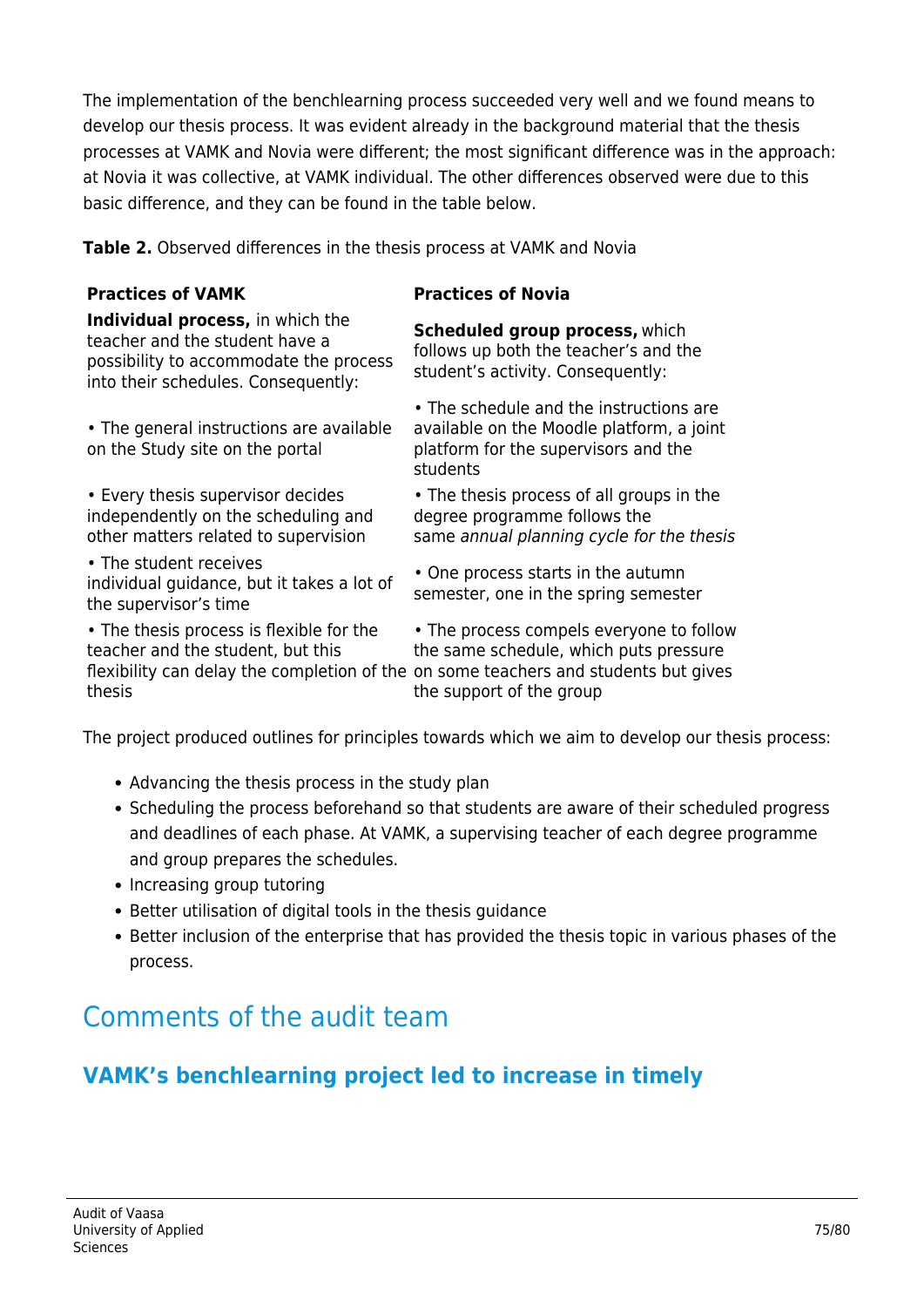The implementation of the benchlearning process succeeded very well and we found means to develop our thesis process. It was evident already in the background material that the thesis processes at VAMK and Novia were different; the most significant difference was in the approach: at Novia it was collective, at VAMK individual. The other differences observed were due to this basic difference, and they can be found in the table below.

**Table 2.** Observed differences in the thesis process at VAMK and Novia

| Practices of VAMK | Practices of Novia |
| --- | --- |
| **Individual process,** in which the teacher and the student have a possibility to accommodate the process into their schedules. Consequently: | **Scheduled group process,** which follows up both the teacher's and the student's activity. Consequently: |
| • The general instructions are available on the Study site on the portal | • The schedule and the instructions are available on the Moodle platform, a joint platform for the supervisors and the students |
| • Every thesis supervisor decides independently on the scheduling and other matters related to supervision | • The thesis process of all groups in the degree programme follows the same *annual planning cycle for the thesis* |
| • The student receives individual guidance, but it takes a lot of the supervisor's time | • One process starts in the autumn semester, one in the spring semester |
| • The thesis process is flexible for the teacher and the student, but this flexibility can delay the completion of the thesis | • The process compels everyone to follow the same schedule, which puts pressure on some teachers and students but gives the support of the group |

The project produced outlines for principles towards which we aim to develop our thesis process:

- Advancing the thesis process in the study plan
- Scheduling the process beforehand so that students are aware of their scheduled progress and deadlines of each phase. At VAMK, a supervising teacher of each degree programme and group prepares the schedules.
- Increasing group tutoring
- Better utilisation of digital tools in the thesis guidance
- Better inclusion of the enterprise that has provided the thesis topic in various phases of the process.

# Comments of the audit team

## VAMK's benchlearning project led to increase in timely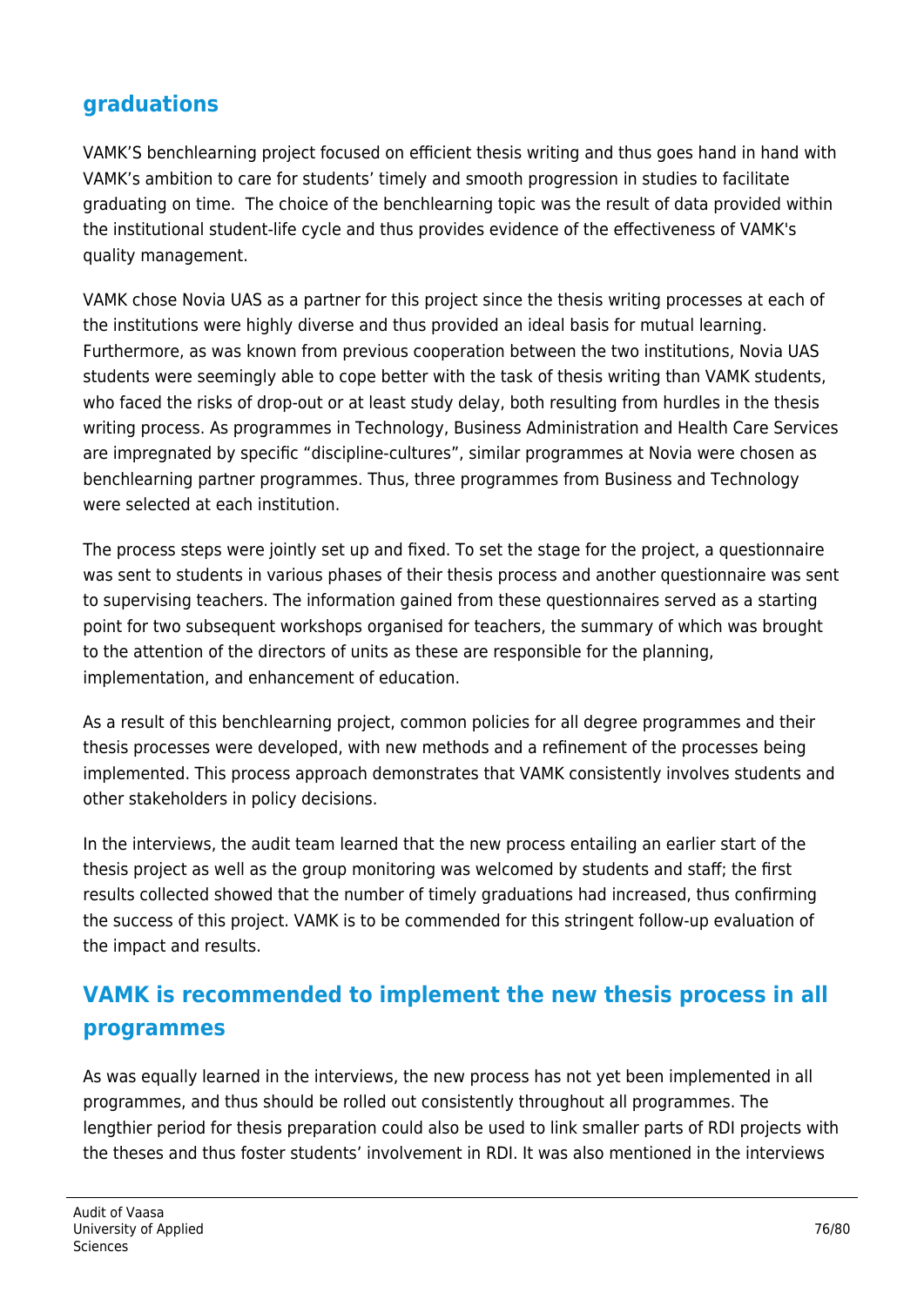## graduations

VAMK'S benchlearning project focused on efficient thesis writing and thus goes hand in hand with VAMK's ambition to care for students' timely and smooth progression in studies to facilitate graduating on time. The choice of the benchlearning topic was the result of data provided within the institutional student-life cycle and thus provides evidence of the effectiveness of VAMK's quality management.

VAMK chose Novia UAS as a partner for this project since the thesis writing processes at each of the institutions were highly diverse and thus provided an ideal basis for mutual learning. Furthermore, as was known from previous cooperation between the two institutions, Novia UAS students were seemingly able to cope better with the task of thesis writing than VAMK students, who faced the risks of drop-out or at least study delay, both resulting from hurdles in the thesis writing process. As programmes in Technology, Business Administration and Health Care Services are impregnated by specific "discipline-cultures", similar programmes at Novia were chosen as benchlearning partner programmes. Thus, three programmes from Business and Technology were selected at each institution.

The process steps were jointly set up and fixed. To set the stage for the project, a questionnaire was sent to students in various phases of their thesis process and another questionnaire was sent to supervising teachers. The information gained from these questionnaires served as a starting point for two subsequent workshops organised for teachers, the summary of which was brought to the attention of the directors of units as these are responsible for the planning, implementation, and enhancement of education.

As a result of this benchlearning project, common policies for all degree programmes and their thesis processes were developed, with new methods and a refinement of the processes being implemented. This process approach demonstrates that VAMK consistently involves students and other stakeholders in policy decisions.

In the interviews, the audit team learned that the new process entailing an earlier start of the thesis project as well as the group monitoring was welcomed by students and staff; the first results collected showed that the number of timely graduations had increased, thus confirming the success of this project. VAMK is to be commended for this stringent follow-up evaluation of the impact and results.

## VAMK is recommended to implement the new thesis process in all programmes

As was equally learned in the interviews, the new process has not yet been implemented in all programmes, and thus should be rolled out consistently throughout all programmes. The lengthier period for thesis preparation could also be used to link smaller parts of RDI projects with the theses and thus foster students' involvement in RDI. It was also mentioned in the interviews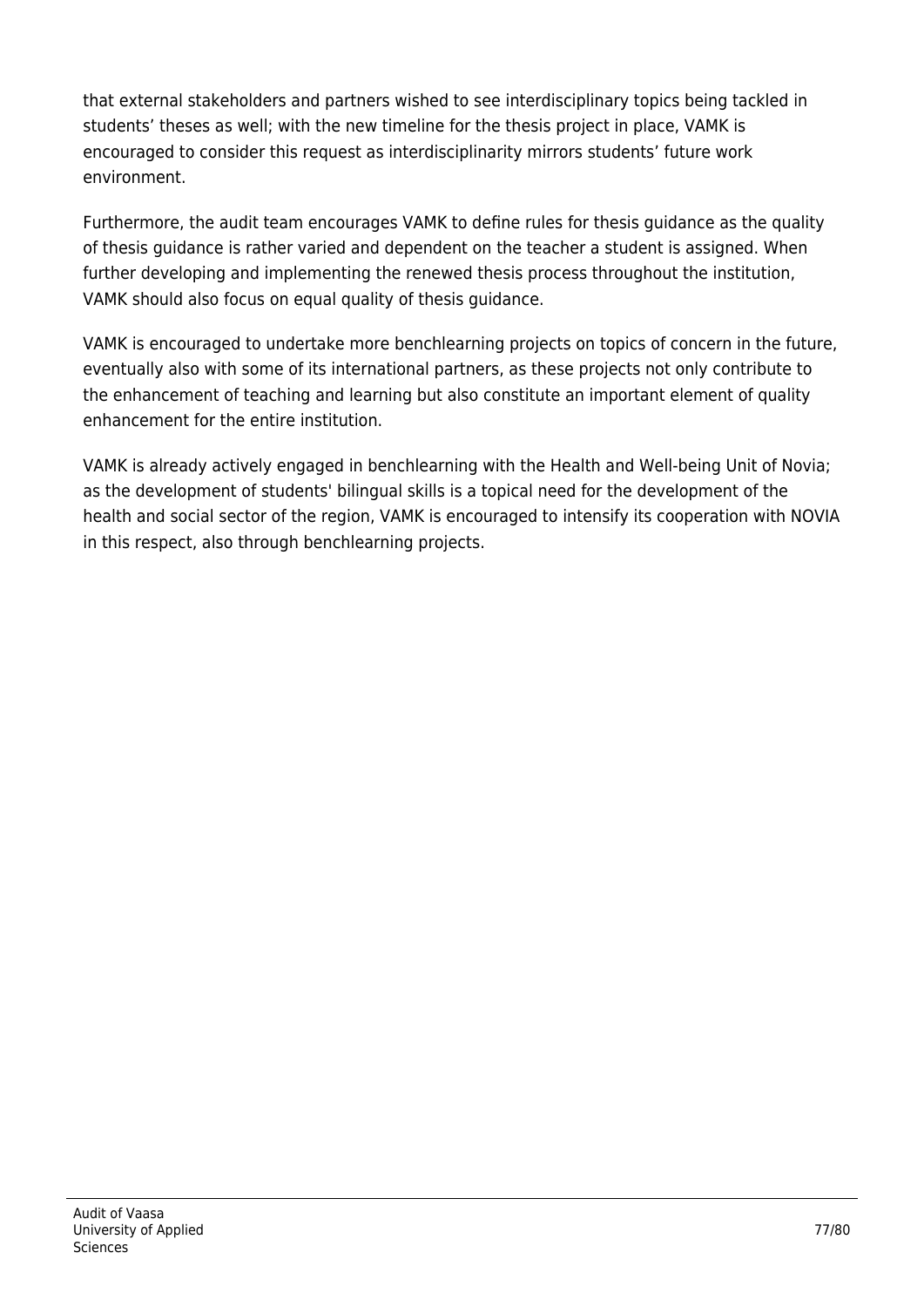that external stakeholders and partners wished to see interdisciplinary topics being tackled in students' theses as well; with the new timeline for the thesis project in place, VAMK is encouraged to consider this request as interdisciplinarity mirrors students' future work environment.

Furthermore, the audit team encourages VAMK to define rules for thesis guidance as the quality of thesis guidance is rather varied and dependent on the teacher a student is assigned. When further developing and implementing the renewed thesis process throughout the institution, VAMK should also focus on equal quality of thesis guidance.

VAMK is encouraged to undertake more benchlearning projects on topics of concern in the future, eventually also with some of its international partners, as these projects not only contribute to the enhancement of teaching and learning but also constitute an important element of quality enhancement for the entire institution.

VAMK is already actively engaged in benchlearning with the Health and Well-being Unit of Novia; as the development of students' bilingual skills is a topical need for the development of the health and social sector of the region, VAMK is encouraged to intensify its cooperation with NOVIA in this respect, also through benchlearning projects.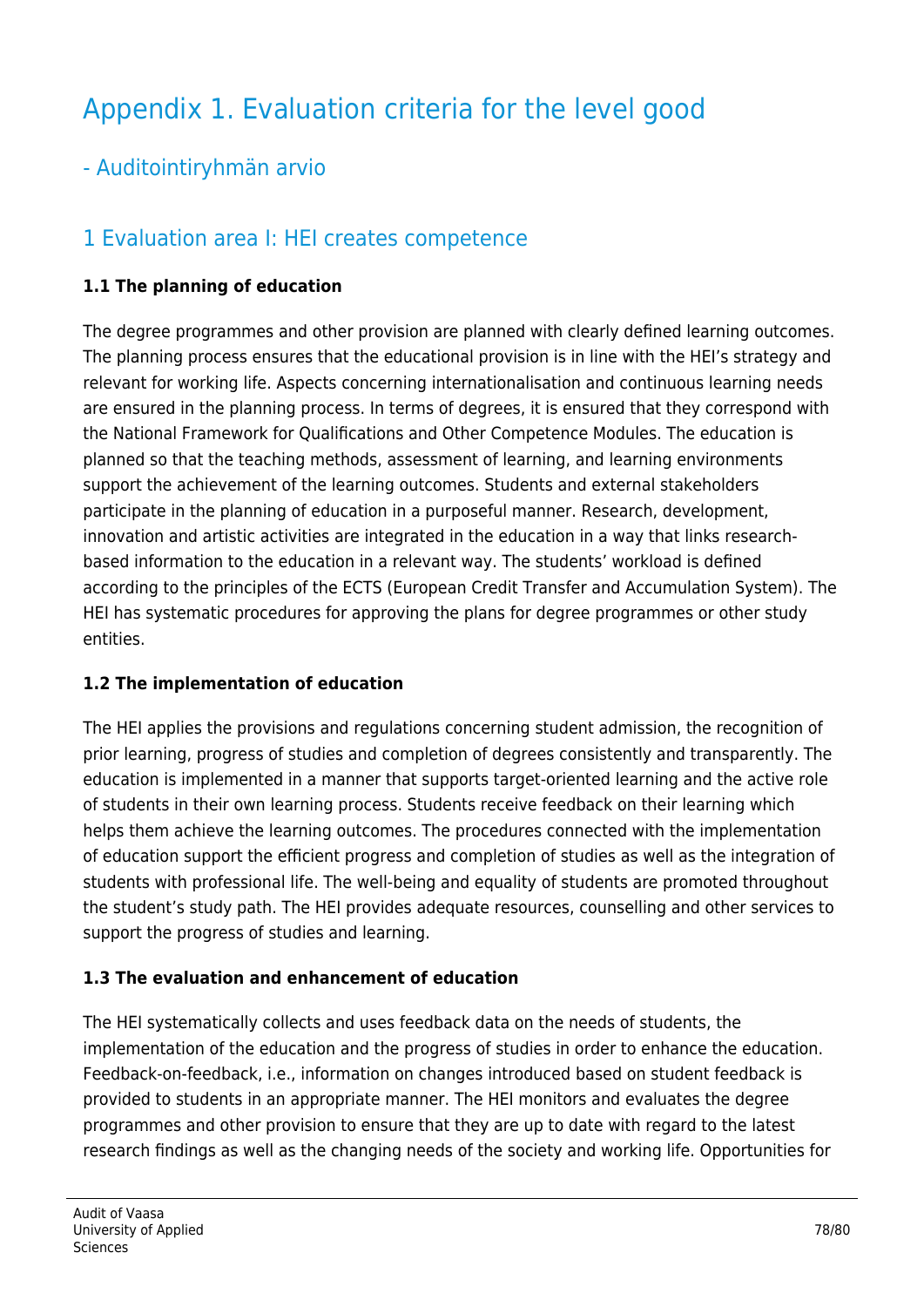# Appendix 1. Evaluation criteria for the level good

## - Auditointiryhmän arvio

## 1 Evaluation area I: HEI creates competence

**1.1 The planning of education**

The degree programmes and other provision are planned with clearly defined learning outcomes. The planning process ensures that the educational provision is in line with the HEI's strategy and relevant for working life. Aspects concerning internationalisation and continuous learning needs are ensured in the planning process. In terms of degrees, it is ensured that they correspond with the National Framework for Qualifications and Other Competence Modules. The education is planned so that the teaching methods, assessment of learning, and learning environments support the achievement of the learning outcomes. Students and external stakeholders participate in the planning of education in a purposeful manner. Research, development, innovation and artistic activities are integrated in the education in a way that links research-based information to the education in a relevant way. The students' workload is defined according to the principles of the ECTS (European Credit Transfer and Accumulation System). The HEI has systematic procedures for approving the plans for degree programmes or other study entities.

**1.2 The implementation of education**

The HEI applies the provisions and regulations concerning student admission, the recognition of prior learning, progress of studies and completion of degrees consistently and transparently. The education is implemented in a manner that supports target-oriented learning and the active role of students in their own learning process. Students receive feedback on their learning which helps them achieve the learning outcomes. The procedures connected with the implementation of education support the efficient progress and completion of studies as well as the integration of students with professional life. The well-being and equality of students are promoted throughout the student's study path. The HEI provides adequate resources, counselling and other services to support the progress of studies and learning.

**1.3 The evaluation and enhancement of education**

The HEI systematically collects and uses feedback data on the needs of students, the implementation of the education and the progress of studies in order to enhance the education. Feedback-on-feedback, i.e., information on changes introduced based on student feedback is provided to students in an appropriate manner. The HEI monitors and evaluates the degree programmes and other provision to ensure that they are up to date with regard to the latest research findings as well as the changing needs of the society and working life. Opportunities for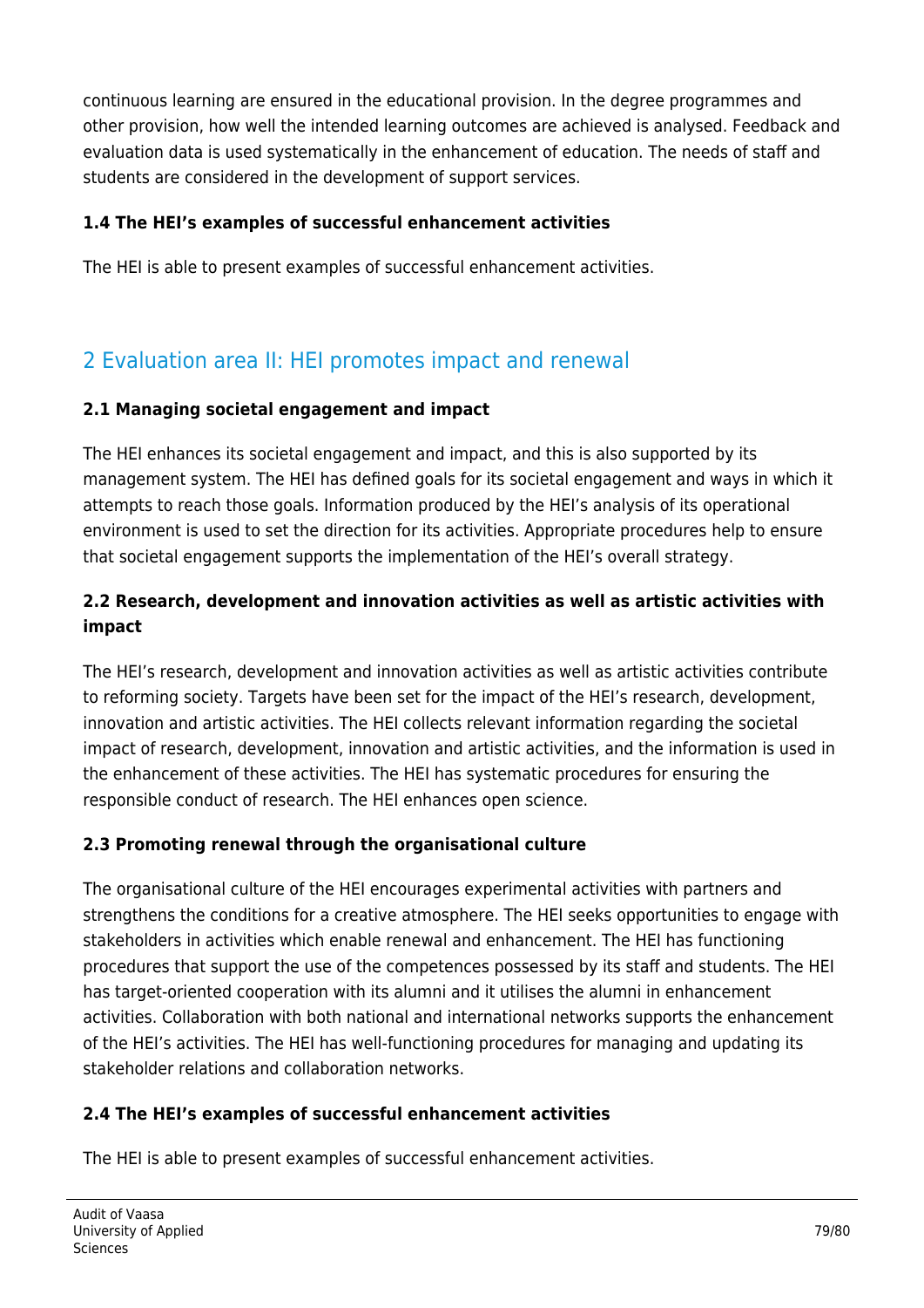continuous learning are ensured in the educational provision. In the degree programmes and other provision, how well the intended learning outcomes are achieved is analysed. Feedback and evaluation data is used systematically in the enhancement of education. The needs of staff and students are considered in the development of support services.

### 1.4 The HEI's examples of successful enhancement activities

The HEI is able to present examples of successful enhancement activities.

## 2 Evaluation area II: HEI promotes impact and renewal

### 2.1 Managing societal engagement and impact

The HEI enhances its societal engagement and impact, and this is also supported by its management system. The HEI has defined goals for its societal engagement and ways in which it attempts to reach those goals. Information produced by the HEI's analysis of its operational environment is used to set the direction for its activities. Appropriate procedures help to ensure that societal engagement supports the implementation of the HEI's overall strategy.

### 2.2 Research, development and innovation activities as well as artistic activities with impact

The HEI's research, development and innovation activities as well as artistic activities contribute to reforming society. Targets have been set for the impact of the HEI's research, development, innovation and artistic activities. The HEI collects relevant information regarding the societal impact of research, development, innovation and artistic activities, and the information is used in the enhancement of these activities. The HEI has systematic procedures for ensuring the responsible conduct of research. The HEI enhances open science.

### 2.3 Promoting renewal through the organisational culture

The organisational culture of the HEI encourages experimental activities with partners and strengthens the conditions for a creative atmosphere. The HEI seeks opportunities to engage with stakeholders in activities which enable renewal and enhancement. The HEI has functioning procedures that support the use of the competences possessed by its staff and students. The HEI has target-oriented cooperation with its alumni and it utilises the alumni in enhancement activities. Collaboration with both national and international networks supports the enhancement of the HEI's activities. The HEI has well-functioning procedures for managing and updating its stakeholder relations and collaboration networks.

### 2.4 The HEI's examples of successful enhancement activities

The HEI is able to present examples of successful enhancement activities.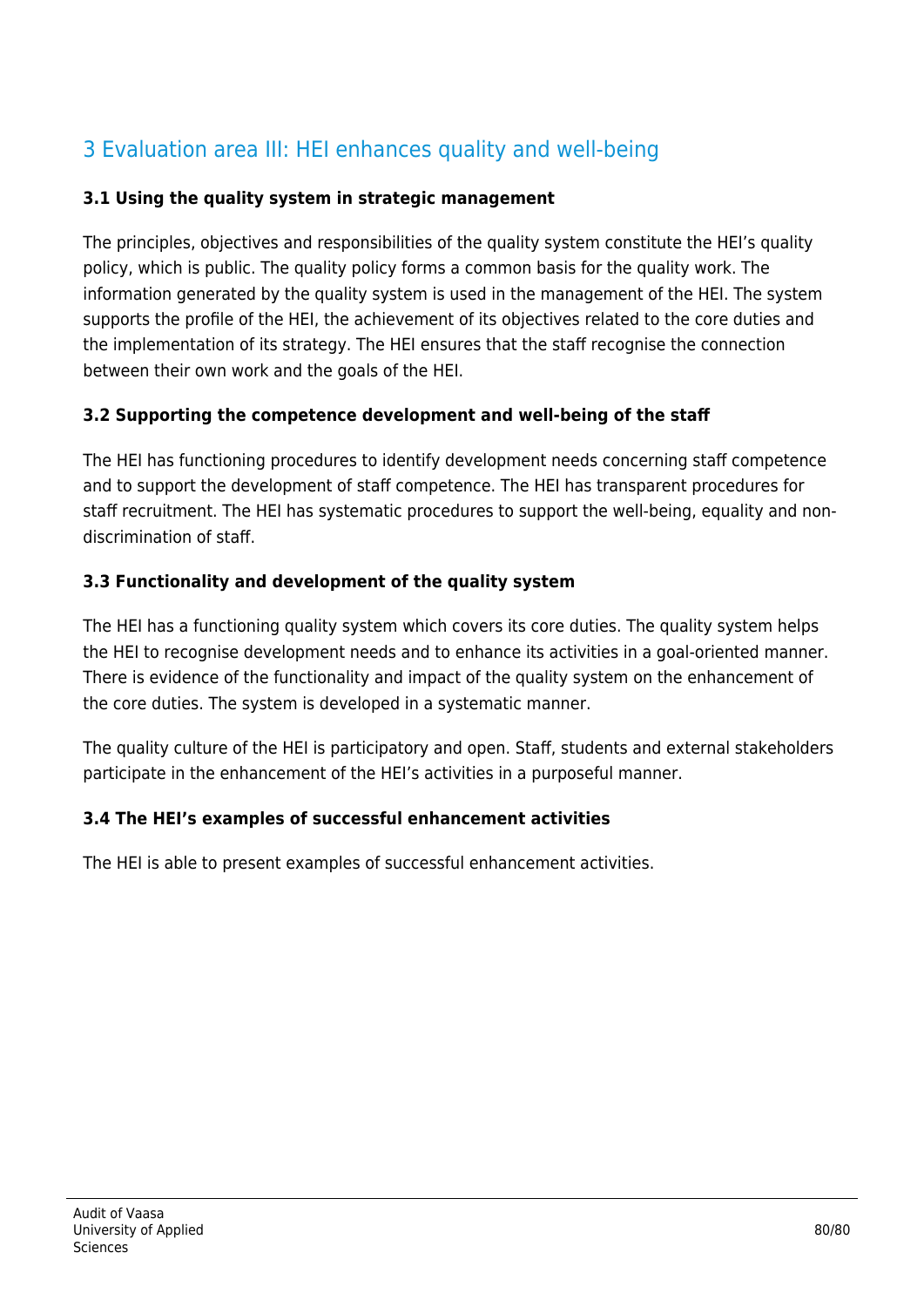# 3 Evaluation area III: HEI enhances quality and well-being

### 3.1 Using the quality system in strategic management

The principles, objectives and responsibilities of the quality system constitute the HEI's quality policy, which is public. The quality policy forms a common basis for the quality work. The information generated by the quality system is used in the management of the HEI. The system supports the profile of the HEI, the achievement of its objectives related to the core duties and the implementation of its strategy. The HEI ensures that the staff recognise the connection between their own work and the goals of the HEI.

### 3.2 Supporting the competence development and well-being of the staff

The HEI has functioning procedures to identify development needs concerning staff competence and to support the development of staff competence. The HEI has transparent procedures for staff recruitment. The HEI has systematic procedures to support the well-being, equality and non-discrimination of staff.

### 3.3 Functionality and development of the quality system

The HEI has a functioning quality system which covers its core duties. The quality system helps the HEI to recognise development needs and to enhance its activities in a goal-oriented manner. There is evidence of the functionality and impact of the quality system on the enhancement of the core duties. The system is developed in a systematic manner.

The quality culture of the HEI is participatory and open. Staff, students and external stakeholders participate in the enhancement of the HEI's activities in a purposeful manner.

### 3.4 The HEI's examples of successful enhancement activities

The HEI is able to present examples of successful enhancement activities.